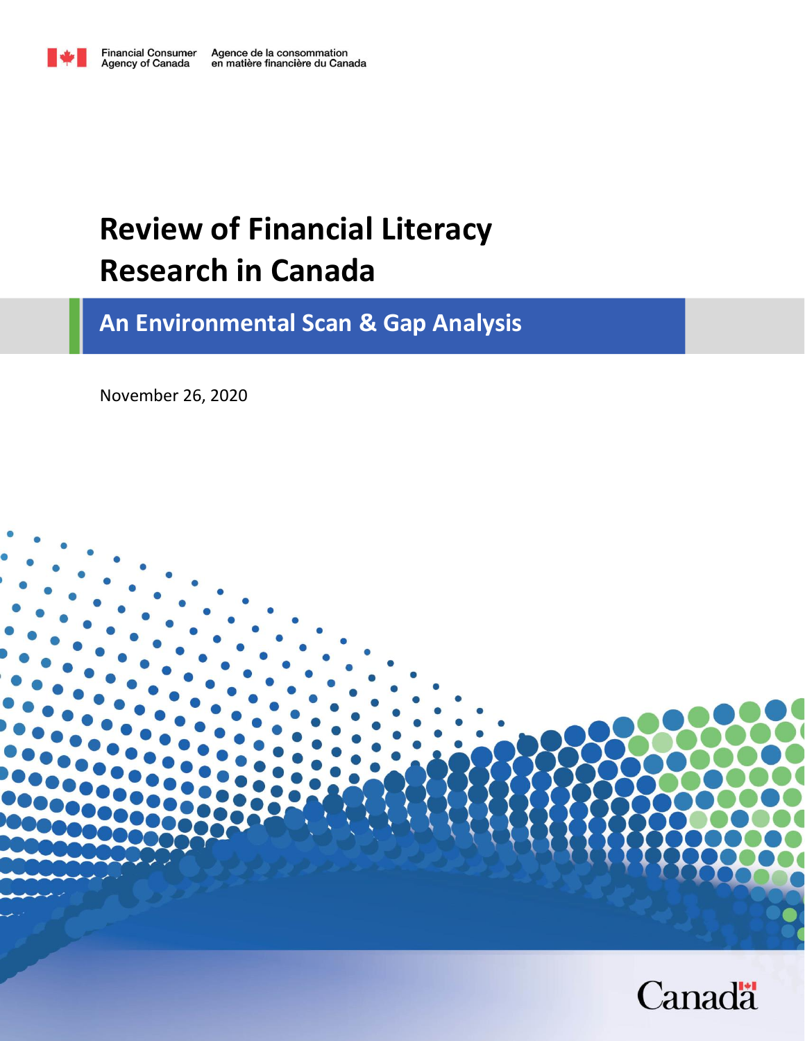Financial Consumer Agency of Canada | Agence de la consommation en matière financière du Canada

# Review of Financial Literacy Research in Canada

## An Environmental Scan & Gap Analysis

November 26, 2020

Canada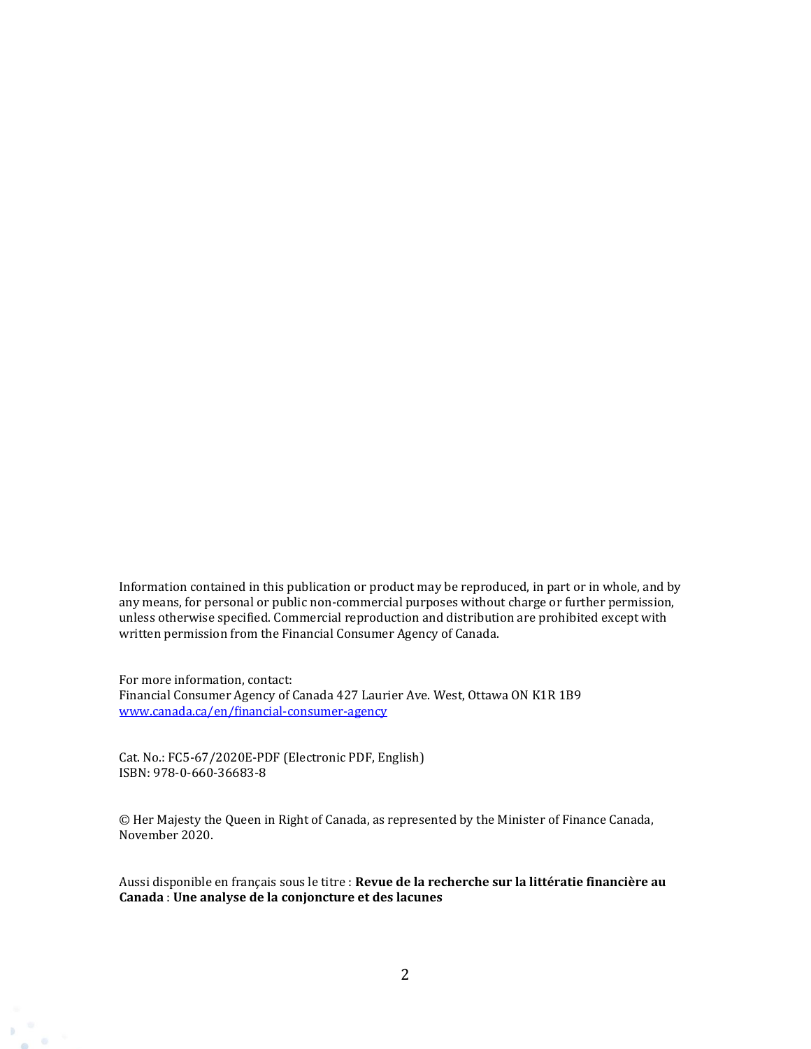Information contained in this publication or product may be reproduced, in part or in whole, and by any means, for personal or public non-commercial purposes without charge or further permission, unless otherwise specified. Commercial reproduction and distribution are prohibited except with written permission from the Financial Consumer Agency of Canada.

For more information, contact:
Financial Consumer Agency of Canada 427 Laurier Ave. West, Ottawa ON K1R 1B9
[www.canada.ca/en/financial-consumer-agency](www.canada.ca/en/financial-consumer-agency)

Cat. No.: FC5-67/2020E-PDF (Electronic PDF, English)
ISBN: 978-0-660-36683-8

© Her Majesty the Queen in Right of Canada, as represented by the Minister of Finance Canada, November 2020.

Aussi disponible en français sous le titre : **Revue de la recherche sur la littératie financière au Canada** : **Une analyse de la conjoncture et des lacunes**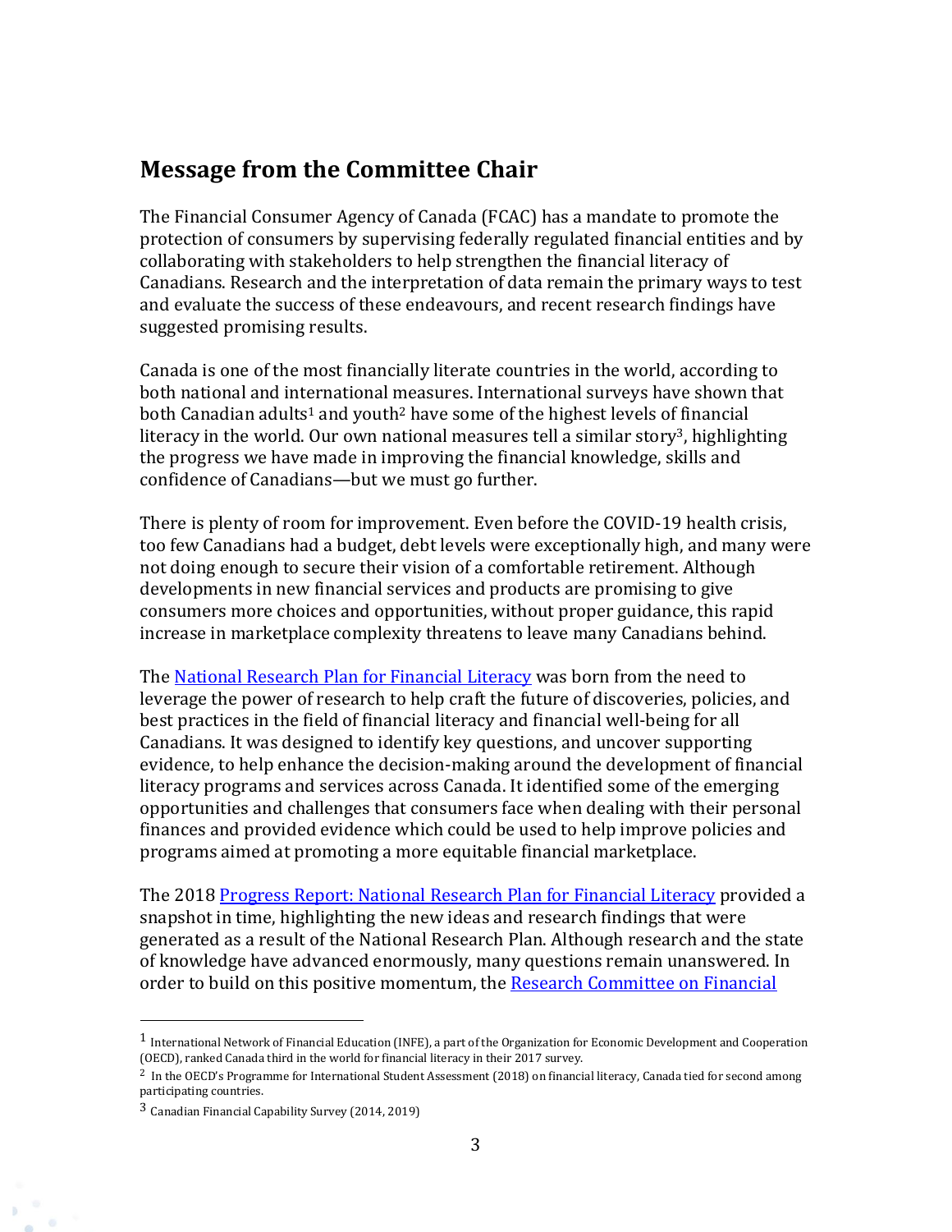## Message from the Committee Chair

The Financial Consumer Agency of Canada (FCAC) has a mandate to promote the protection of consumers by supervising federally regulated financial entities and by collaborating with stakeholders to help strengthen the financial literacy of Canadians. Research and the interpretation of data remain the primary ways to test and evaluate the success of these endeavours, and recent research findings have suggested promising results.

Canada is one of the most financially literate countries in the world, according to both national and international measures. International surveys have shown that both Canadian adults[1] and youth[2] have some of the highest levels of financial literacy in the world. Our own national measures tell a similar story[3], highlighting the progress we have made in improving the financial knowledge, skills and confidence of Canadians—but we must go further.

There is plenty of room for improvement. Even before the COVID-19 health crisis, too few Canadians had a budget, debt levels were exceptionally high, and many were not doing enough to secure their vision of a comfortable retirement. Although developments in new financial services and products are promising to give consumers more choices and opportunities, without proper guidance, this rapid increase in marketplace complexity threatens to leave many Canadians behind.

The National Research Plan for Financial Literacy was born from the need to leverage the power of research to help craft the future of discoveries, policies, and best practices in the field of financial literacy and financial well-being for all Canadians. It was designed to identify key questions, and uncover supporting evidence, to help enhance the decision-making around the development of financial literacy programs and services across Canada. It identified some of the emerging opportunities and challenges that consumers face when dealing with their personal finances and provided evidence which could be used to help improve policies and programs aimed at promoting a more equitable financial marketplace.

The 2018 Progress Report: National Research Plan for Financial Literacy provided a snapshot in time, highlighting the new ideas and research findings that were generated as a result of the National Research Plan. Although research and the state of knowledge have advanced enormously, many questions remain unanswered. In order to build on this positive momentum, the Research Committee on Financial

---

[1] International Network of Financial Education (INFE), a part of the Organization for Economic Development and Cooperation (OECD), ranked Canada third in the world for financial literacy in their 2017 survey.

[2] In the OECD's Programme for International Student Assessment (2018) on financial literacy, Canada tied for second among participating countries.

[3] Canadian Financial Capability Survey (2014, 2019)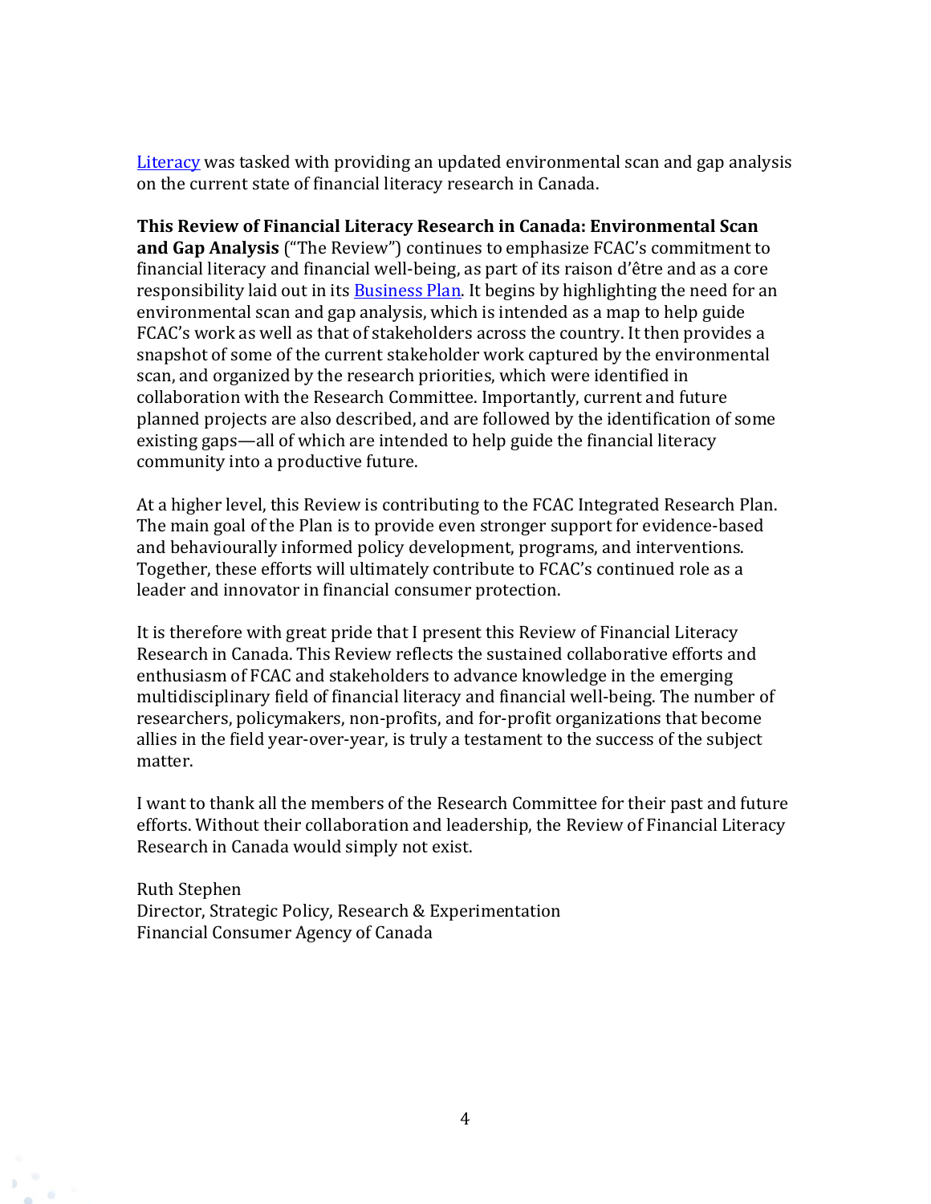Literacy was tasked with providing an updated environmental scan and gap analysis on the current state of financial literacy research in Canada.

**This Review of Financial Literacy Research in Canada: Environmental Scan and Gap Analysis** ("The Review") continues to emphasize FCAC's commitment to financial literacy and financial well-being, as part of its raison d'être and as a core responsibility laid out in its Business Plan. It begins by highlighting the need for an environmental scan and gap analysis, which is intended as a map to help guide FCAC's work as well as that of stakeholders across the country. It then provides a snapshot of some of the current stakeholder work captured by the environmental scan, and organized by the research priorities, which were identified in collaboration with the Research Committee. Importantly, current and future planned projects are also described, and are followed by the identification of some existing gaps—all of which are intended to help guide the financial literacy community into a productive future.

At a higher level, this Review is contributing to the FCAC Integrated Research Plan. The main goal of the Plan is to provide even stronger support for evidence-based and behaviourally informed policy development, programs, and interventions. Together, these efforts will ultimately contribute to FCAC's continued role as a leader and innovator in financial consumer protection.

It is therefore with great pride that I present this Review of Financial Literacy Research in Canada. This Review reflects the sustained collaborative efforts and enthusiasm of FCAC and stakeholders to advance knowledge in the emerging multidisciplinary field of financial literacy and financial well-being. The number of researchers, policymakers, non-profits, and for-profit organizations that become allies in the field year-over-year, is truly a testament to the success of the subject matter.

I want to thank all the members of the Research Committee for their past and future efforts. Without their collaboration and leadership, the Review of Financial Literacy Research in Canada would simply not exist.

Ruth Stephen
Director, Strategic Policy, Research & Experimentation
Financial Consumer Agency of Canada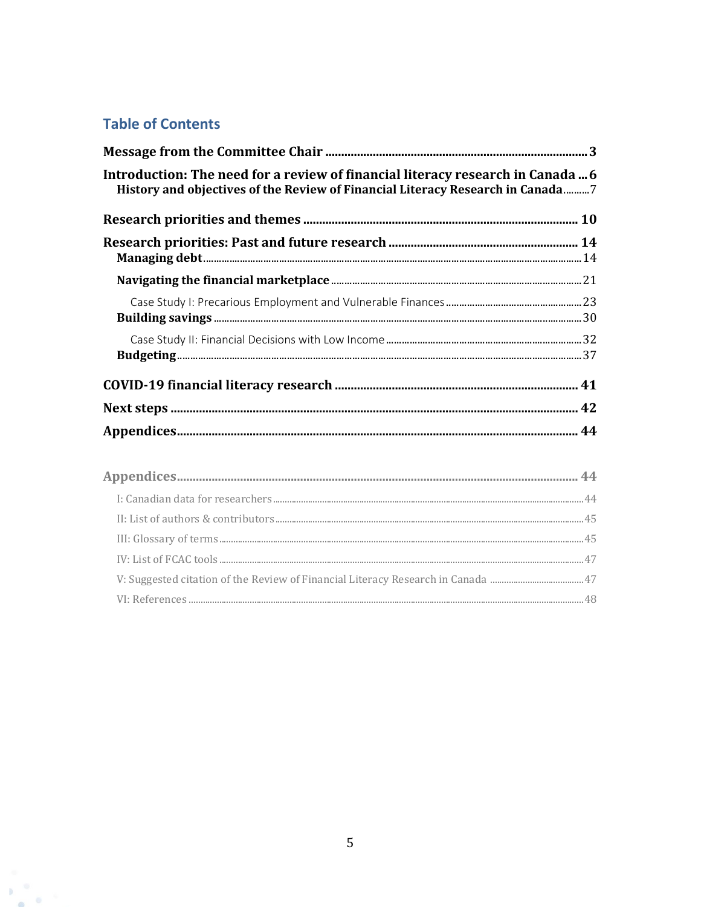## Table of Contents

**Message from the Committee Chair** ........................................................................... **3**

**Introduction: The need for a review of financial literacy research in Canada** ... **6**

- **History and objectives of the Review of Financial Literacy Research in Canada** .......... 7

**Research priorities and themes** ........................................................................... **10**

**Research priorities: Past and future research** ........................................................ **14**

- **Managing debt** .................................................................................................. 14
- **Navigating the financial marketplace** .................................................................. 21
  - Case Study I: Precarious Employment and Vulnerable Finances ................................ 23
- **Building savings** ............................................................................................... 30
  - Case Study II: Financial Decisions with Low Income ................................................ 32
- **Budgeting** ....................................................................................................... 37

**COVID-19 financial literacy research** .................................................................... **41**

**Next steps** .......................................................................................................... **42**

**Appendices** ........................................................................................................ **44**

**Appendices** ........................................................................................................ **44**

- I: Canadian data for researchers ............................................................................ 44
- II: List of authors & contributors ........................................................................... 45
- III: Glossary of terms ............................................................................................ 45
- IV: List of FCAC tools ........................................................................................... 47
- V: Suggested citation of the Review of Financial Literacy Research in Canada ............ 47
- VI: References ..................................................................................................... 48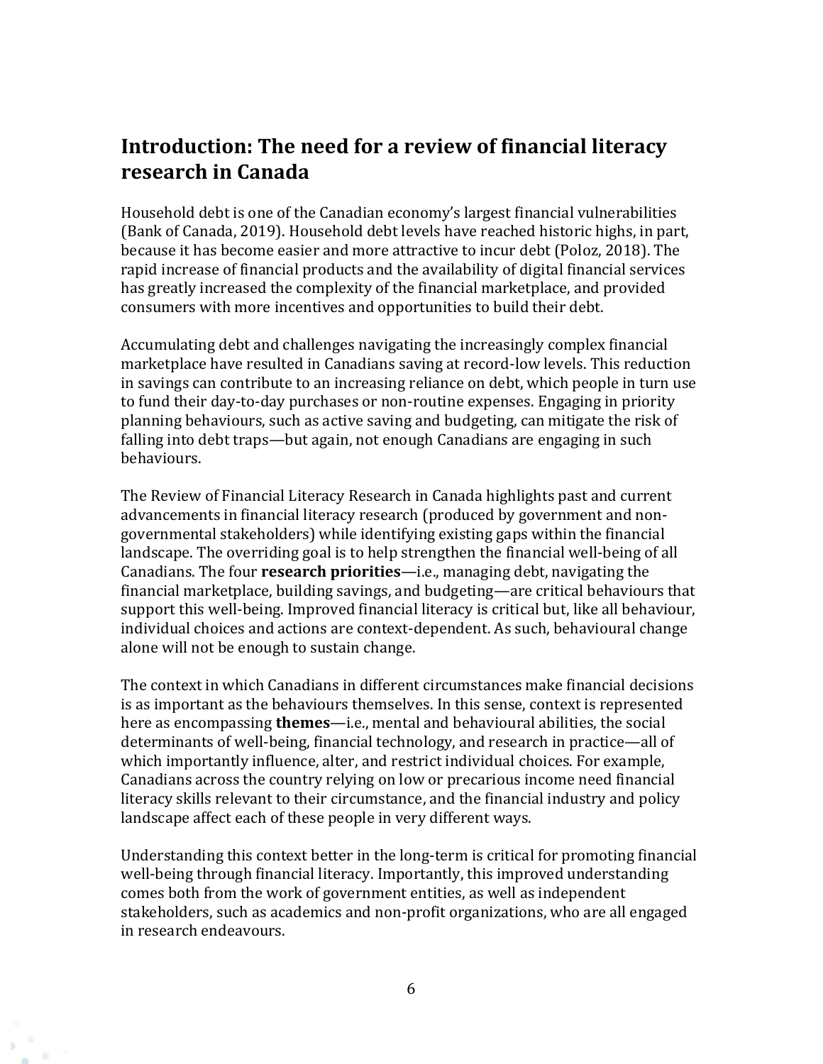## Introduction: The need for a review of financial literacy research in Canada

Household debt is one of the Canadian economy's largest financial vulnerabilities (Bank of Canada, 2019). Household debt levels have reached historic highs, in part, because it has become easier and more attractive to incur debt (Poloz, 2018). The rapid increase of financial products and the availability of digital financial services has greatly increased the complexity of the financial marketplace, and provided consumers with more incentives and opportunities to build their debt.

Accumulating debt and challenges navigating the increasingly complex financial marketplace have resulted in Canadians saving at record-low levels. This reduction in savings can contribute to an increasing reliance on debt, which people in turn use to fund their day-to-day purchases or non-routine expenses. Engaging in priority planning behaviours, such as active saving and budgeting, can mitigate the risk of falling into debt traps—but again, not enough Canadians are engaging in such behaviours.

The Review of Financial Literacy Research in Canada highlights past and current advancements in financial literacy research (produced by government and non-governmental stakeholders) while identifying existing gaps within the financial landscape. The overriding goal is to help strengthen the financial well-being of all Canadians. The four **research priorities**—i.e., managing debt, navigating the financial marketplace, building savings, and budgeting—are critical behaviours that support this well-being. Improved financial literacy is critical but, like all behaviour, individual choices and actions are context-dependent. As such, behavioural change alone will not be enough to sustain change.

The context in which Canadians in different circumstances make financial decisions is as important as the behaviours themselves. In this sense, context is represented here as encompassing **themes**—i.e., mental and behavioural abilities, the social determinants of well-being, financial technology, and research in practice—all of which importantly influence, alter, and restrict individual choices. For example, Canadians across the country relying on low or precarious income need financial literacy skills relevant to their circumstance, and the financial industry and policy landscape affect each of these people in very different ways.

Understanding this context better in the long-term is critical for promoting financial well-being through financial literacy. Importantly, this improved understanding comes both from the work of government entities, as well as independent stakeholders, such as academics and non-profit organizations, who are all engaged in research endeavours.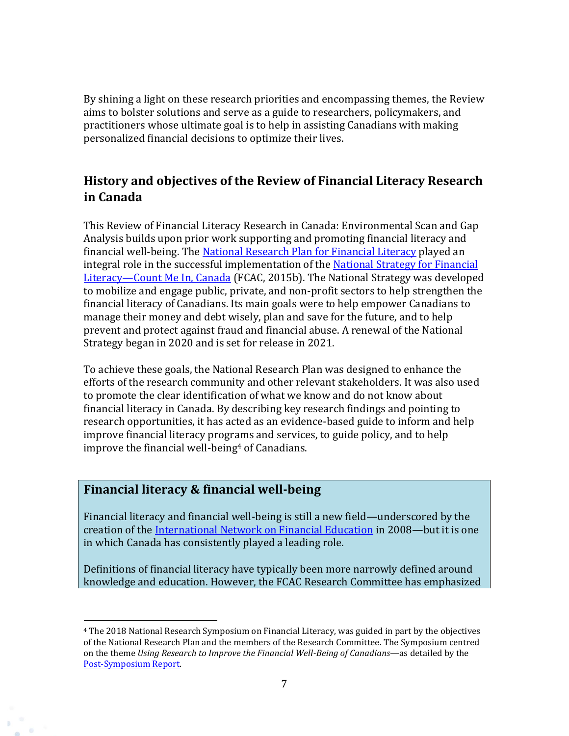By shining a light on these research priorities and encompassing themes, the Review aims to bolster solutions and serve as a guide to researchers, policymakers, and practitioners whose ultimate goal is to help in assisting Canadians with making personalized financial decisions to optimize their lives.

## History and objectives of the Review of Financial Literacy Research in Canada

This Review of Financial Literacy Research in Canada: Environmental Scan and Gap Analysis builds upon prior work supporting and promoting financial literacy and financial well-being. The National Research Plan for Financial Literacy played an integral role in the successful implementation of the National Strategy for Financial Literacy—Count Me In, Canada (FCAC, 2015b). The National Strategy was developed to mobilize and engage public, private, and non-profit sectors to help strengthen the financial literacy of Canadians. Its main goals were to help empower Canadians to manage their money and debt wisely, plan and save for the future, and to help prevent and protect against fraud and financial abuse. A renewal of the National Strategy began in 2020 and is set for release in 2021.

To achieve these goals, the National Research Plan was designed to enhance the efforts of the research community and other relevant stakeholders. It was also used to promote the clear identification of what we know and do not know about financial literacy in Canada. By describing key research findings and pointing to research opportunities, it has acted as an evidence-based guide to inform and help improve financial literacy programs and services, to guide policy, and to help improve the financial well-being[4] of Canadians.

### Financial literacy & financial well-being

Financial literacy and financial well-being is still a new field—underscored by the creation of the International Network on Financial Education in 2008—but it is one in which Canada has consistently played a leading role.

Definitions of financial literacy have typically been more narrowly defined around knowledge and education. However, the FCAC Research Committee has emphasized

[4] The 2018 National Research Symposium on Financial Literacy, was guided in part by the objectives of the National Research Plan and the members of the Research Committee. The Symposium centred on the theme *Using Research to Improve the Financial Well-Being of Canadians*—as detailed by the Post-Symposium Report.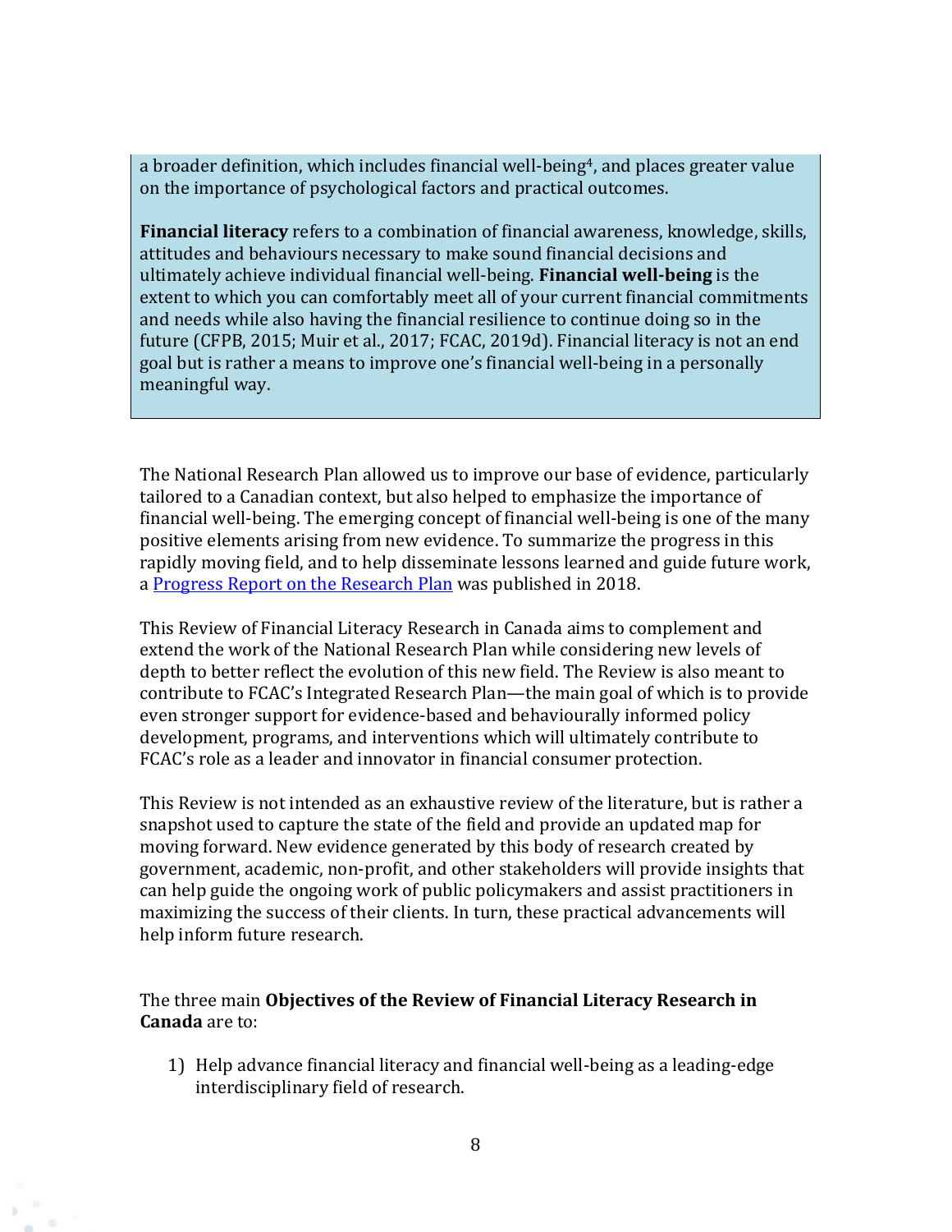a broader definition, which includes financial well-being[4], and places greater value on the importance of psychological factors and practical outcomes.

**Financial literacy** refers to a combination of financial awareness, knowledge, skills, attitudes and behaviours necessary to make sound financial decisions and ultimately achieve individual financial well-being. **Financial well-being** is the extent to which you can comfortably meet all of your current financial commitments and needs while also having the financial resilience to continue doing so in the future (CFPB, 2015; Muir et al., 2017; FCAC, 2019d). Financial literacy is not an end goal but is rather a means to improve one's financial well-being in a personally meaningful way.

The National Research Plan allowed us to improve our base of evidence, particularly tailored to a Canadian context, but also helped to emphasize the importance of financial well-being. The emerging concept of financial well-being is one of the many positive elements arising from new evidence. To summarize the progress in this rapidly moving field, and to help disseminate lessons learned and guide future work, a Progress Report on the Research Plan was published in 2018.

This Review of Financial Literacy Research in Canada aims to complement and extend the work of the National Research Plan while considering new levels of depth to better reflect the evolution of this new field. The Review is also meant to contribute to FCAC's Integrated Research Plan—the main goal of which is to provide even stronger support for evidence-based and behaviourally informed policy development, programs, and interventions which will ultimately contribute to FCAC's role as a leader and innovator in financial consumer protection.

This Review is not intended as an exhaustive review of the literature, but is rather a snapshot used to capture the state of the field and provide an updated map for moving forward. New evidence generated by this body of research created by government, academic, non-profit, and other stakeholders will provide insights that can help guide the ongoing work of public policymakers and assist practitioners in maximizing the success of their clients. In turn, these practical advancements will help inform future research.

The three main **Objectives of the Review of Financial Literacy Research in Canada** are to:

1) Help advance financial literacy and financial well-being as a leading-edge interdisciplinary field of research.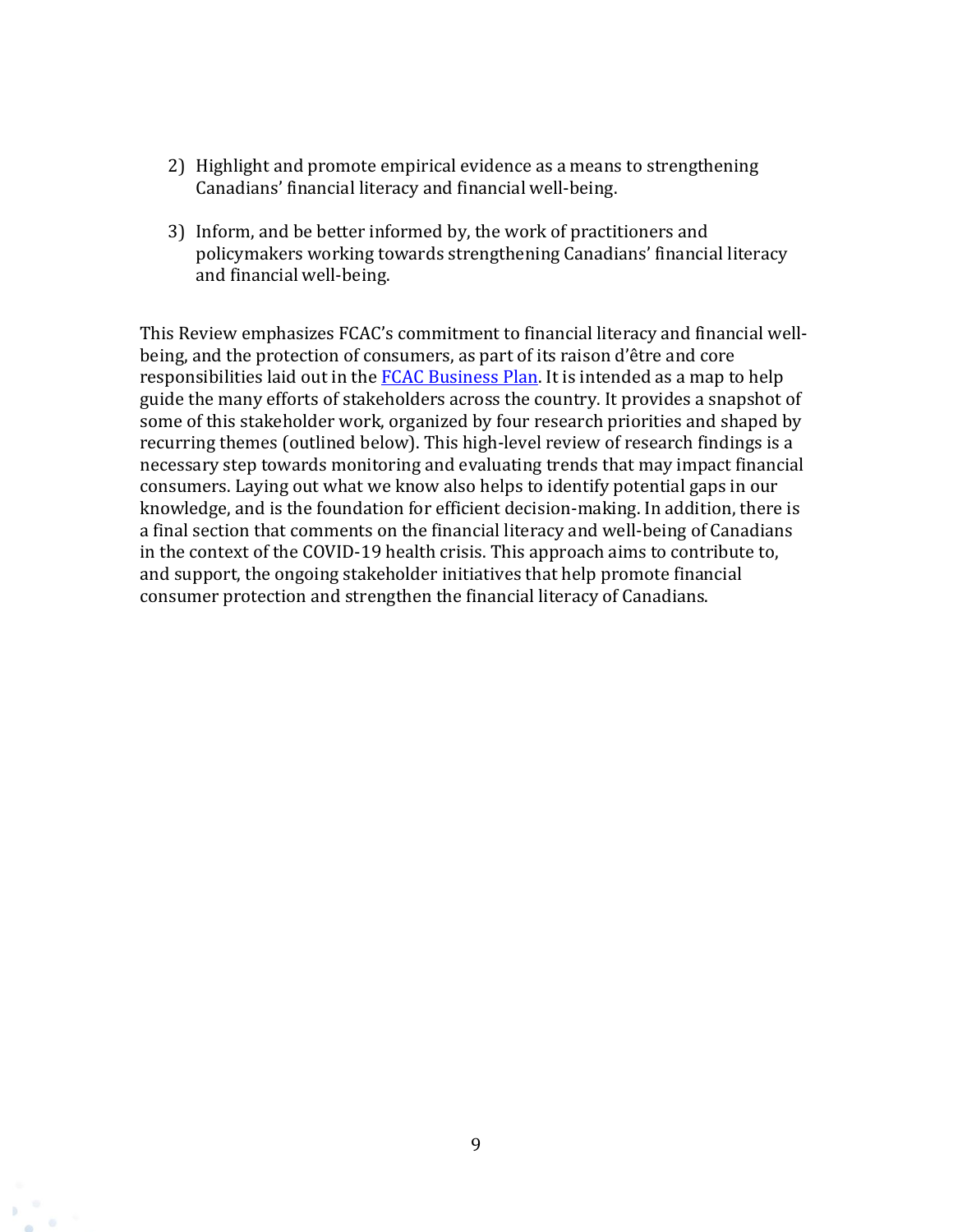2) Highlight and promote empirical evidence as a means to strengthening Canadians' financial literacy and financial well-being.

3) Inform, and be better informed by, the work of practitioners and policymakers working towards strengthening Canadians' financial literacy and financial well-being.

This Review emphasizes FCAC's commitment to financial literacy and financial well-being, and the protection of consumers, as part of its raison d'être and core responsibilities laid out in the FCAC Business Plan. It is intended as a map to help guide the many efforts of stakeholders across the country. It provides a snapshot of some of this stakeholder work, organized by four research priorities and shaped by recurring themes (outlined below). This high-level review of research findings is a necessary step towards monitoring and evaluating trends that may impact financial consumers. Laying out what we know also helps to identify potential gaps in our knowledge, and is the foundation for efficient decision-making. In addition, there is a final section that comments on the financial literacy and well-being of Canadians in the context of the COVID-19 health crisis. This approach aims to contribute to, and support, the ongoing stakeholder initiatives that help promote financial consumer protection and strengthen the financial literacy of Canadians.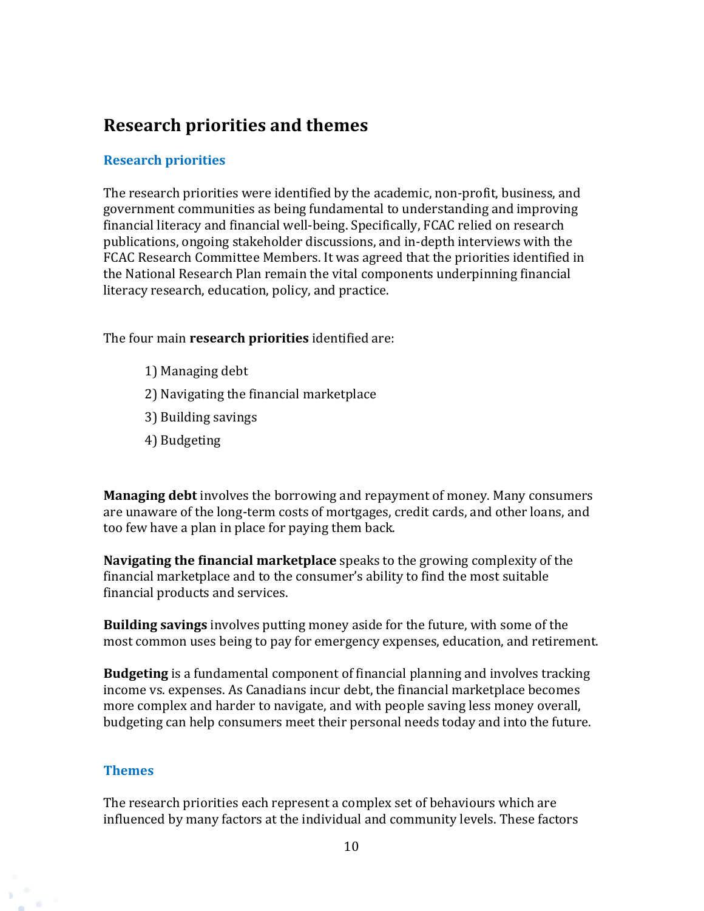# Research priorities and themes

## Research priorities

The research priorities were identified by the academic, non-profit, business, and government communities as being fundamental to understanding and improving financial literacy and financial well-being. Specifically, FCAC relied on research publications, ongoing stakeholder discussions, and in-depth interviews with the FCAC Research Committee Members. It was agreed that the priorities identified in the National Research Plan remain the vital components underpinning financial literacy research, education, policy, and practice.

The four main **research priorities** identified are:

1) Managing debt
2) Navigating the financial marketplace
3) Building savings
4) Budgeting

**Managing debt** involves the borrowing and repayment of money. Many consumers are unaware of the long-term costs of mortgages, credit cards, and other loans, and too few have a plan in place for paying them back.

**Navigating the financial marketplace** speaks to the growing complexity of the financial marketplace and to the consumer's ability to find the most suitable financial products and services.

**Building savings** involves putting money aside for the future, with some of the most common uses being to pay for emergency expenses, education, and retirement.

**Budgeting** is a fundamental component of financial planning and involves tracking income vs. expenses. As Canadians incur debt, the financial marketplace becomes more complex and harder to navigate, and with people saving less money overall, budgeting can help consumers meet their personal needs today and into the future.

## Themes

The research priorities each represent a complex set of behaviours which are influenced by many factors at the individual and community levels. These factors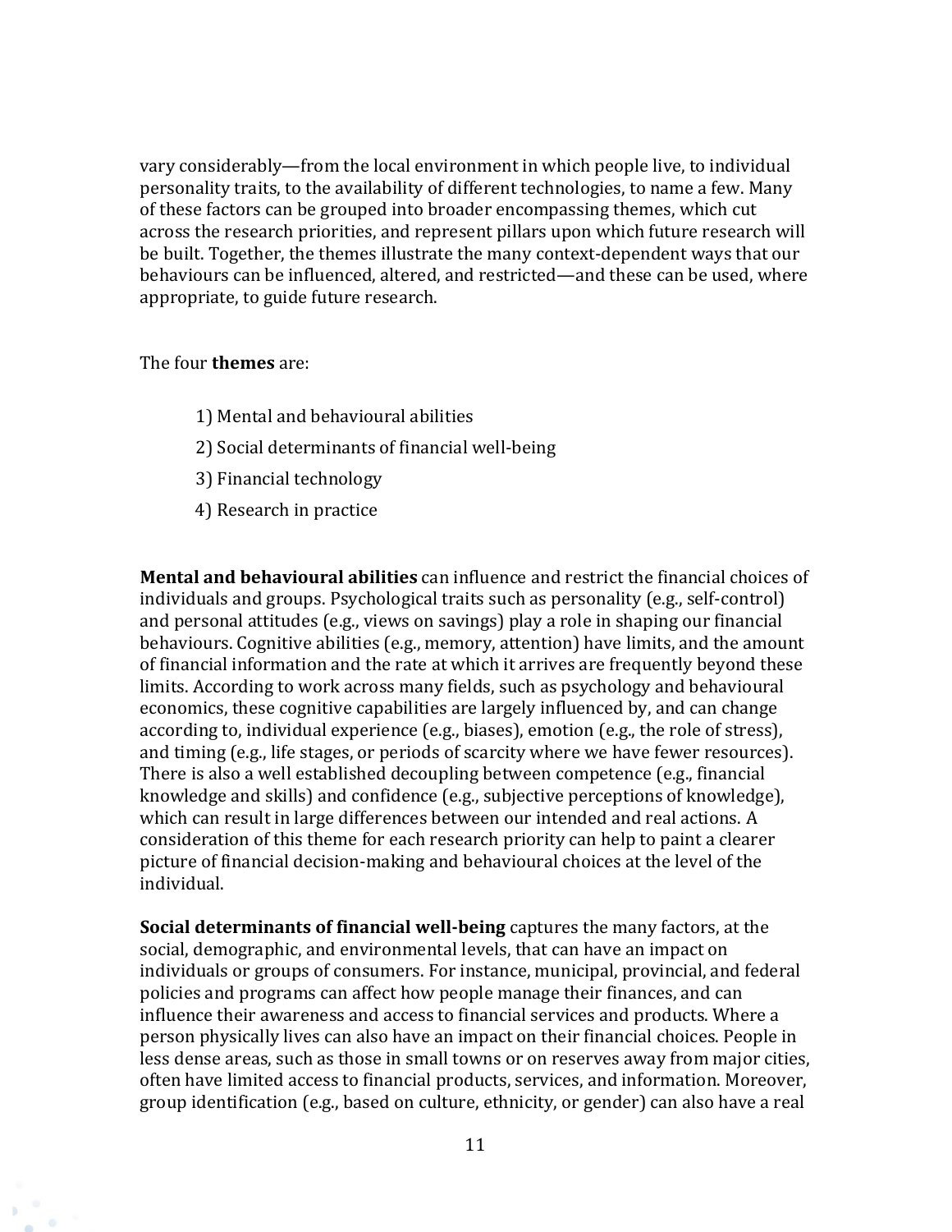vary considerably—from the local environment in which people live, to individual personality traits, to the availability of different technologies, to name a few. Many of these factors can be grouped into broader encompassing themes, which cut across the research priorities, and represent pillars upon which future research will be built. Together, the themes illustrate the many context-dependent ways that our behaviours can be influenced, altered, and restricted—and these can be used, where appropriate, to guide future research.

The four **themes** are:

1) Mental and behavioural abilities
2) Social determinants of financial well-being
3) Financial technology
4) Research in practice

**Mental and behavioural abilities** can influence and restrict the financial choices of individuals and groups. Psychological traits such as personality (e.g., self-control) and personal attitudes (e.g., views on savings) play a role in shaping our financial behaviours. Cognitive abilities (e.g., memory, attention) have limits, and the amount of financial information and the rate at which it arrives are frequently beyond these limits. According to work across many fields, such as psychology and behavioural economics, these cognitive capabilities are largely influenced by, and can change according to, individual experience (e.g., biases), emotion (e.g., the role of stress), and timing (e.g., life stages, or periods of scarcity where we have fewer resources). There is also a well established decoupling between competence (e.g., financial knowledge and skills) and confidence (e.g., subjective perceptions of knowledge), which can result in large differences between our intended and real actions. A consideration of this theme for each research priority can help to paint a clearer picture of financial decision-making and behavioural choices at the level of the individual.

**Social determinants of financial well-being** captures the many factors, at the social, demographic, and environmental levels, that can have an impact on individuals or groups of consumers. For instance, municipal, provincial, and federal policies and programs can affect how people manage their finances, and can influence their awareness and access to financial services and products. Where a person physically lives can also have an impact on their financial choices. People in less dense areas, such as those in small towns or on reserves away from major cities, often have limited access to financial products, services, and information. Moreover, group identification (e.g., based on culture, ethnicity, or gender) can also have a real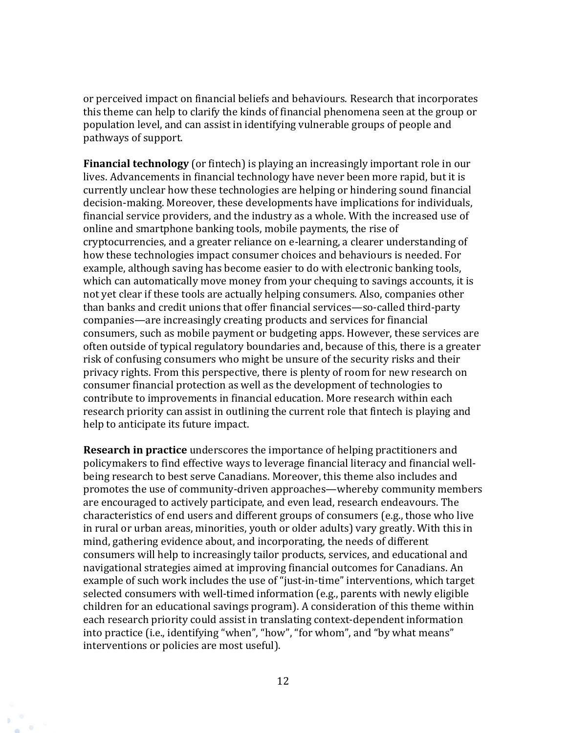or perceived impact on financial beliefs and behaviours. Research that incorporates this theme can help to clarify the kinds of financial phenomena seen at the group or population level, and can assist in identifying vulnerable groups of people and pathways of support.

**Financial technology** (or fintech) is playing an increasingly important role in our lives. Advancements in financial technology have never been more rapid, but it is currently unclear how these technologies are helping or hindering sound financial decision-making. Moreover, these developments have implications for individuals, financial service providers, and the industry as a whole. With the increased use of online and smartphone banking tools, mobile payments, the rise of cryptocurrencies, and a greater reliance on e-learning, a clearer understanding of how these technologies impact consumer choices and behaviours is needed. For example, although saving has become easier to do with electronic banking tools, which can automatically move money from your chequing to savings accounts, it is not yet clear if these tools are actually helping consumers. Also, companies other than banks and credit unions that offer financial services—so-called third-party companies—are increasingly creating products and services for financial consumers, such as mobile payment or budgeting apps. However, these services are often outside of typical regulatory boundaries and, because of this, there is a greater risk of confusing consumers who might be unsure of the security risks and their privacy rights. From this perspective, there is plenty of room for new research on consumer financial protection as well as the development of technologies to contribute to improvements in financial education. More research within each research priority can assist in outlining the current role that fintech is playing and help to anticipate its future impact.

**Research in practice** underscores the importance of helping practitioners and policymakers to find effective ways to leverage financial literacy and financial well-being research to best serve Canadians. Moreover, this theme also includes and promotes the use of community-driven approaches—whereby community members are encouraged to actively participate, and even lead, research endeavours. The characteristics of end users and different groups of consumers (e.g., those who live in rural or urban areas, minorities, youth or older adults) vary greatly. With this in mind, gathering evidence about, and incorporating, the needs of different consumers will help to increasingly tailor products, services, and educational and navigational strategies aimed at improving financial outcomes for Canadians. An example of such work includes the use of "just-in-time" interventions, which target selected consumers with well-timed information (e.g., parents with newly eligible children for an educational savings program). A consideration of this theme within each research priority could assist in translating context-dependent information into practice (i.e., identifying "when", "how", "for whom", and "by what means" interventions or policies are most useful).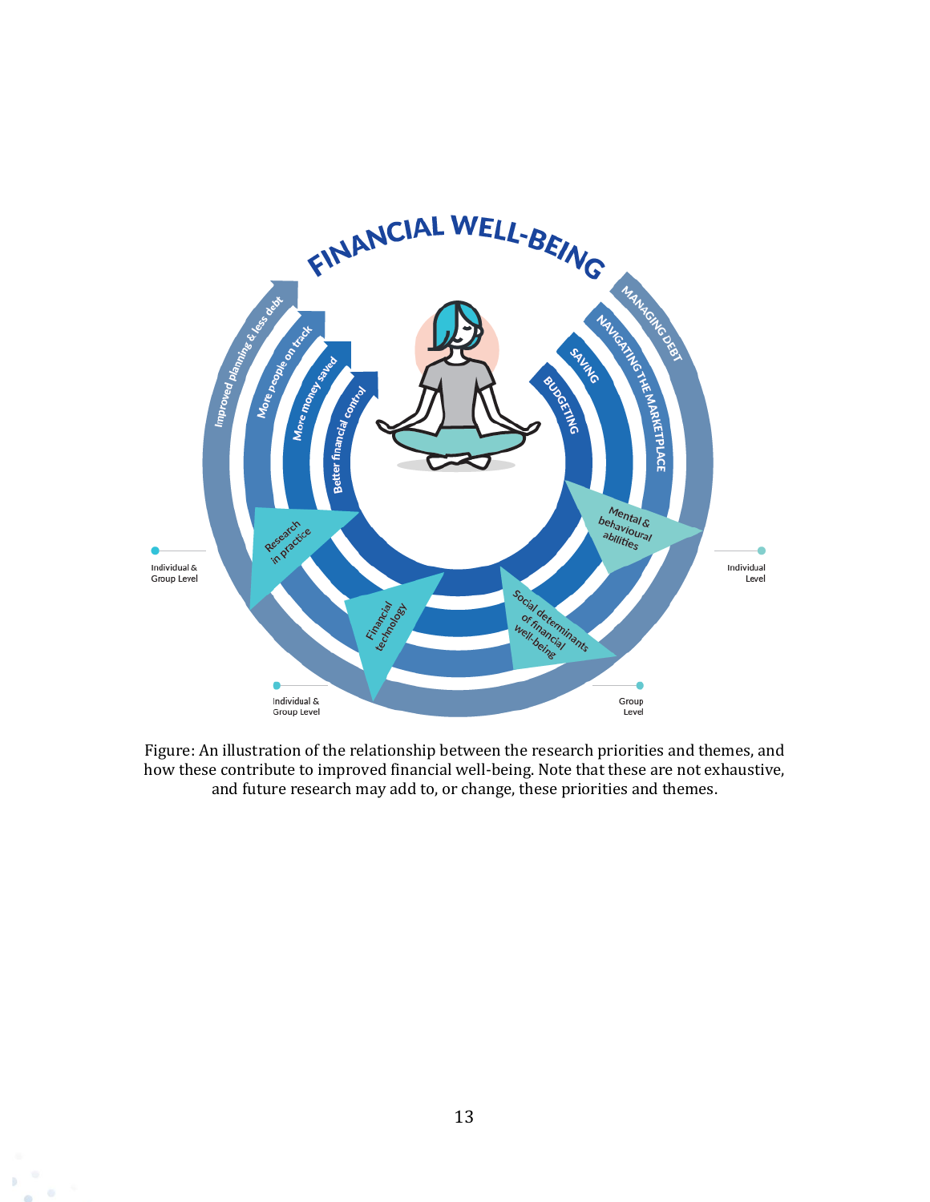Figure: An illustration of the relationship between the research priorities and themes, and how these contribute to improved financial well-being. Note that these are not exhaustive, and future research may add to, or change, these priorities and themes.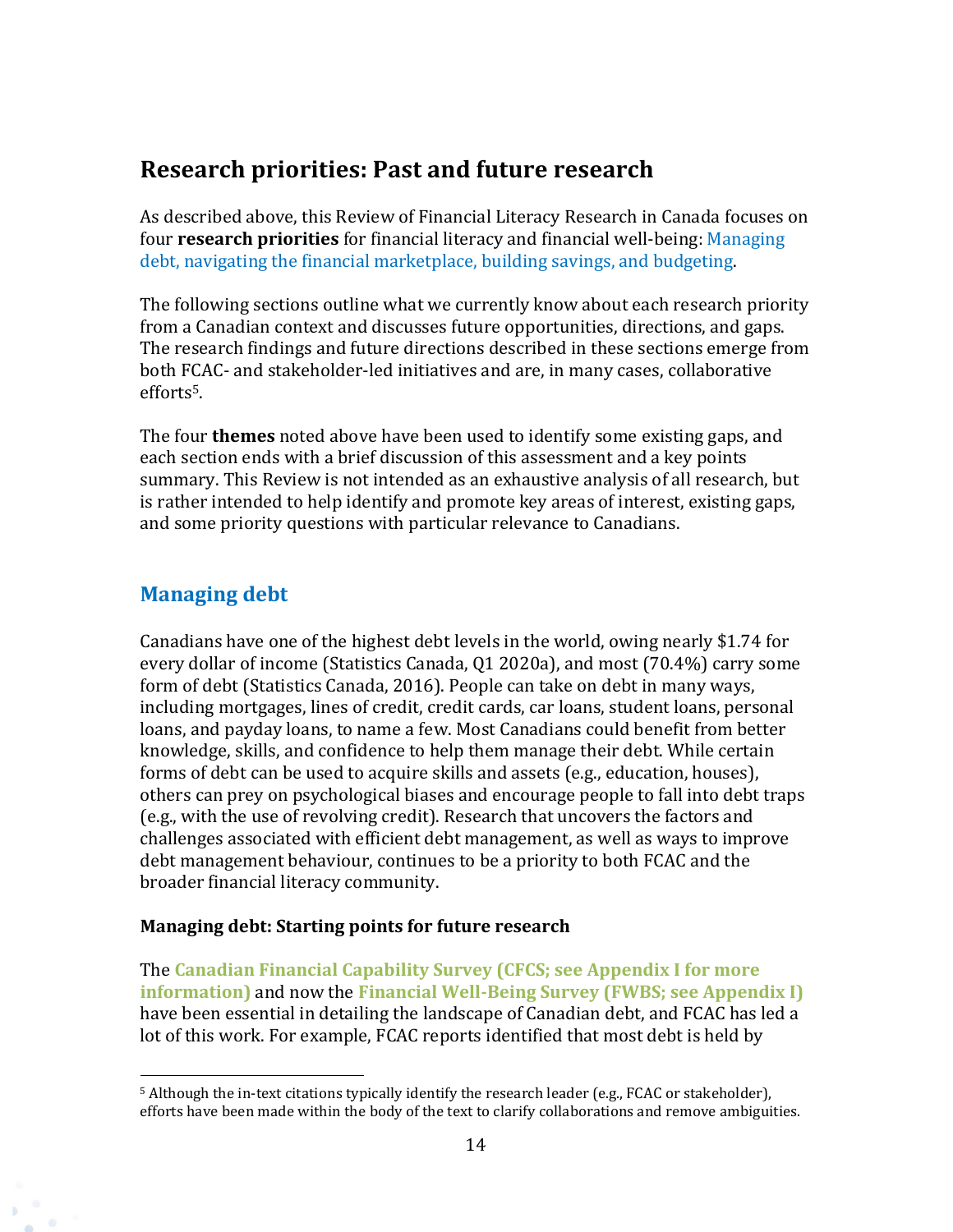## Research priorities: Past and future research

As described above, this Review of Financial Literacy Research in Canada focuses on four **research priorities** for financial literacy and financial well-being: Managing debt, navigating the financial marketplace, building savings, and budgeting.

The following sections outline what we currently know about each research priority from a Canadian context and discusses future opportunities, directions, and gaps. The research findings and future directions described in these sections emerge from both FCAC- and stakeholder-led initiatives and are, in many cases, collaborative efforts[5].

The four **themes** noted above have been used to identify some existing gaps, and each section ends with a brief discussion of this assessment and a key points summary. This Review is not intended as an exhaustive analysis of all research, but is rather intended to help identify and promote key areas of interest, existing gaps, and some priority questions with particular relevance to Canadians.

### Managing debt

Canadians have one of the highest debt levels in the world, owing nearly $1.74 for every dollar of income (Statistics Canada, Q1 2020a), and most (70.4%) carry some form of debt (Statistics Canada, 2016). People can take on debt in many ways, including mortgages, lines of credit, credit cards, car loans, student loans, personal loans, and payday loans, to name a few. Most Canadians could benefit from better knowledge, skills, and confidence to help them manage their debt. While certain forms of debt can be used to acquire skills and assets (e.g., education, houses), others can prey on psychological biases and encourage people to fall into debt traps (e.g., with the use of revolving credit). Research that uncovers the factors and challenges associated with efficient debt management, as well as ways to improve debt management behaviour, continues to be a priority to both FCAC and the broader financial literacy community.

**Managing debt: Starting points for future research**

The **Canadian Financial Capability Survey (CFCS; see Appendix I for more information)** and now the **Financial Well-Being Survey (FWBS; see Appendix I)** have been essential in detailing the landscape of Canadian debt, and FCAC has led a lot of this work. For example, FCAC reports identified that most debt is held by

[5] Although the in-text citations typically identify the research leader (e.g., FCAC or stakeholder), efforts have been made within the body of the text to clarify collaborations and remove ambiguities.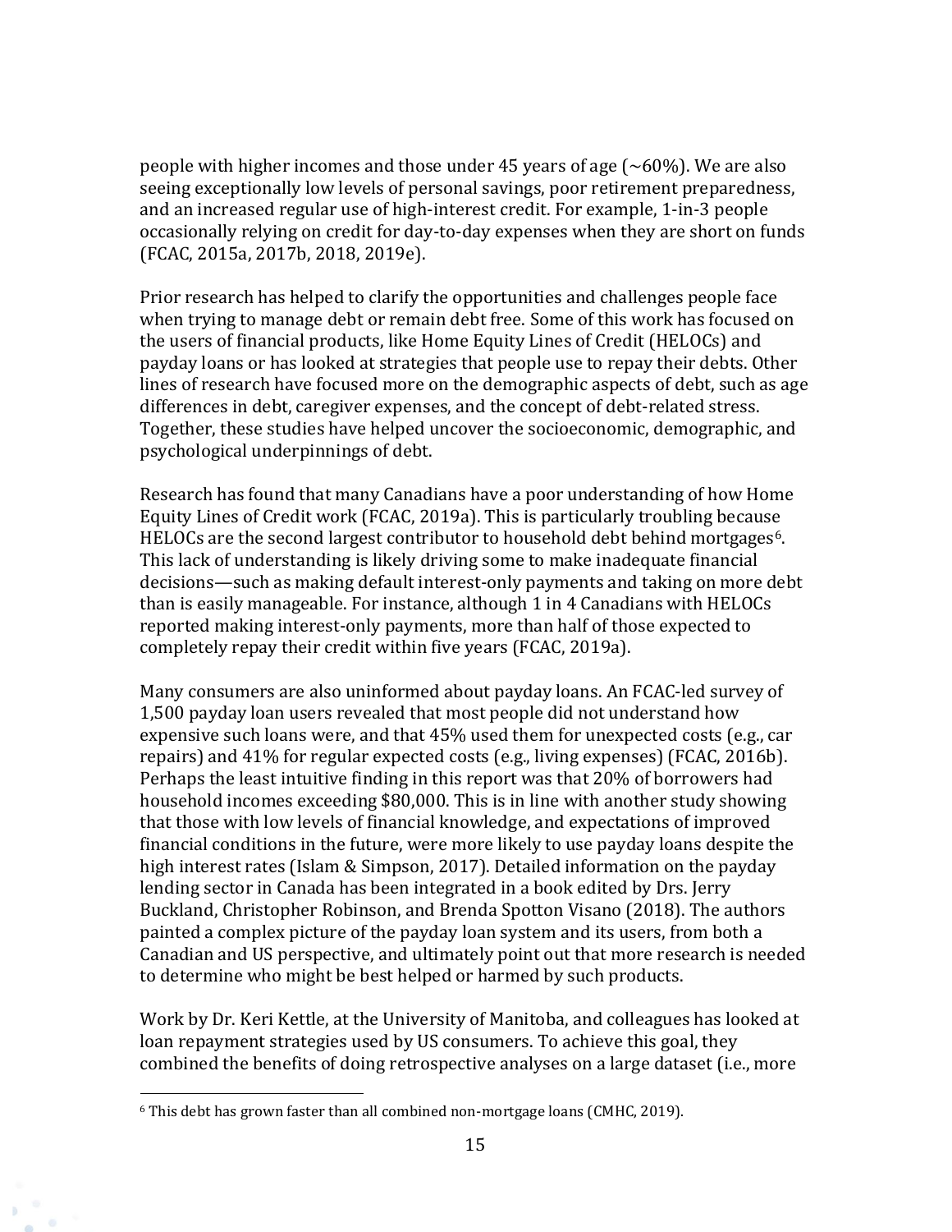people with higher incomes and those under 45 years of age (~60%). We are also seeing exceptionally low levels of personal savings, poor retirement preparedness, and an increased regular use of high-interest credit. For example, 1-in-3 people occasionally relying on credit for day-to-day expenses when they are short on funds (FCAC, 2015a, 2017b, 2018, 2019e).

Prior research has helped to clarify the opportunities and challenges people face when trying to manage debt or remain debt free. Some of this work has focused on the users of financial products, like Home Equity Lines of Credit (HELOCs) and payday loans or has looked at strategies that people use to repay their debts. Other lines of research have focused more on the demographic aspects of debt, such as age differences in debt, caregiver expenses, and the concept of debt-related stress. Together, these studies have helped uncover the socioeconomic, demographic, and psychological underpinnings of debt.

Research has found that many Canadians have a poor understanding of how Home Equity Lines of Credit work (FCAC, 2019a). This is particularly troubling because HELOCs are the second largest contributor to household debt behind mortgages[6]. This lack of understanding is likely driving some to make inadequate financial decisions—such as making default interest-only payments and taking on more debt than is easily manageable. For instance, although 1 in 4 Canadians with HELOCs reported making interest-only payments, more than half of those expected to completely repay their credit within five years (FCAC, 2019a).

Many consumers are also uninformed about payday loans. An FCAC-led survey of 1,500 payday loan users revealed that most people did not understand how expensive such loans were, and that 45% used them for unexpected costs (e.g., car repairs) and 41% for regular expected costs (e.g., living expenses) (FCAC, 2016b). Perhaps the least intuitive finding in this report was that 20% of borrowers had household incomes exceeding $80,000. This is in line with another study showing that those with low levels of financial knowledge, and expectations of improved financial conditions in the future, were more likely to use payday loans despite the high interest rates (Islam & Simpson, 2017). Detailed information on the payday lending sector in Canada has been integrated in a book edited by Drs. Jerry Buckland, Christopher Robinson, and Brenda Spotton Visano (2018). The authors painted a complex picture of the payday loan system and its users, from both a Canadian and US perspective, and ultimately point out that more research is needed to determine who might be best helped or harmed by such products.

Work by Dr. Keri Kettle, at the University of Manitoba, and colleagues has looked at loan repayment strategies used by US consumers. To achieve this goal, they combined the benefits of doing retrospective analyses on a large dataset (i.e., more

[6] This debt has grown faster than all combined non-mortgage loans (CMHC, 2019).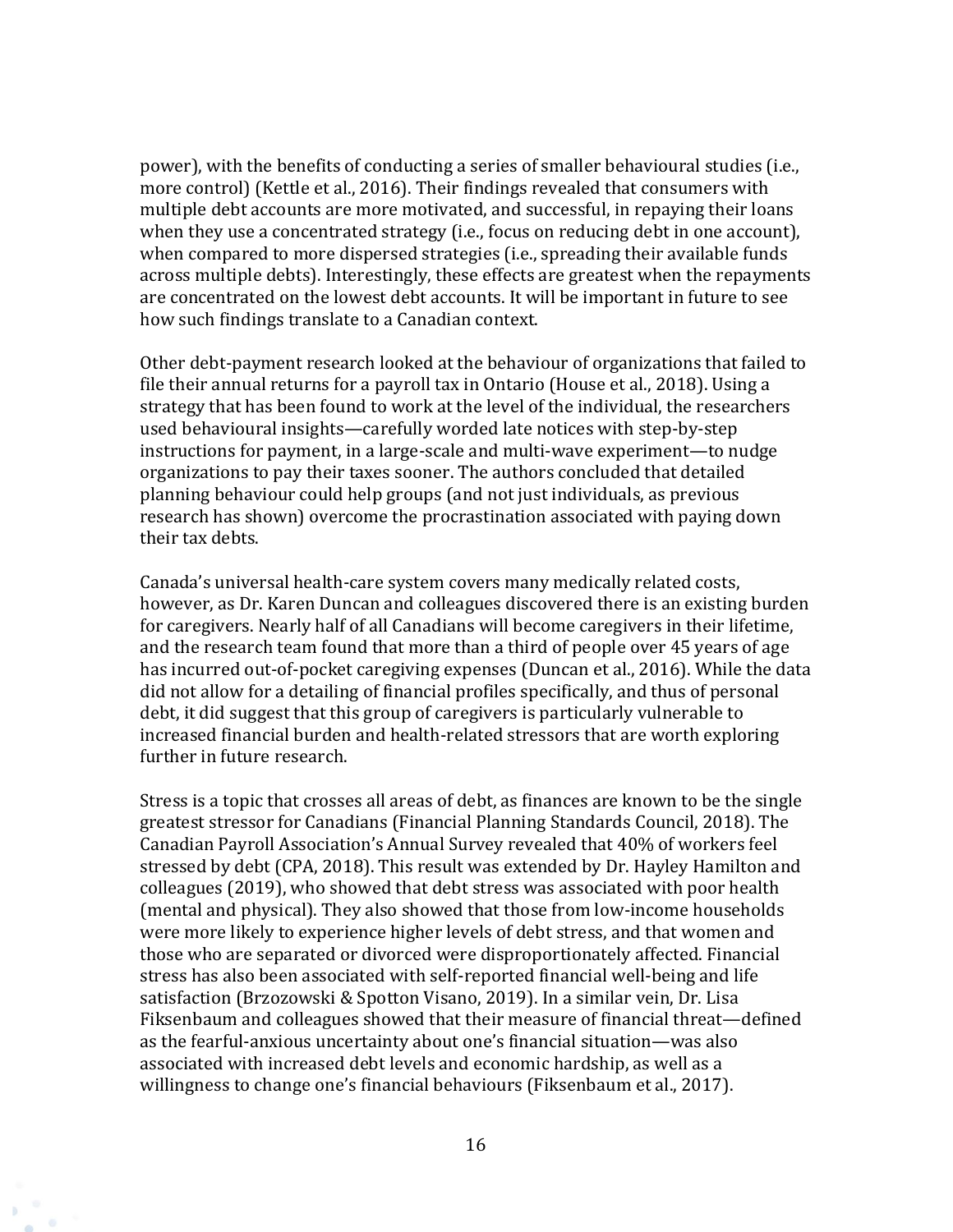power), with the benefits of conducting a series of smaller behavioural studies (i.e., more control) (Kettle et al., 2016). Their findings revealed that consumers with multiple debt accounts are more motivated, and successful, in repaying their loans when they use a concentrated strategy (i.e., focus on reducing debt in one account), when compared to more dispersed strategies (i.e., spreading their available funds across multiple debts). Interestingly, these effects are greatest when the repayments are concentrated on the lowest debt accounts. It will be important in future to see how such findings translate to a Canadian context.

Other debt-payment research looked at the behaviour of organizations that failed to file their annual returns for a payroll tax in Ontario (House et al., 2018). Using a strategy that has been found to work at the level of the individual, the researchers used behavioural insights—carefully worded late notices with step-by-step instructions for payment, in a large-scale and multi-wave experiment—to nudge organizations to pay their taxes sooner. The authors concluded that detailed planning behaviour could help groups (and not just individuals, as previous research has shown) overcome the procrastination associated with paying down their tax debts.

Canada's universal health-care system covers many medically related costs, however, as Dr. Karen Duncan and colleagues discovered there is an existing burden for caregivers. Nearly half of all Canadians will become caregivers in their lifetime, and the research team found that more than a third of people over 45 years of age has incurred out-of-pocket caregiving expenses (Duncan et al., 2016). While the data did not allow for a detailing of financial profiles specifically, and thus of personal debt, it did suggest that this group of caregivers is particularly vulnerable to increased financial burden and health-related stressors that are worth exploring further in future research.

Stress is a topic that crosses all areas of debt, as finances are known to be the single greatest stressor for Canadians (Financial Planning Standards Council, 2018). The Canadian Payroll Association's Annual Survey revealed that 40% of workers feel stressed by debt (CPA, 2018). This result was extended by Dr. Hayley Hamilton and colleagues (2019), who showed that debt stress was associated with poor health (mental and physical). They also showed that those from low-income households were more likely to experience higher levels of debt stress, and that women and those who are separated or divorced were disproportionately affected. Financial stress has also been associated with self-reported financial well-being and life satisfaction (Brzozowski & Spotton Visano, 2019). In a similar vein, Dr. Lisa Fiksenbaum and colleagues showed that their measure of financial threat—defined as the fearful-anxious uncertainty about one's financial situation—was also associated with increased debt levels and economic hardship, as well as a willingness to change one's financial behaviours (Fiksenbaum et al., 2017).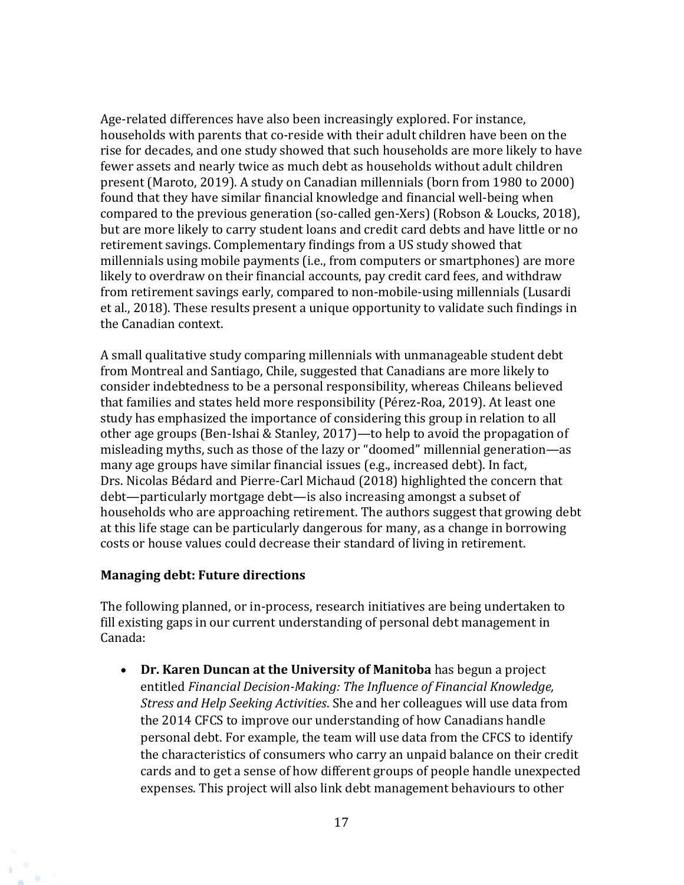Age-related differences have also been increasingly explored. For instance, households with parents that co-reside with their adult children have been on the rise for decades, and one study showed that such households are more likely to have fewer assets and nearly twice as much debt as households without adult children present (Maroto, 2019). A study on Canadian millennials (born from 1980 to 2000) found that they have similar financial knowledge and financial well-being when compared to the previous generation (so-called gen-Xers) (Robson & Loucks, 2018), but are more likely to carry student loans and credit card debts and have little or no retirement savings. Complementary findings from a US study showed that millennials using mobile payments (i.e., from computers or smartphones) are more likely to overdraw on their financial accounts, pay credit card fees, and withdraw from retirement savings early, compared to non-mobile-using millennials (Lusardi et al., 2018). These results present a unique opportunity to validate such findings in the Canadian context.

A small qualitative study comparing millennials with unmanageable student debt from Montreal and Santiago, Chile, suggested that Canadians are more likely to consider indebtedness to be a personal responsibility, whereas Chileans believed that families and states held more responsibility (Pérez-Roa, 2019). At least one study has emphasized the importance of considering this group in relation to all other age groups (Ben-Ishai & Stanley, 2017)—to help to avoid the propagation of misleading myths, such as those of the lazy or "doomed" millennial generation—as many age groups have similar financial issues (e.g., increased debt). In fact, Drs. Nicolas Bédard and Pierre-Carl Michaud (2018) highlighted the concern that debt—particularly mortgage debt—is also increasing amongst a subset of households who are approaching retirement. The authors suggest that growing debt at this life stage can be particularly dangerous for many, as a change in borrowing costs or house values could decrease their standard of living in retirement.

**Managing debt: Future directions**

The following planned, or in-process, research initiatives are being undertaken to fill existing gaps in our current understanding of personal debt management in Canada:

- **Dr. Karen Duncan at the University of Manitoba** has begun a project entitled *Financial Decision-Making: The Influence of Financial Knowledge, Stress and Help Seeking Activities*. She and her colleagues will use data from the 2014 CFCS to improve our understanding of how Canadians handle personal debt. For example, the team will use data from the CFCS to identify the characteristics of consumers who carry an unpaid balance on their credit cards and to get a sense of how different groups of people handle unexpected expenses. This project will also link debt management behaviours to other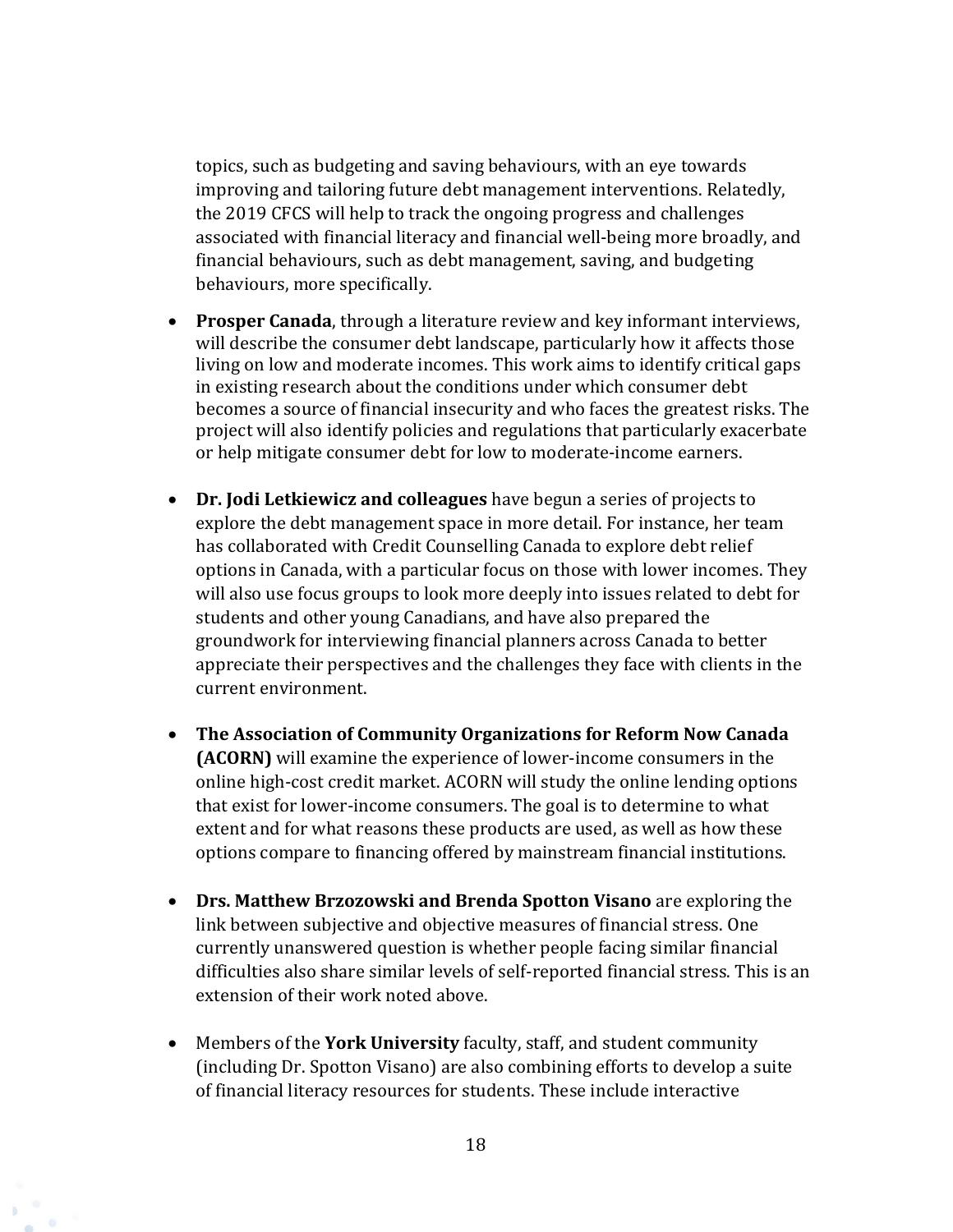topics, such as budgeting and saving behaviours, with an eye towards improving and tailoring future debt management interventions. Relatedly, the 2019 CFCS will help to track the ongoing progress and challenges associated with financial literacy and financial well-being more broadly, and financial behaviours, such as debt management, saving, and budgeting behaviours, more specifically.

- **Prosper Canada**, through a literature review and key informant interviews, will describe the consumer debt landscape, particularly how it affects those living on low and moderate incomes. This work aims to identify critical gaps in existing research about the conditions under which consumer debt becomes a source of financial insecurity and who faces the greatest risks. The project will also identify policies and regulations that particularly exacerbate or help mitigate consumer debt for low to moderate-income earners.

- **Dr. Jodi Letkiewicz and colleagues** have begun a series of projects to explore the debt management space in more detail. For instance, her team has collaborated with Credit Counselling Canada to explore debt relief options in Canada, with a particular focus on those with lower incomes. They will also use focus groups to look more deeply into issues related to debt for students and other young Canadians, and have also prepared the groundwork for interviewing financial planners across Canada to better appreciate their perspectives and the challenges they face with clients in the current environment.

- **The Association of Community Organizations for Reform Now Canada (ACORN)** will examine the experience of lower-income consumers in the online high-cost credit market. ACORN will study the online lending options that exist for lower-income consumers. The goal is to determine to what extent and for what reasons these products are used, as well as how these options compare to financing offered by mainstream financial institutions.

- **Drs. Matthew Brzozowski and Brenda Spotton Visano** are exploring the link between subjective and objective measures of financial stress. One currently unanswered question is whether people facing similar financial difficulties also share similar levels of self-reported financial stress. This is an extension of their work noted above.

- Members of the **York University** faculty, staff, and student community (including Dr. Spotton Visano) are also combining efforts to develop a suite of financial literacy resources for students. These include interactive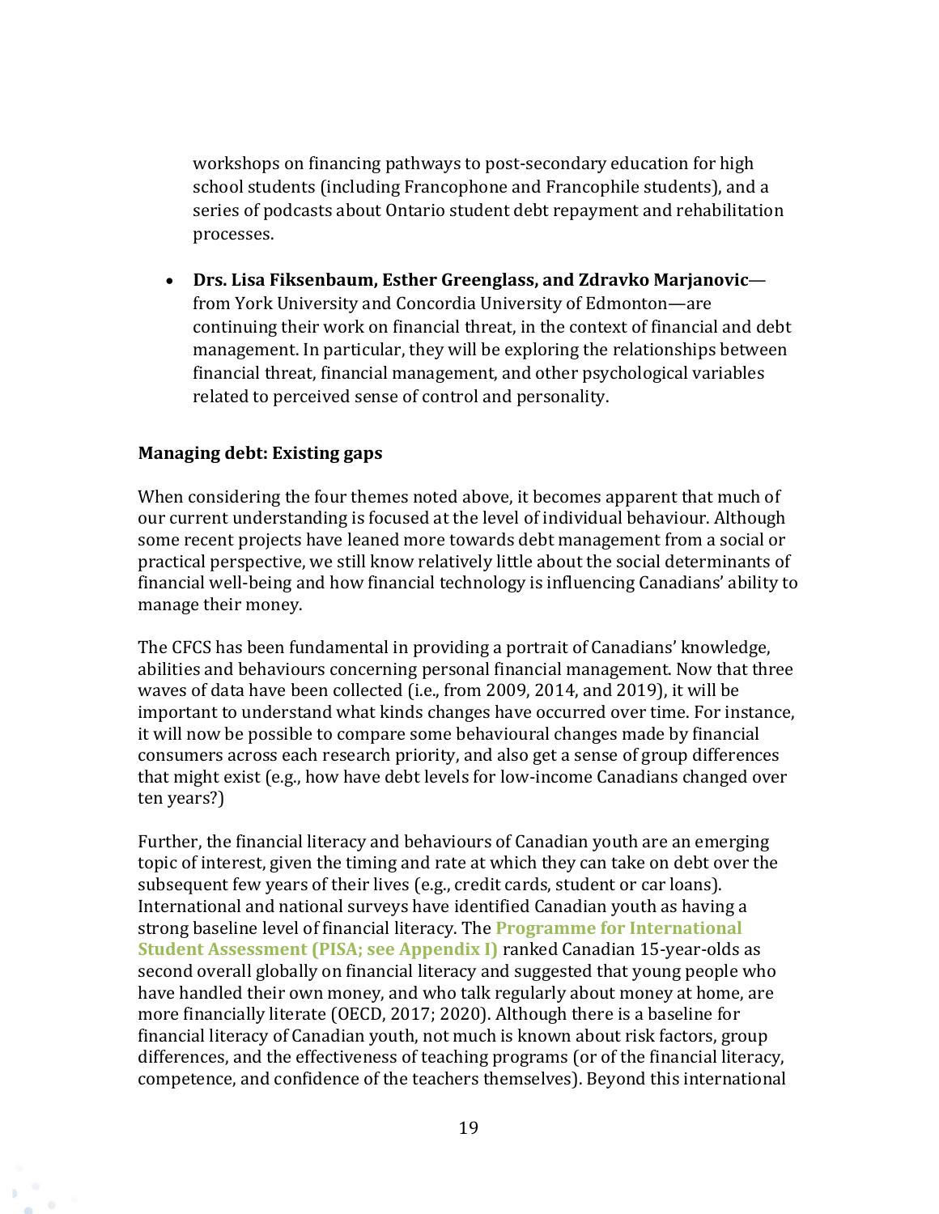workshops on financing pathways to post-secondary education for high school students (including Francophone and Francophile students), and a series of podcasts about Ontario student debt repayment and rehabilitation processes.

- **Drs. Lisa Fiksenbaum, Esther Greenglass, and Zdravko Marjanovic**—from York University and Concordia University of Edmonton—are continuing their work on financial threat, in the context of financial and debt management. In particular, they will be exploring the relationships between financial threat, financial management, and other psychological variables related to perceived sense of control and personality.

**Managing debt: Existing gaps**

When considering the four themes noted above, it becomes apparent that much of our current understanding is focused at the level of individual behaviour. Although some recent projects have leaned more towards debt management from a social or practical perspective, we still know relatively little about the social determinants of financial well-being and how financial technology is influencing Canadians' ability to manage their money.

The CFCS has been fundamental in providing a portrait of Canadians' knowledge, abilities and behaviours concerning personal financial management. Now that three waves of data have been collected (i.e., from 2009, 2014, and 2019), it will be important to understand what kinds changes have occurred over time. For instance, it will now be possible to compare some behavioural changes made by financial consumers across each research priority, and also get a sense of group differences that might exist (e.g., how have debt levels for low-income Canadians changed over ten years?)

Further, the financial literacy and behaviours of Canadian youth are an emerging topic of interest, given the timing and rate at which they can take on debt over the subsequent few years of their lives (e.g., credit cards, student or car loans). International and national surveys have identified Canadian youth as having a strong baseline level of financial literacy. The **Programme for International Student Assessment (PISA; see Appendix I)** ranked Canadian 15-year-olds as second overall globally on financial literacy and suggested that young people who have handled their own money, and who talk regularly about money at home, are more financially literate (OECD, 2017; 2020). Although there is a baseline for financial literacy of Canadian youth, not much is known about risk factors, group differences, and the effectiveness of teaching programs (or of the financial literacy, competence, and confidence of the teachers themselves). Beyond this international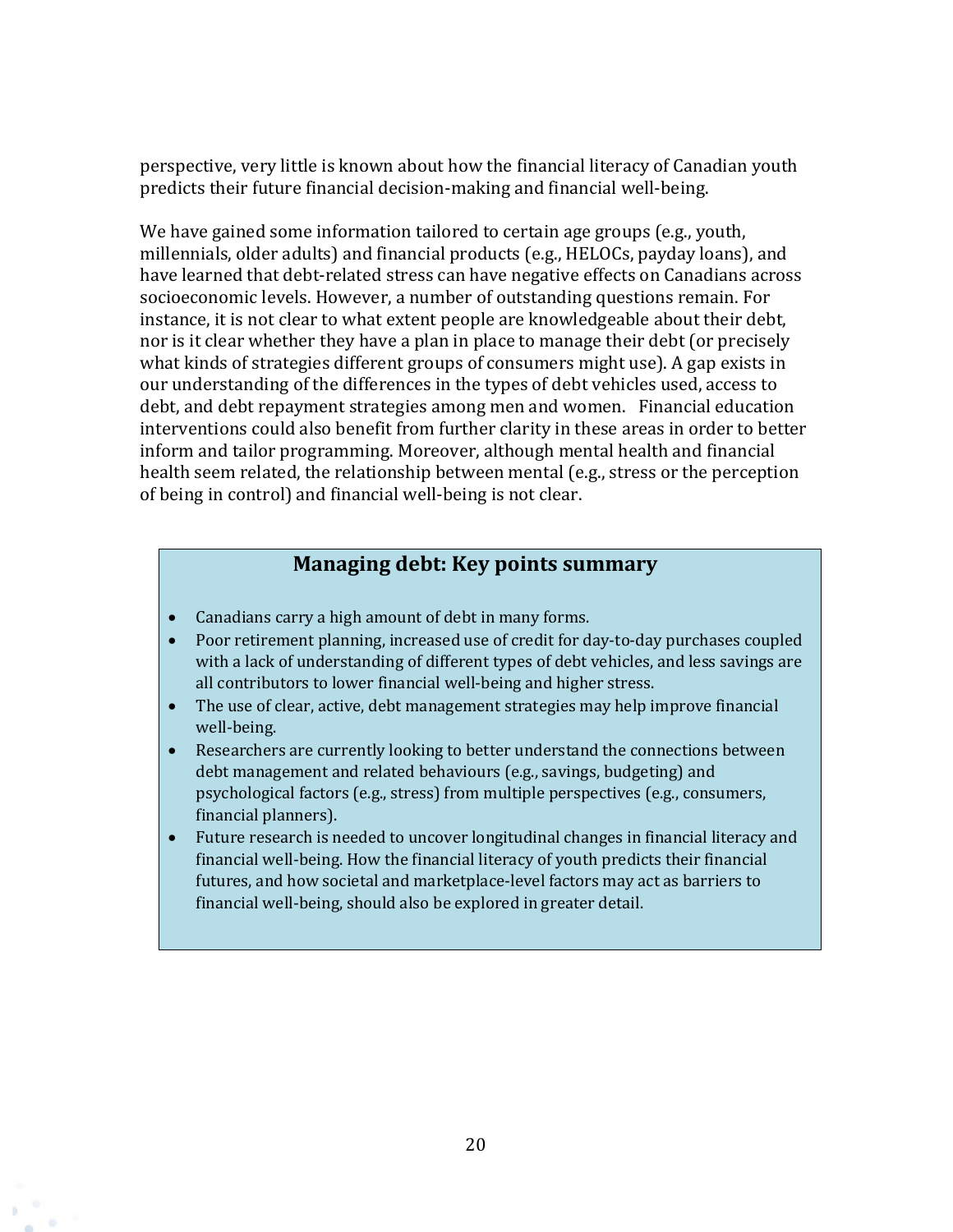perspective, very little is known about how the financial literacy of Canadian youth predicts their future financial decision-making and financial well-being.

We have gained some information tailored to certain age groups (e.g., youth, millennials, older adults) and financial products (e.g., HELOCs, payday loans), and have learned that debt-related stress can have negative effects on Canadians across socioeconomic levels. However, a number of outstanding questions remain. For instance, it is not clear to what extent people are knowledgeable about their debt, nor is it clear whether they have a plan in place to manage their debt (or precisely what kinds of strategies different groups of consumers might use). A gap exists in our understanding of the differences in the types of debt vehicles used, access to debt, and debt repayment strategies among men and women. Financial education interventions could also benefit from further clarity in these areas in order to better inform and tailor programming. Moreover, although mental health and financial health seem related, the relationship between mental (e.g., stress or the perception of being in control) and financial well-being is not clear.

### Managing debt: Key points summary

- Canadians carry a high amount of debt in many forms.
- Poor retirement planning, increased use of credit for day-to-day purchases coupled with a lack of understanding of different types of debt vehicles, and less savings are all contributors to lower financial well-being and higher stress.
- The use of clear, active, debt management strategies may help improve financial well-being.
- Researchers are currently looking to better understand the connections between debt management and related behaviours (e.g., savings, budgeting) and psychological factors (e.g., stress) from multiple perspectives (e.g., consumers, financial planners).
- Future research is needed to uncover longitudinal changes in financial literacy and financial well-being. How the financial literacy of youth predicts their financial futures, and how societal and marketplace-level factors may act as barriers to financial well-being, should also be explored in greater detail.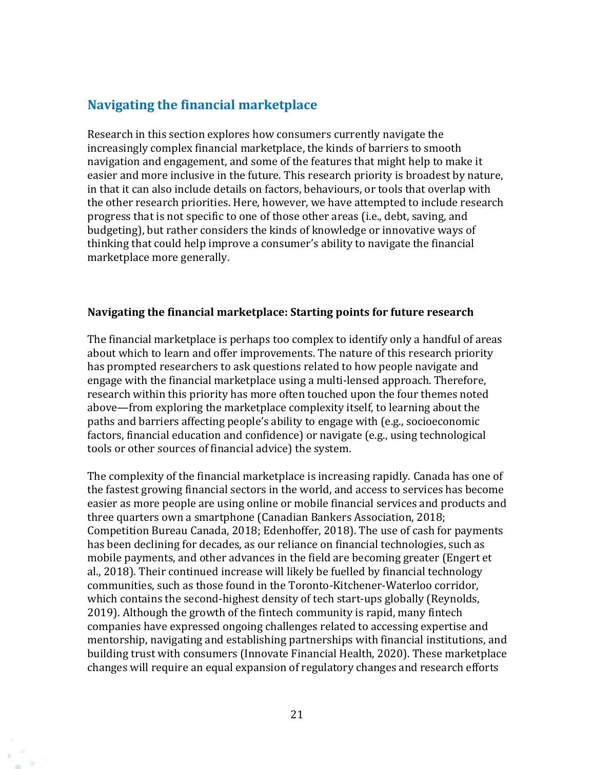## Navigating the financial marketplace

Research in this section explores how consumers currently navigate the increasingly complex financial marketplace, the kinds of barriers to smooth navigation and engagement, and some of the features that might help to make it easier and more inclusive in the future. This research priority is broadest by nature, in that it can also include details on factors, behaviours, or tools that overlap with the other research priorities. Here, however, we have attempted to include research progress that is not specific to one of those other areas (i.e., debt, saving, and budgeting), but rather considers the kinds of knowledge or innovative ways of thinking that could help improve a consumer's ability to navigate the financial marketplace more generally.

### Navigating the financial marketplace: Starting points for future research

The financial marketplace is perhaps too complex to identify only a handful of areas about which to learn and offer improvements. The nature of this research priority has prompted researchers to ask questions related to how people navigate and engage with the financial marketplace using a multi-lensed approach. Therefore, research within this priority has more often touched upon the four themes noted above—from exploring the marketplace complexity itself, to learning about the paths and barriers affecting people's ability to engage with (e.g., socioeconomic factors, financial education and confidence) or navigate (e.g., using technological tools or other sources of financial advice) the system.

The complexity of the financial marketplace is increasing rapidly. Canada has one of the fastest growing financial sectors in the world, and access to services has become easier as more people are using online or mobile financial services and products and three quarters own a smartphone (Canadian Bankers Association, 2018; Competition Bureau Canada, 2018; Edenhoffer, 2018). The use of cash for payments has been declining for decades, as our reliance on financial technologies, such as mobile payments, and other advances in the field are becoming greater (Engert et al., 2018). Their continued increase will likely be fuelled by financial technology communities, such as those found in the Toronto-Kitchener-Waterloo corridor, which contains the second-highest density of tech start-ups globally (Reynolds, 2019). Although the growth of the fintech community is rapid, many fintech companies have expressed ongoing challenges related to accessing expertise and mentorship, navigating and establishing partnerships with financial institutions, and building trust with consumers (Innovate Financial Health, 2020). These marketplace changes will require an equal expansion of regulatory changes and research efforts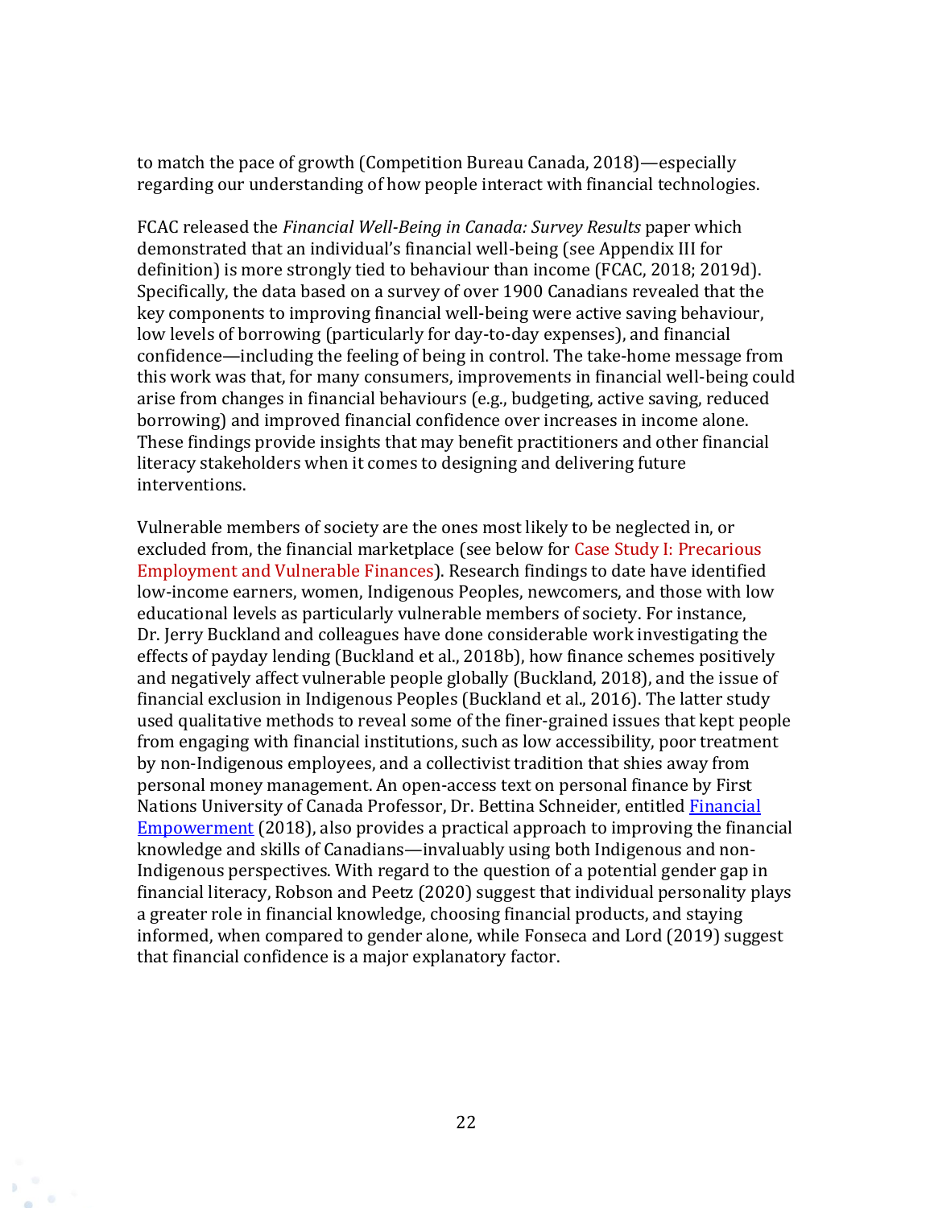to match the pace of growth (Competition Bureau Canada, 2018)—especially regarding our understanding of how people interact with financial technologies.

FCAC released the *Financial Well-Being in Canada: Survey Results* paper which demonstrated that an individual's financial well-being (see Appendix III for definition) is more strongly tied to behaviour than income (FCAC, 2018; 2019d). Specifically, the data based on a survey of over 1900 Canadians revealed that the key components to improving financial well-being were active saving behaviour, low levels of borrowing (particularly for day-to-day expenses), and financial confidence—including the feeling of being in control. The take-home message from this work was that, for many consumers, improvements in financial well-being could arise from changes in financial behaviours (e.g., budgeting, active saving, reduced borrowing) and improved financial confidence over increases in income alone. These findings provide insights that may benefit practitioners and other financial literacy stakeholders when it comes to designing and delivering future interventions.

Vulnerable members of society are the ones most likely to be neglected in, or excluded from, the financial marketplace (see below for Case Study I: Precarious Employment and Vulnerable Finances). Research findings to date have identified low-income earners, women, Indigenous Peoples, newcomers, and those with low educational levels as particularly vulnerable members of society. For instance, Dr. Jerry Buckland and colleagues have done considerable work investigating the effects of payday lending (Buckland et al., 2018b), how finance schemes positively and negatively affect vulnerable people globally (Buckland, 2018), and the issue of financial exclusion in Indigenous Peoples (Buckland et al., 2016). The latter study used qualitative methods to reveal some of the finer-grained issues that kept people from engaging with financial institutions, such as low accessibility, poor treatment by non-Indigenous employees, and a collectivist tradition that shies away from personal money management. An open-access text on personal finance by First Nations University of Canada Professor, Dr. Bettina Schneider, entitled Financial Empowerment (2018), also provides a practical approach to improving the financial knowledge and skills of Canadians—invaluably using both Indigenous and non-Indigenous perspectives. With regard to the question of a potential gender gap in financial literacy, Robson and Peetz (2020) suggest that individual personality plays a greater role in financial knowledge, choosing financial products, and staying informed, when compared to gender alone, while Fonseca and Lord (2019) suggest that financial confidence is a major explanatory factor.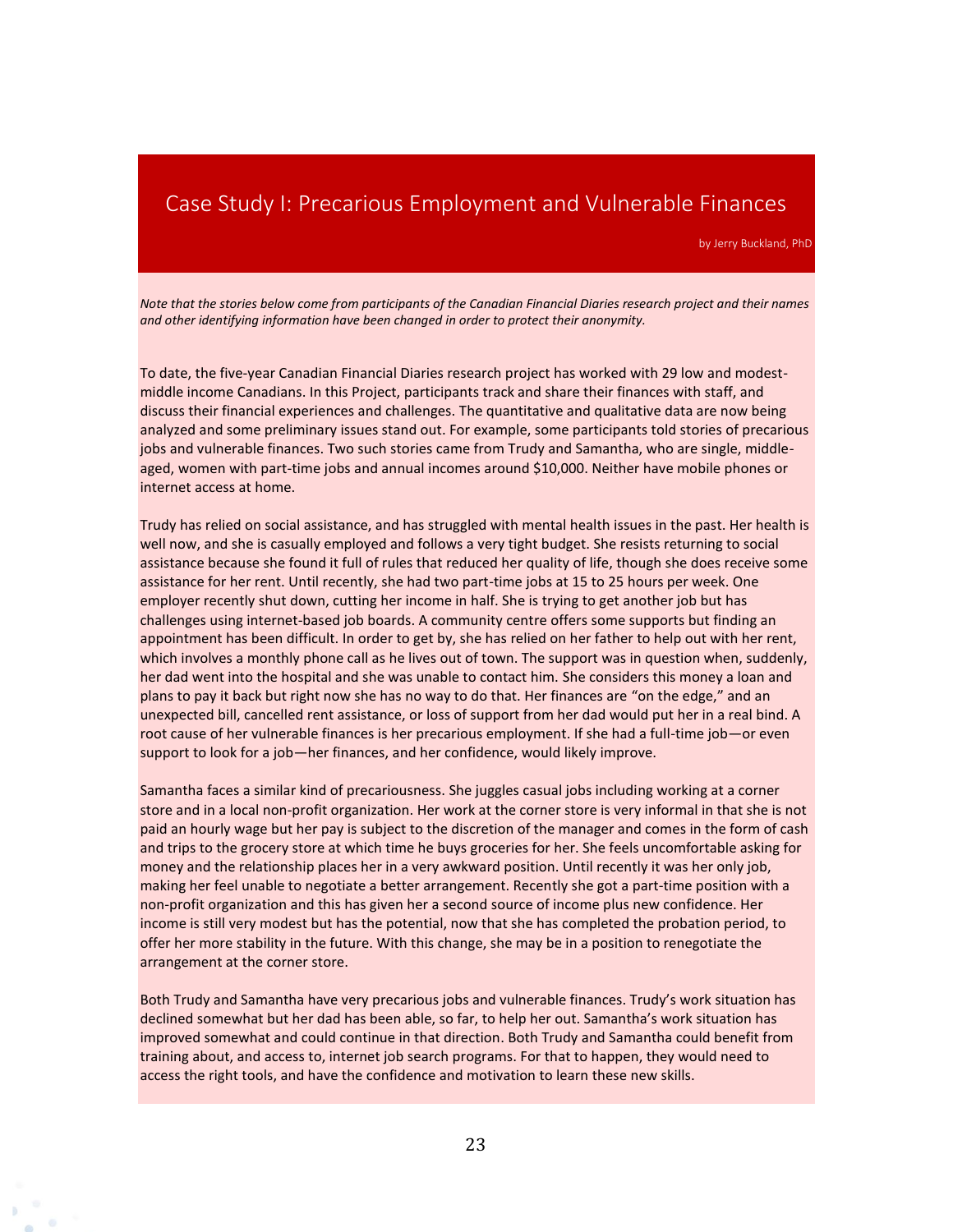# Case Study I: Precarious Employment and Vulnerable Finances

by Jerry Buckland, PhD

*Note that the stories below come from participants of the Canadian Financial Diaries research project and their names and other identifying information have been changed in order to protect their anonymity.*

To date, the five-year Canadian Financial Diaries research project has worked with 29 low and modest-middle income Canadians. In this Project, participants track and share their finances with staff, and discuss their financial experiences and challenges. The quantitative and qualitative data are now being analyzed and some preliminary issues stand out. For example, some participants told stories of precarious jobs and vulnerable finances. Two such stories came from Trudy and Samantha, who are single, middle-aged, women with part-time jobs and annual incomes around $10,000. Neither have mobile phones or internet access at home.

Trudy has relied on social assistance, and has struggled with mental health issues in the past. Her health is well now, and she is casually employed and follows a very tight budget. She resists returning to social assistance because she found it full of rules that reduced her quality of life, though she does receive some assistance for her rent. Until recently, she had two part-time jobs at 15 to 25 hours per week. One employer recently shut down, cutting her income in half. She is trying to get another job but has challenges using internet-based job boards. A community centre offers some supports but finding an appointment has been difficult. In order to get by, she has relied on her father to help out with her rent, which involves a monthly phone call as he lives out of town. The support was in question when, suddenly, her dad went into the hospital and she was unable to contact him. She considers this money a loan and plans to pay it back but right now she has no way to do that. Her finances are "on the edge," and an unexpected bill, cancelled rent assistance, or loss of support from her dad would put her in a real bind. A root cause of her vulnerable finances is her precarious employment. If she had a full-time job—or even support to look for a job—her finances, and her confidence, would likely improve.

Samantha faces a similar kind of precariousness. She juggles casual jobs including working at a corner store and in a local non-profit organization. Her work at the corner store is very informal in that she is not paid an hourly wage but her pay is subject to the discretion of the manager and comes in the form of cash and trips to the grocery store at which time he buys groceries for her. She feels uncomfortable asking for money and the relationship places her in a very awkward position. Until recently it was her only job, making her feel unable to negotiate a better arrangement. Recently she got a part-time position with a non-profit organization and this has given her a second source of income plus new confidence. Her income is still very modest but has the potential, now that she has completed the probation period, to offer her more stability in the future. With this change, she may be in a position to renegotiate the arrangement at the corner store.

Both Trudy and Samantha have very precarious jobs and vulnerable finances. Trudy's work situation has declined somewhat but her dad has been able, so far, to help her out. Samantha's work situation has improved somewhat and could continue in that direction. Both Trudy and Samantha could benefit from training about, and access to, internet job search programs. For that to happen, they would need to access the right tools, and have the confidence and motivation to learn these new skills.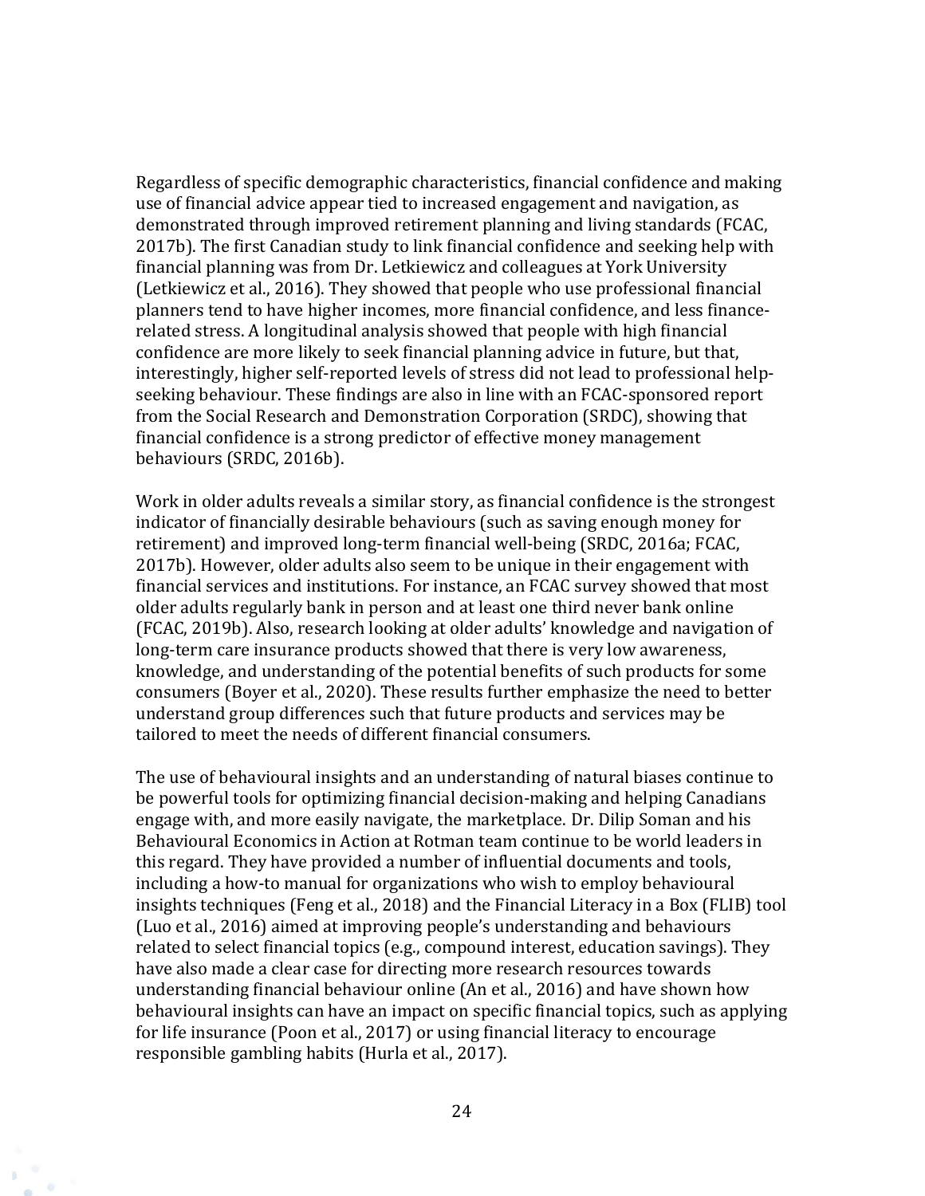Regardless of specific demographic characteristics, financial confidence and making use of financial advice appear tied to increased engagement and navigation, as demonstrated through improved retirement planning and living standards (FCAC, 2017b). The first Canadian study to link financial confidence and seeking help with financial planning was from Dr. Letkiewicz and colleagues at York University (Letkiewicz et al., 2016). They showed that people who use professional financial planners tend to have higher incomes, more financial confidence, and less finance-related stress. A longitudinal analysis showed that people with high financial confidence are more likely to seek financial planning advice in future, but that, interestingly, higher self-reported levels of stress did not lead to professional help-seeking behaviour. These findings are also in line with an FCAC-sponsored report from the Social Research and Demonstration Corporation (SRDC), showing that financial confidence is a strong predictor of effective money management behaviours (SRDC, 2016b).

Work in older adults reveals a similar story, as financial confidence is the strongest indicator of financially desirable behaviours (such as saving enough money for retirement) and improved long-term financial well-being (SRDC, 2016a; FCAC, 2017b). However, older adults also seem to be unique in their engagement with financial services and institutions. For instance, an FCAC survey showed that most older adults regularly bank in person and at least one third never bank online (FCAC, 2019b). Also, research looking at older adults' knowledge and navigation of long-term care insurance products showed that there is very low awareness, knowledge, and understanding of the potential benefits of such products for some consumers (Boyer et al., 2020). These results further emphasize the need to better understand group differences such that future products and services may be tailored to meet the needs of different financial consumers.

The use of behavioural insights and an understanding of natural biases continue to be powerful tools for optimizing financial decision-making and helping Canadians engage with, and more easily navigate, the marketplace. Dr. Dilip Soman and his Behavioural Economics in Action at Rotman team continue to be world leaders in this regard. They have provided a number of influential documents and tools, including a how-to manual for organizations who wish to employ behavioural insights techniques (Feng et al., 2018) and the Financial Literacy in a Box (FLIB) tool (Luo et al., 2016) aimed at improving people's understanding and behaviours related to select financial topics (e.g., compound interest, education savings). They have also made a clear case for directing more research resources towards understanding financial behaviour online (An et al., 2016) and have shown how behavioural insights can have an impact on specific financial topics, such as applying for life insurance (Poon et al., 2017) or using financial literacy to encourage responsible gambling habits (Hurla et al., 2017).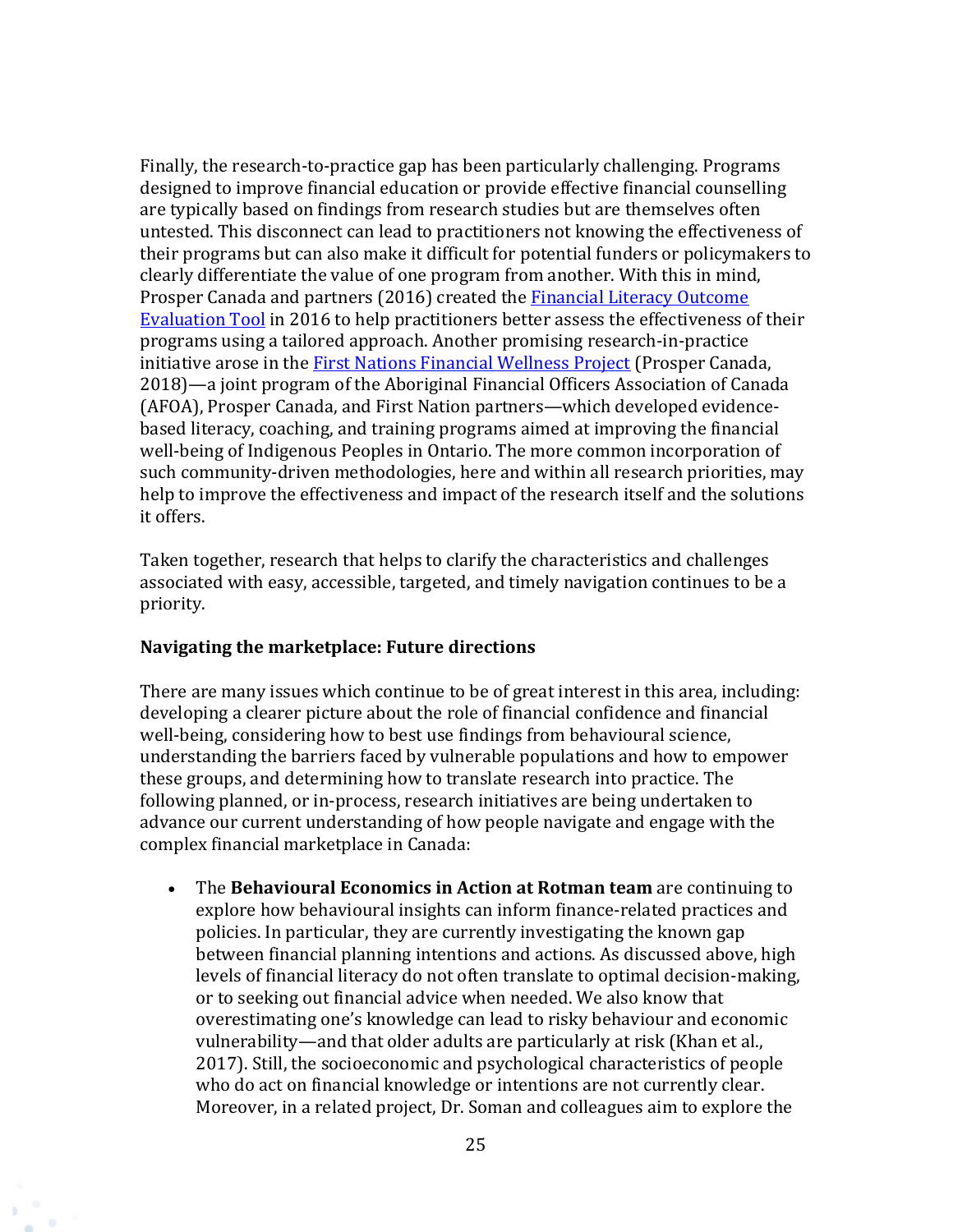Finally, the research-to-practice gap has been particularly challenging. Programs designed to improve financial education or provide effective financial counselling are typically based on findings from research studies but are themselves often untested. This disconnect can lead to practitioners not knowing the effectiveness of their programs but can also make it difficult for potential funders or policymakers to clearly differentiate the value of one program from another. With this in mind, Prosper Canada and partners (2016) created the Financial Literacy Outcome Evaluation Tool in 2016 to help practitioners better assess the effectiveness of their programs using a tailored approach. Another promising research-in-practice initiative arose in the First Nations Financial Wellness Project (Prosper Canada, 2018)—a joint program of the Aboriginal Financial Officers Association of Canada (AFOA), Prosper Canada, and First Nation partners—which developed evidence-based literacy, coaching, and training programs aimed at improving the financial well-being of Indigenous Peoples in Ontario. The more common incorporation of such community-driven methodologies, here and within all research priorities, may help to improve the effectiveness and impact of the research itself and the solutions it offers.

Taken together, research that helps to clarify the characteristics and challenges associated with easy, accessible, targeted, and timely navigation continues to be a priority.

**Navigating the marketplace: Future directions**

There are many issues which continue to be of great interest in this area, including: developing a clearer picture about the role of financial confidence and financial well-being, considering how to best use findings from behavioural science, understanding the barriers faced by vulnerable populations and how to empower these groups, and determining how to translate research into practice. The following planned, or in-process, research initiatives are being undertaken to advance our current understanding of how people navigate and engage with the complex financial marketplace in Canada:

- The **Behavioural Economics in Action at Rotman team** are continuing to explore how behavioural insights can inform finance-related practices and policies. In particular, they are currently investigating the known gap between financial planning intentions and actions. As discussed above, high levels of financial literacy do not often translate to optimal decision-making, or to seeking out financial advice when needed. We also know that overestimating one's knowledge can lead to risky behaviour and economic vulnerability—and that older adults are particularly at risk (Khan et al., 2017). Still, the socioeconomic and psychological characteristics of people who do act on financial knowledge or intentions are not currently clear. Moreover, in a related project, Dr. Soman and colleagues aim to explore the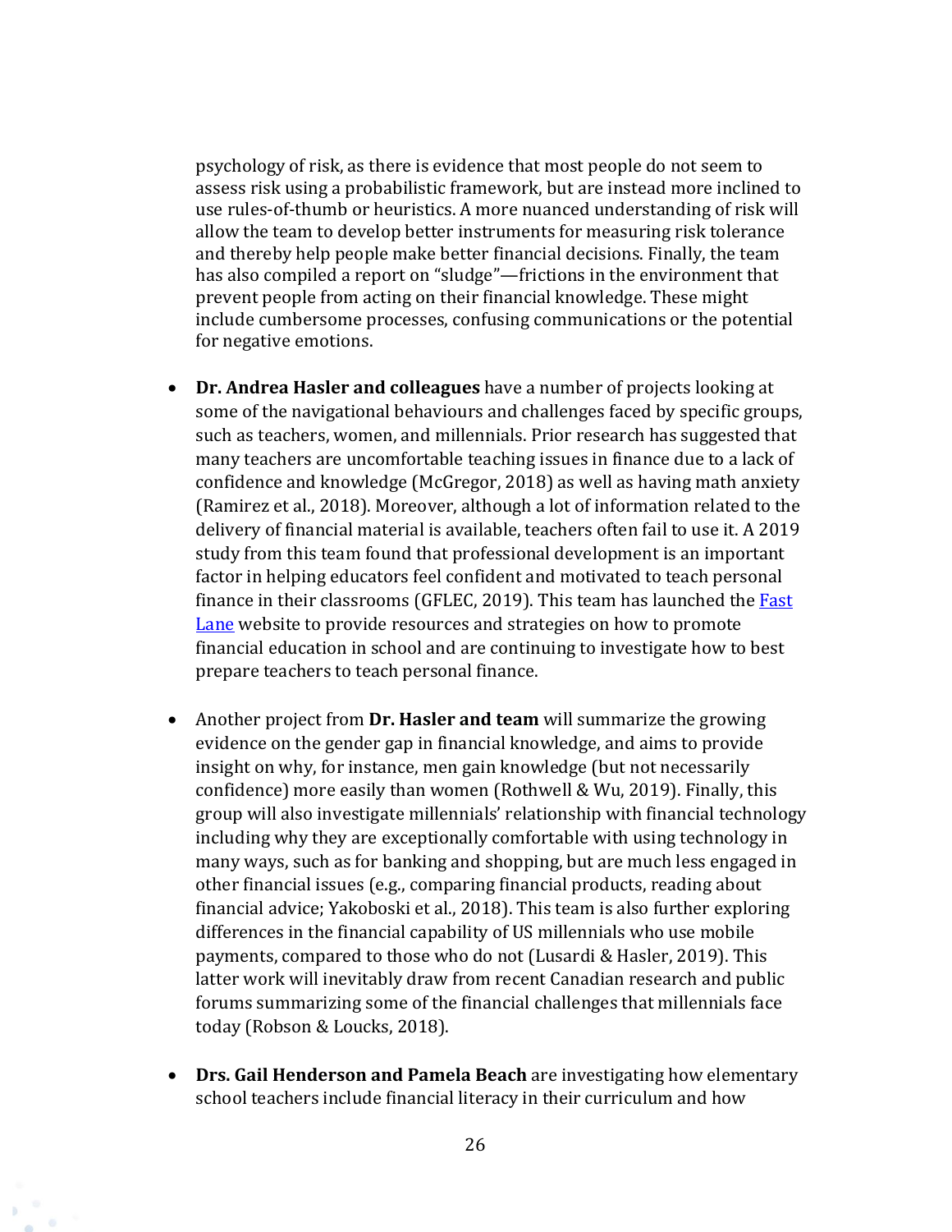psychology of risk, as there is evidence that most people do not seem to assess risk using a probabilistic framework, but are instead more inclined to use rules-of-thumb or heuristics. A more nuanced understanding of risk will allow the team to develop better instruments for measuring risk tolerance and thereby help people make better financial decisions. Finally, the team has also compiled a report on "sludge"—frictions in the environment that prevent people from acting on their financial knowledge. These might include cumbersome processes, confusing communications or the potential for negative emotions.

- **Dr. Andrea Hasler and colleagues** have a number of projects looking at some of the navigational behaviours and challenges faced by specific groups, such as teachers, women, and millennials. Prior research has suggested that many teachers are uncomfortable teaching issues in finance due to a lack of confidence and knowledge (McGregor, 2018) as well as having math anxiety (Ramirez et al., 2018). Moreover, although a lot of information related to the delivery of financial material is available, teachers often fail to use it. A 2019 study from this team found that professional development is an important factor in helping educators feel confident and motivated to teach personal finance in their classrooms (GFLEC, 2019). This team has launched the Fast Lane website to provide resources and strategies on how to promote financial education in school and are continuing to investigate how to best prepare teachers to teach personal finance.

- Another project from **Dr. Hasler and team** will summarize the growing evidence on the gender gap in financial knowledge, and aims to provide insight on why, for instance, men gain knowledge (but not necessarily confidence) more easily than women (Rothwell & Wu, 2019). Finally, this group will also investigate millennials' relationship with financial technology including why they are exceptionally comfortable with using technology in many ways, such as for banking and shopping, but are much less engaged in other financial issues (e.g., comparing financial products, reading about financial advice; Yakoboski et al., 2018). This team is also further exploring differences in the financial capability of US millennials who use mobile payments, compared to those who do not (Lusardi & Hasler, 2019). This latter work will inevitably draw from recent Canadian research and public forums summarizing some of the financial challenges that millennials face today (Robson & Loucks, 2018).

- **Drs. Gail Henderson and Pamela Beach** are investigating how elementary school teachers include financial literacy in their curriculum and how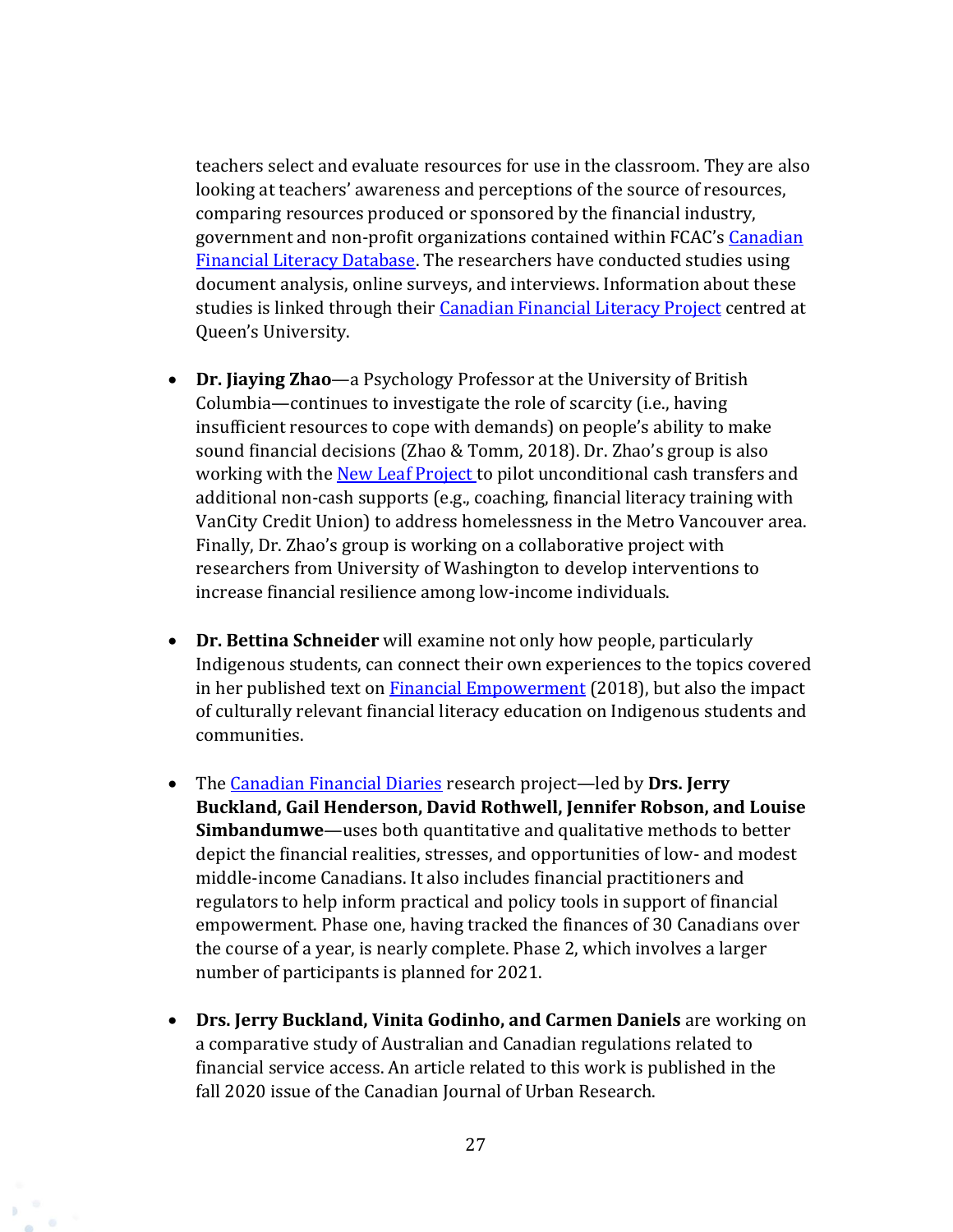teachers select and evaluate resources for use in the classroom. They are also looking at teachers' awareness and perceptions of the source of resources, comparing resources produced or sponsored by the financial industry, government and non-profit organizations contained within FCAC's Canadian Financial Literacy Database. The researchers have conducted studies using document analysis, online surveys, and interviews. Information about these studies is linked through their Canadian Financial Literacy Project centred at Queen's University.

- **Dr. Jiaying Zhao**—a Psychology Professor at the University of British Columbia—continues to investigate the role of scarcity (i.e., having insufficient resources to cope with demands) on people's ability to make sound financial decisions (Zhao & Tomm, 2018). Dr. Zhao's group is also working with the New Leaf Project to pilot unconditional cash transfers and additional non-cash supports (e.g., coaching, financial literacy training with VanCity Credit Union) to address homelessness in the Metro Vancouver area. Finally, Dr. Zhao's group is working on a collaborative project with researchers from University of Washington to develop interventions to increase financial resilience among low-income individuals.

- **Dr. Bettina Schneider** will examine not only how people, particularly Indigenous students, can connect their own experiences to the topics covered in her published text on Financial Empowerment (2018), but also the impact of culturally relevant financial literacy education on Indigenous students and communities.

- The Canadian Financial Diaries research project—led by **Drs. Jerry Buckland, Gail Henderson, David Rothwell, Jennifer Robson, and Louise Simbandumwe**—uses both quantitative and qualitative methods to better depict the financial realities, stresses, and opportunities of low- and modest middle-income Canadians. It also includes financial practitioners and regulators to help inform practical and policy tools in support of financial empowerment. Phase one, having tracked the finances of 30 Canadians over the course of a year, is nearly complete. Phase 2, which involves a larger number of participants is planned for 2021.

- **Drs. Jerry Buckland, Vinita Godinho, and Carmen Daniels** are working on a comparative study of Australian and Canadian regulations related to financial service access. An article related to this work is published in the fall 2020 issue of the Canadian Journal of Urban Research.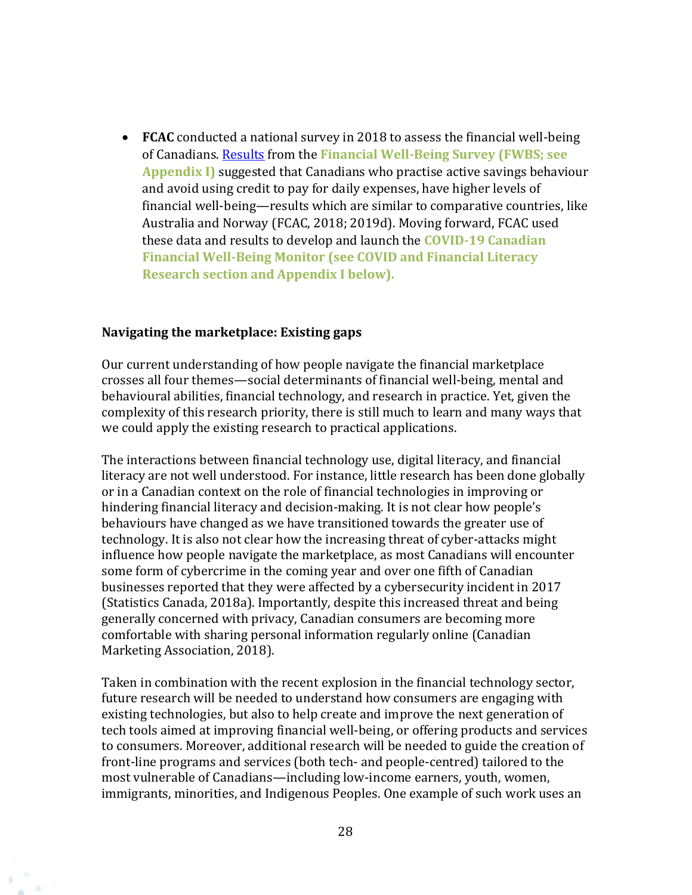- **FCAC** conducted a national survey in 2018 to assess the financial well-being of Canadians. Results from the **Financial Well-Being Survey (FWBS; see Appendix I)** suggested that Canadians who practise active savings behaviour and avoid using credit to pay for daily expenses, have higher levels of financial well-being—results which are similar to comparative countries, like Australia and Norway (FCAC, 2018; 2019d). Moving forward, FCAC used these data and results to develop and launch the **COVID-19 Canadian Financial Well-Being Monitor (see COVID and Financial Literacy Research section and Appendix I below).**

**Navigating the marketplace: Existing gaps**

Our current understanding of how people navigate the financial marketplace crosses all four themes—social determinants of financial well-being, mental and behavioural abilities, financial technology, and research in practice. Yet, given the complexity of this research priority, there is still much to learn and many ways that we could apply the existing research to practical applications.

The interactions between financial technology use, digital literacy, and financial literacy are not well understood. For instance, little research has been done globally or in a Canadian context on the role of financial technologies in improving or hindering financial literacy and decision-making. It is not clear how people's behaviours have changed as we have transitioned towards the greater use of technology. It is also not clear how the increasing threat of cyber-attacks might influence how people navigate the marketplace, as most Canadians will encounter some form of cybercrime in the coming year and over one fifth of Canadian businesses reported that they were affected by a cybersecurity incident in 2017 (Statistics Canada, 2018a). Importantly, despite this increased threat and being generally concerned with privacy, Canadian consumers are becoming more comfortable with sharing personal information regularly online (Canadian Marketing Association, 2018).

Taken in combination with the recent explosion in the financial technology sector, future research will be needed to understand how consumers are engaging with existing technologies, but also to help create and improve the next generation of tech tools aimed at improving financial well-being, or offering products and services to consumers. Moreover, additional research will be needed to guide the creation of front-line programs and services (both tech- and people-centred) tailored to the most vulnerable of Canadians—including low-income earners, youth, women, immigrants, minorities, and Indigenous Peoples. One example of such work uses an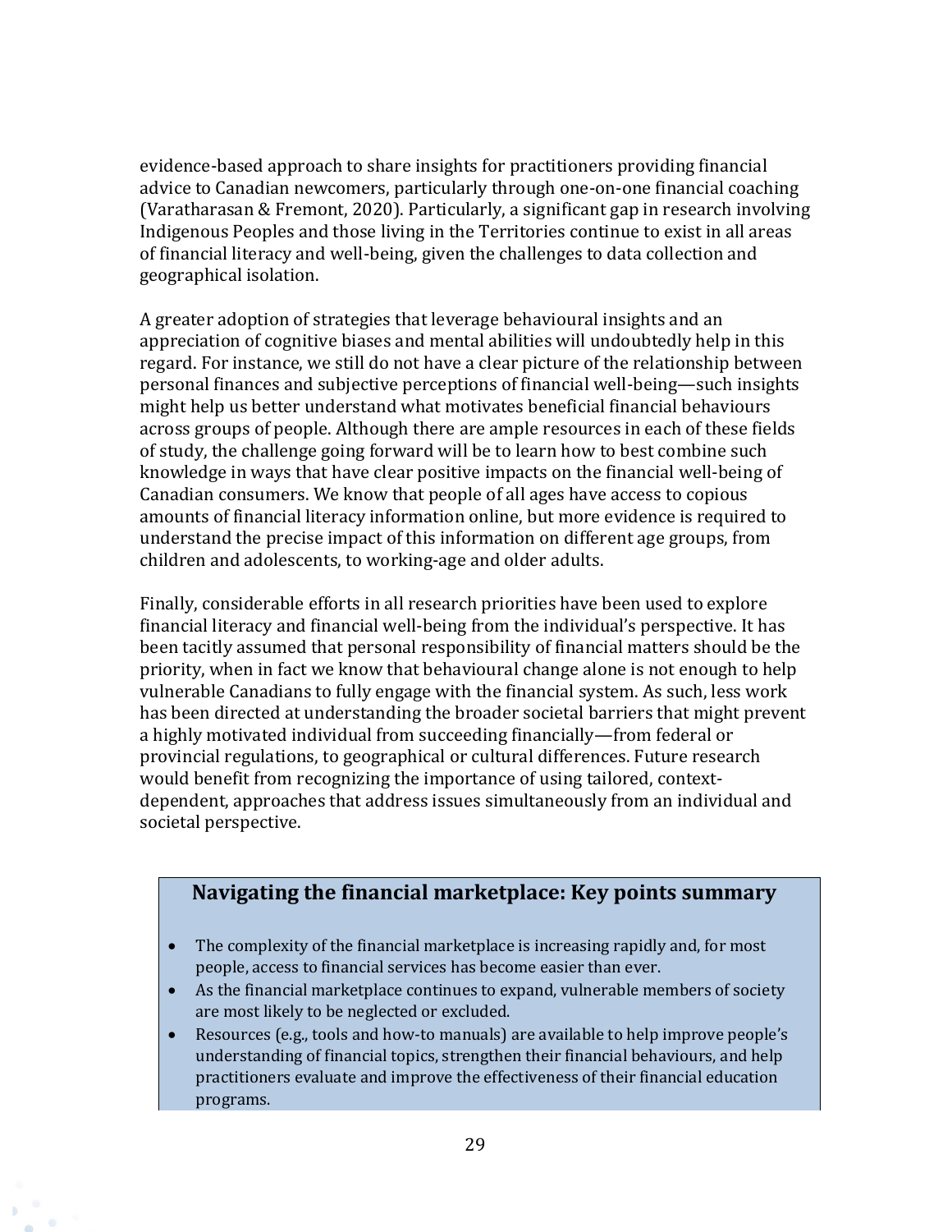evidence-based approach to share insights for practitioners providing financial advice to Canadian newcomers, particularly through one-on-one financial coaching (Varatharasan & Fremont, 2020). Particularly, a significant gap in research involving Indigenous Peoples and those living in the Territories continue to exist in all areas of financial literacy and well-being, given the challenges to data collection and geographical isolation.

A greater adoption of strategies that leverage behavioural insights and an appreciation of cognitive biases and mental abilities will undoubtedly help in this regard. For instance, we still do not have a clear picture of the relationship between personal finances and subjective perceptions of financial well-being—such insights might help us better understand what motivates beneficial financial behaviours across groups of people. Although there are ample resources in each of these fields of study, the challenge going forward will be to learn how to best combine such knowledge in ways that have clear positive impacts on the financial well-being of Canadian consumers. We know that people of all ages have access to copious amounts of financial literacy information online, but more evidence is required to understand the precise impact of this information on different age groups, from children and adolescents, to working-age and older adults.

Finally, considerable efforts in all research priorities have been used to explore financial literacy and financial well-being from the individual's perspective. It has been tacitly assumed that personal responsibility of financial matters should be the priority, when in fact we know that behavioural change alone is not enough to help vulnerable Canadians to fully engage with the financial system. As such, less work has been directed at understanding the broader societal barriers that might prevent a highly motivated individual from succeeding financially—from federal or provincial regulations, to geographical or cultural differences. Future research would benefit from recognizing the importance of using tailored, context-dependent, approaches that address issues simultaneously from an individual and societal perspective.

## Navigating the financial marketplace: Key points summary

- The complexity of the financial marketplace is increasing rapidly and, for most people, access to financial services has become easier than ever.
- As the financial marketplace continues to expand, vulnerable members of society are most likely to be neglected or excluded.
- Resources (e.g., tools and how-to manuals) are available to help improve people's understanding of financial topics, strengthen their financial behaviours, and help practitioners evaluate and improve the effectiveness of their financial education programs.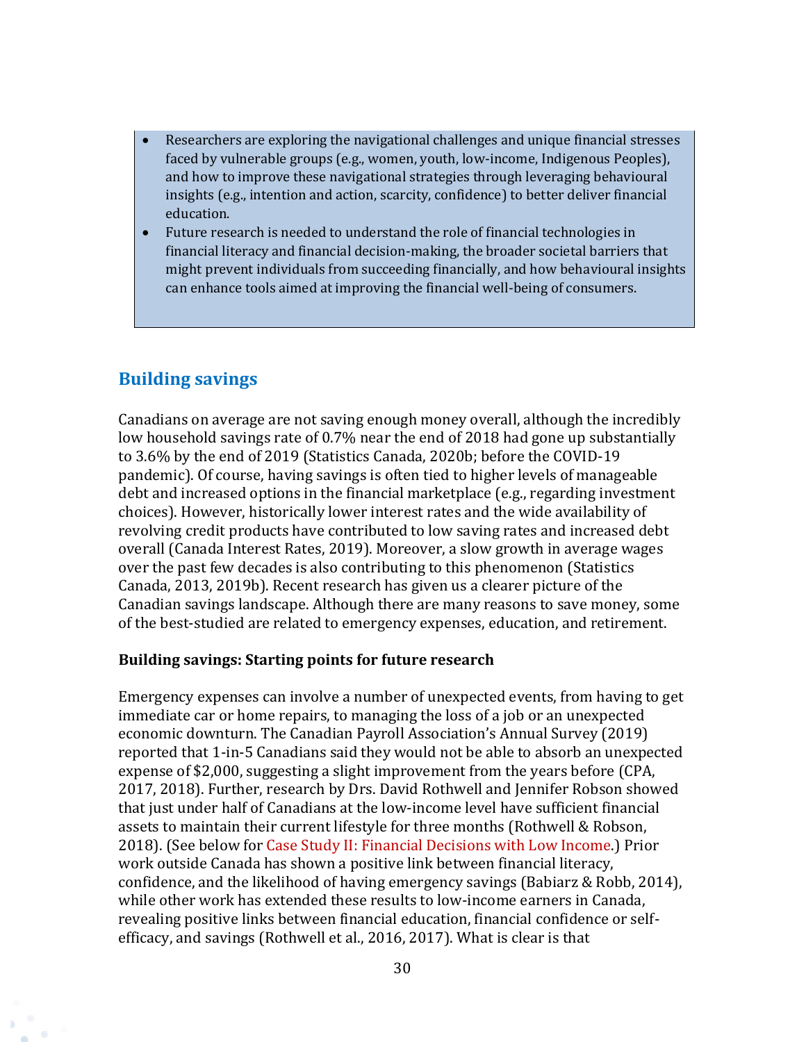- Researchers are exploring the navigational challenges and unique financial stresses faced by vulnerable groups (e.g., women, youth, low-income, Indigenous Peoples), and how to improve these navigational strategies through leveraging behavioural insights (e.g., intention and action, scarcity, confidence) to better deliver financial education.
- Future research is needed to understand the role of financial technologies in financial literacy and financial decision-making, the broader societal barriers that might prevent individuals from succeeding financially, and how behavioural insights can enhance tools aimed at improving the financial well-being of consumers.

## Building savings

Canadians on average are not saving enough money overall, although the incredibly low household savings rate of 0.7% near the end of 2018 had gone up substantially to 3.6% by the end of 2019 (Statistics Canada, 2020b; before the COVID-19 pandemic). Of course, having savings is often tied to higher levels of manageable debt and increased options in the financial marketplace (e.g., regarding investment choices). However, historically lower interest rates and the wide availability of revolving credit products have contributed to low saving rates and increased debt overall (Canada Interest Rates, 2019). Moreover, a slow growth in average wages over the past few decades is also contributing to this phenomenon (Statistics Canada, 2013, 2019b). Recent research has given us a clearer picture of the Canadian savings landscape. Although there are many reasons to save money, some of the best-studied are related to emergency expenses, education, and retirement.

**Building savings: Starting points for future research**

Emergency expenses can involve a number of unexpected events, from having to get immediate car or home repairs, to managing the loss of a job or an unexpected economic downturn. The Canadian Payroll Association's Annual Survey (2019) reported that 1-in-5 Canadians said they would not be able to absorb an unexpected expense of $2,000, suggesting a slight improvement from the years before (CPA, 2017, 2018). Further, research by Drs. David Rothwell and Jennifer Robson showed that just under half of Canadians at the low-income level have sufficient financial assets to maintain their current lifestyle for three months (Rothwell & Robson, 2018). (See below for Case Study II: Financial Decisions with Low Income.) Prior work outside Canada has shown a positive link between financial literacy, confidence, and the likelihood of having emergency savings (Babiarz & Robb, 2014), while other work has extended these results to low-income earners in Canada, revealing positive links between financial education, financial confidence or self-efficacy, and savings (Rothwell et al., 2016, 2017). What is clear is that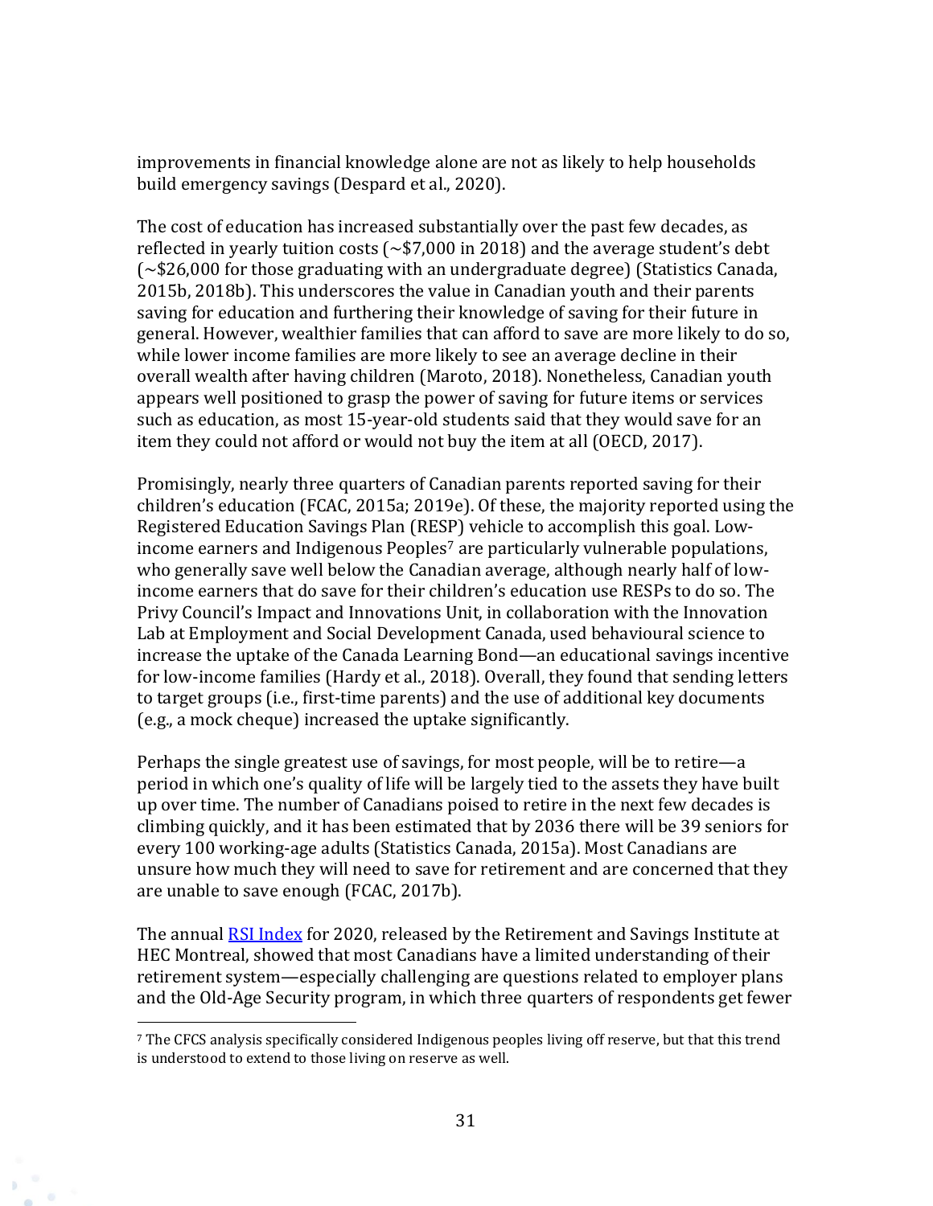improvements in financial knowledge alone are not as likely to help households build emergency savings (Despard et al., 2020).

The cost of education has increased substantially over the past few decades, as reflected in yearly tuition costs (~$7,000 in 2018) and the average student's debt (~$26,000 for those graduating with an undergraduate degree) (Statistics Canada, 2015b, 2018b). This underscores the value in Canadian youth and their parents saving for education and furthering their knowledge of saving for their future in general. However, wealthier families that can afford to save are more likely to do so, while lower income families are more likely to see an average decline in their overall wealth after having children (Maroto, 2018). Nonetheless, Canadian youth appears well positioned to grasp the power of saving for future items or services such as education, as most 15-year-old students said that they would save for an item they could not afford or would not buy the item at all (OECD, 2017).

Promisingly, nearly three quarters of Canadian parents reported saving for their children's education (FCAC, 2015a; 2019e). Of these, the majority reported using the Registered Education Savings Plan (RESP) vehicle to accomplish this goal. Low-income earners and Indigenous Peoples[7] are particularly vulnerable populations, who generally save well below the Canadian average, although nearly half of low-income earners that do save for their children's education use RESPs to do so. The Privy Council's Impact and Innovations Unit, in collaboration with the Innovation Lab at Employment and Social Development Canada, used behavioural science to increase the uptake of the Canada Learning Bond—an educational savings incentive for low-income families (Hardy et al., 2018). Overall, they found that sending letters to target groups (i.e., first-time parents) and the use of additional key documents (e.g., a mock cheque) increased the uptake significantly.

Perhaps the single greatest use of savings, for most people, will be to retire—a period in which one's quality of life will be largely tied to the assets they have built up over time. The number of Canadians poised to retire in the next few decades is climbing quickly, and it has been estimated that by 2036 there will be 39 seniors for every 100 working-age adults (Statistics Canada, 2015a). Most Canadians are unsure how much they will need to save for retirement and are concerned that they are unable to save enough (FCAC, 2017b).

The annual [RSI Index] for 2020, released by the Retirement and Savings Institute at HEC Montreal, showed that most Canadians have a limited understanding of their retirement system—especially challenging are questions related to employer plans and the Old-Age Security program, in which three quarters of respondents get fewer

[7] The CFCS analysis specifically considered Indigenous peoples living off reserve, but that this trend is understood to extend to those living on reserve as well.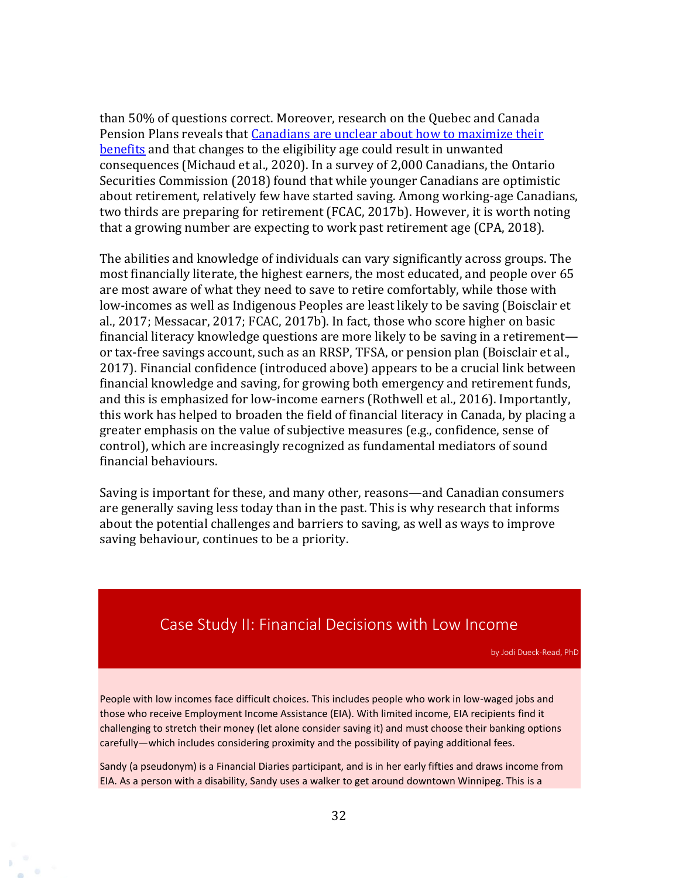than 50% of questions correct. Moreover, research on the Quebec and Canada Pension Plans reveals that [Canadians are unclear about how to maximize their benefits](#) and that changes to the eligibility age could result in unwanted consequences (Michaud et al., 2020). In a survey of 2,000 Canadians, the Ontario Securities Commission (2018) found that while younger Canadians are optimistic about retirement, relatively few have started saving. Among working-age Canadians, two thirds are preparing for retirement (FCAC, 2017b). However, it is worth noting that a growing number are expecting to work past retirement age (CPA, 2018).

The abilities and knowledge of individuals can vary significantly across groups. The most financially literate, the highest earners, the most educated, and people over 65 are most aware of what they need to save to retire comfortably, while those with low-incomes as well as Indigenous Peoples are least likely to be saving (Boisclair et al., 2017; Messacar, 2017; FCAC, 2017b). In fact, those who score higher on basic financial literacy knowledge questions are more likely to be saving in a retirement—or tax-free savings account, such as an RRSP, TFSA, or pension plan (Boisclair et al., 2017). Financial confidence (introduced above) appears to be a crucial link between financial knowledge and saving, for growing both emergency and retirement funds, and this is emphasized for low-income earners (Rothwell et al., 2016). Importantly, this work has helped to broaden the field of financial literacy in Canada, by placing a greater emphasis on the value of subjective measures (e.g., confidence, sense of control), which are increasingly recognized as fundamental mediators of sound financial behaviours.

Saving is important for these, and many other, reasons—and Canadian consumers are generally saving less today than in the past. This is why research that informs about the potential challenges and barriers to saving, as well as ways to improve saving behaviour, continues to be a priority.

## Case Study II: Financial Decisions with Low Income

by Jodi Dueck-Read, PhD

People with low incomes face difficult choices. This includes people who work in low-waged jobs and those who receive Employment Income Assistance (EIA). With limited income, EIA recipients find it challenging to stretch their money (let alone consider saving it) and must choose their banking options carefully—which includes considering proximity and the possibility of paying additional fees.

Sandy (a pseudonym) is a Financial Diaries participant, and is in her early fifties and draws income from EIA. As a person with a disability, Sandy uses a walker to get around downtown Winnipeg. This is a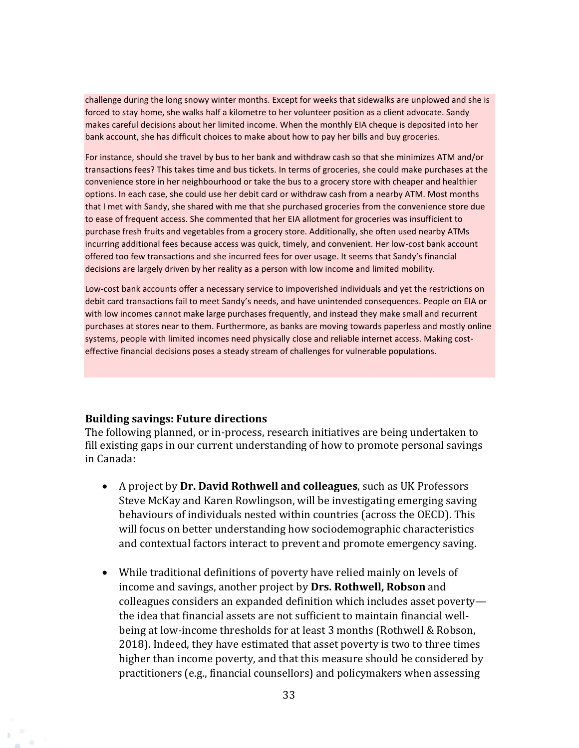challenge during the long snowy winter months. Except for weeks that sidewalks are unplowed and she is forced to stay home, she walks half a kilometre to her volunteer position as a client advocate. Sandy makes careful decisions about her limited income. When the monthly EIA cheque is deposited into her bank account, she has difficult choices to make about how to pay her bills and buy groceries.

For instance, should she travel by bus to her bank and withdraw cash so that she minimizes ATM and/or transactions fees? This takes time and bus tickets. In terms of groceries, she could make purchases at the convenience store in her neighbourhood or take the bus to a grocery store with cheaper and healthier options. In each case, she could use her debit card or withdraw cash from a nearby ATM. Most months that I met with Sandy, she shared with me that she purchased groceries from the convenience store due to ease of frequent access. She commented that her EIA allotment for groceries was insufficient to purchase fresh fruits and vegetables from a grocery store. Additionally, she often used nearby ATMs incurring additional fees because access was quick, timely, and convenient. Her low-cost bank account offered too few transactions and she incurred fees for over usage. It seems that Sandy's financial decisions are largely driven by her reality as a person with low income and limited mobility.

Low-cost bank accounts offer a necessary service to impoverished individuals and yet the restrictions on debit card transactions fail to meet Sandy's needs, and have unintended consequences. People on EIA or with low incomes cannot make large purchases frequently, and instead they make small and recurrent purchases at stores near to them. Furthermore, as banks are moving towards paperless and mostly online systems, people with limited incomes need physically close and reliable internet access. Making cost-effective financial decisions poses a steady stream of challenges for vulnerable populations.

**Building savings: Future directions**

The following planned, or in-process, research initiatives are being undertaken to fill existing gaps in our current understanding of how to promote personal savings in Canada:

- A project by **Dr. David Rothwell and colleagues**, such as UK Professors Steve McKay and Karen Rowlingson, will be investigating emerging saving behaviours of individuals nested within countries (across the OECD). This will focus on better understanding how sociodemographic characteristics and contextual factors interact to prevent and promote emergency saving.

- While traditional definitions of poverty have relied mainly on levels of income and savings, another project by **Drs. Rothwell, Robson** and colleagues considers an expanded definition which includes asset poverty—the idea that financial assets are not sufficient to maintain financial well-being at low-income thresholds for at least 3 months (Rothwell & Robson, 2018). Indeed, they have estimated that asset poverty is two to three times higher than income poverty, and that this measure should be considered by practitioners (e.g., financial counsellors) and policymakers when assessing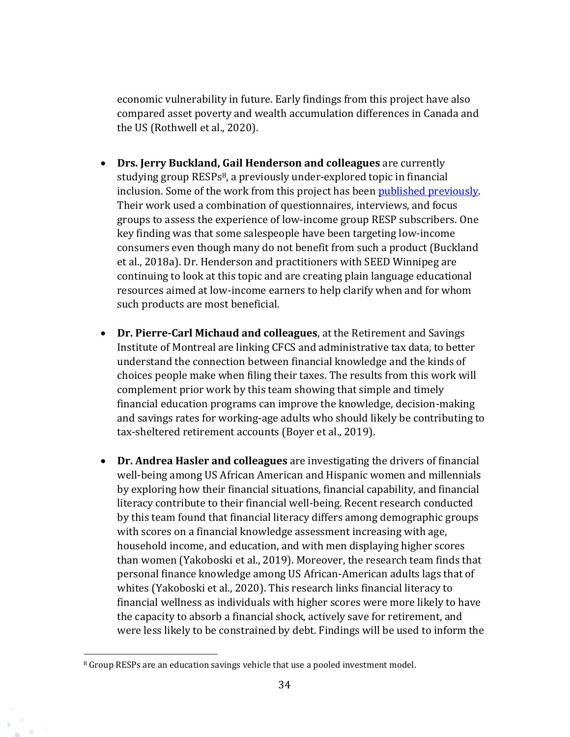economic vulnerability in future. Early findings from this project have also compared asset poverty and wealth accumulation differences in Canada and the US (Rothwell et al., 2020).

- **Drs. Jerry Buckland, Gail Henderson and colleagues** are currently studying group RESPs[8], a previously under-explored topic in financial inclusion. Some of the work from this project has been published previously. Their work used a combination of questionnaires, interviews, and focus groups to assess the experience of low-income group RESP subscribers. One key finding was that some salespeople have been targeting low-income consumers even though many do not benefit from such a product (Buckland et al., 2018a). Dr. Henderson and practitioners with SEED Winnipeg are continuing to look at this topic and are creating plain language educational resources aimed at low-income earners to help clarify when and for whom such products are most beneficial.

- **Dr. Pierre-Carl Michaud and colleagues**, at the Retirement and Savings Institute of Montreal are linking CFCS and administrative tax data, to better understand the connection between financial knowledge and the kinds of choices people make when filing their taxes. The results from this work will complement prior work by this team showing that simple and timely financial education programs can improve the knowledge, decision-making and savings rates for working-age adults who should likely be contributing to tax-sheltered retirement accounts (Boyer et al., 2019).

- **Dr. Andrea Hasler and colleagues** are investigating the drivers of financial well-being among US African American and Hispanic women and millennials by exploring how their financial situations, financial capability, and financial literacy contribute to their financial well-being. Recent research conducted by this team found that financial literacy differs among demographic groups with scores on a financial knowledge assessment increasing with age, household income, and education, and with men displaying higher scores than women (Yakoboski et al., 2019). Moreover, the research team finds that personal finance knowledge among US African-American adults lags that of whites (Yakoboski et al., 2020). This research links financial literacy to financial wellness as individuals with higher scores were more likely to have the capacity to absorb a financial shock, actively save for retirement, and were less likely to be constrained by debt. Findings will be used to inform the

[8] Group RESPs are an education savings vehicle that use a pooled investment model.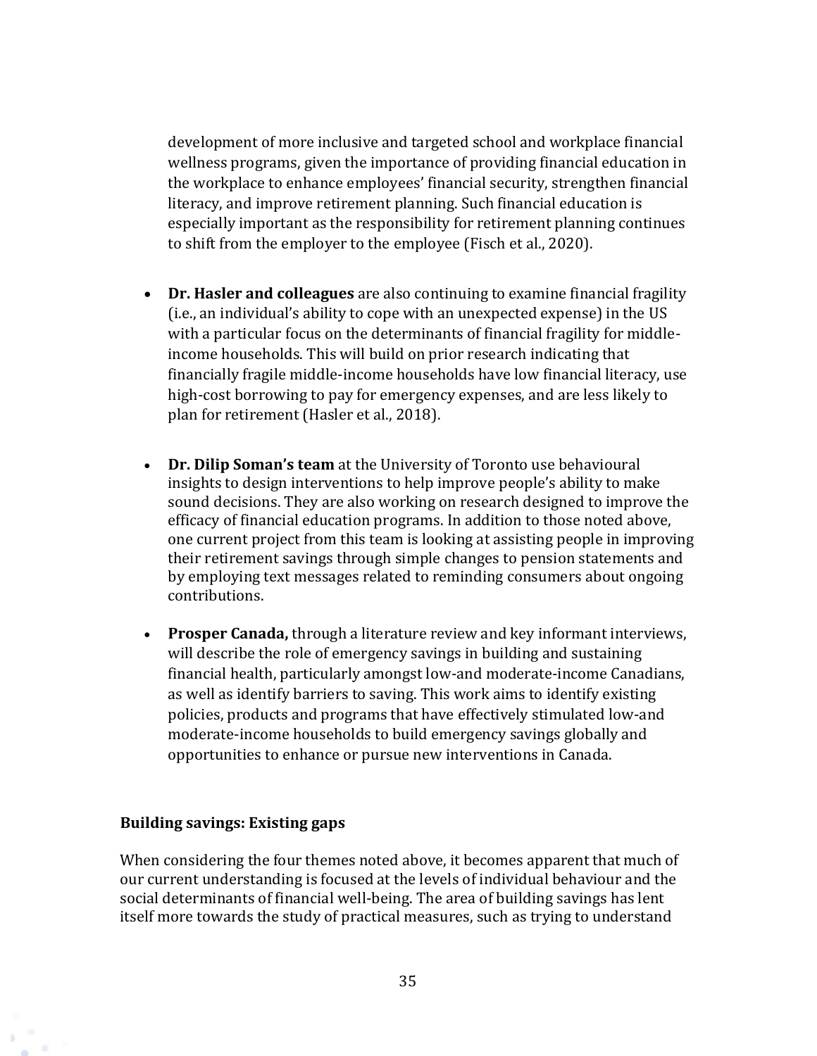development of more inclusive and targeted school and workplace financial wellness programs, given the importance of providing financial education in the workplace to enhance employees' financial security, strengthen financial literacy, and improve retirement planning. Such financial education is especially important as the responsibility for retirement planning continues to shift from the employer to the employee (Fisch et al., 2020).

- **Dr. Hasler and colleagues** are also continuing to examine financial fragility (i.e., an individual's ability to cope with an unexpected expense) in the US with a particular focus on the determinants of financial fragility for middle-income households. This will build on prior research indicating that financially fragile middle-income households have low financial literacy, use high-cost borrowing to pay for emergency expenses, and are less likely to plan for retirement (Hasler et al., 2018).

- **Dr. Dilip Soman's team** at the University of Toronto use behavioural insights to design interventions to help improve people's ability to make sound decisions. They are also working on research designed to improve the efficacy of financial education programs. In addition to those noted above, one current project from this team is looking at assisting people in improving their retirement savings through simple changes to pension statements and by employing text messages related to reminding consumers about ongoing contributions.

- **Prosper Canada,** through a literature review and key informant interviews, will describe the role of emergency savings in building and sustaining financial health, particularly amongst low-and moderate-income Canadians, as well as identify barriers to saving. This work aims to identify existing policies, products and programs that have effectively stimulated low-and moderate-income households to build emergency savings globally and opportunities to enhance or pursue new interventions in Canada.

### Building savings: Existing gaps

When considering the four themes noted above, it becomes apparent that much of our current understanding is focused at the levels of individual behaviour and the social determinants of financial well-being. The area of building savings has lent itself more towards the study of practical measures, such as trying to understand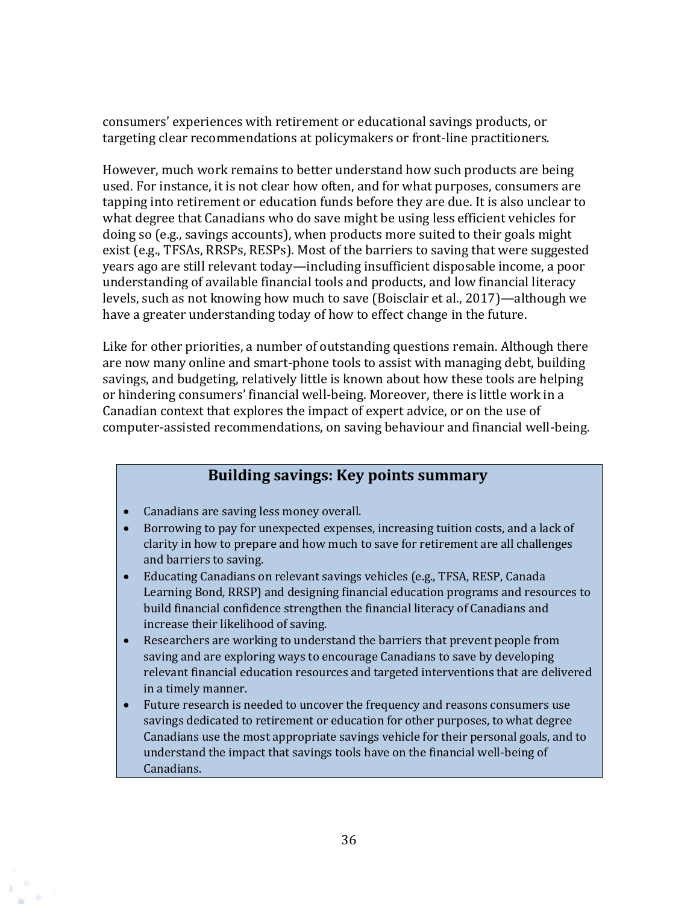consumers' experiences with retirement or educational savings products, or targeting clear recommendations at policymakers or front-line practitioners.

However, much work remains to better understand how such products are being used. For instance, it is not clear how often, and for what purposes, consumers are tapping into retirement or education funds before they are due. It is also unclear to what degree that Canadians who do save might be using less efficient vehicles for doing so (e.g., savings accounts), when products more suited to their goals might exist (e.g., TFSAs, RRSPs, RESPs). Most of the barriers to saving that were suggested years ago are still relevant today—including insufficient disposable income, a poor understanding of available financial tools and products, and low financial literacy levels, such as not knowing how much to save (Boisclair et al., 2017)—although we have a greater understanding today of how to effect change in the future.

Like for other priorities, a number of outstanding questions remain. Although there are now many online and smart-phone tools to assist with managing debt, building savings, and budgeting, relatively little is known about how these tools are helping or hindering consumers' financial well-being. Moreover, there is little work in a Canadian context that explores the impact of expert advice, or on the use of computer-assisted recommendations, on saving behaviour and financial well-being.

### Building savings: Key points summary

- Canadians are saving less money overall.
- Borrowing to pay for unexpected expenses, increasing tuition costs, and a lack of clarity in how to prepare and how much to save for retirement are all challenges and barriers to saving.
- Educating Canadians on relevant savings vehicles (e.g., TFSA, RESP, Canada Learning Bond, RRSP) and designing financial education programs and resources to build financial confidence strengthen the financial literacy of Canadians and increase their likelihood of saving.
- Researchers are working to understand the barriers that prevent people from saving and are exploring ways to encourage Canadians to save by developing relevant financial education resources and targeted interventions that are delivered in a timely manner.
- Future research is needed to uncover the frequency and reasons consumers use savings dedicated to retirement or education for other purposes, to what degree Canadians use the most appropriate savings vehicle for their personal goals, and to understand the impact that savings tools have on the financial well-being of Canadians.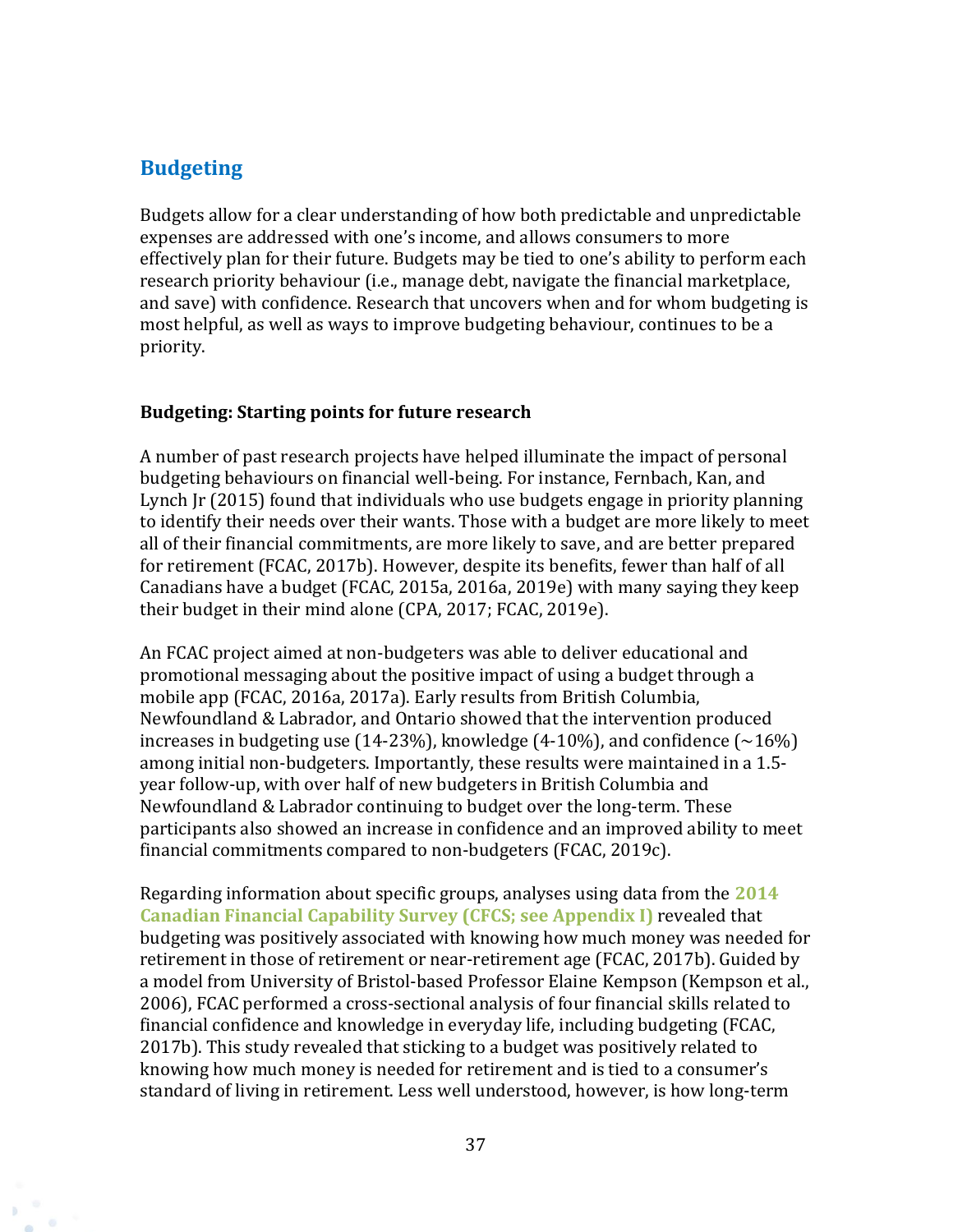## Budgeting

Budgets allow for a clear understanding of how both predictable and unpredictable expenses are addressed with one's income, and allows consumers to more effectively plan for their future. Budgets may be tied to one's ability to perform each research priority behaviour (i.e., manage debt, navigate the financial marketplace, and save) with confidence. Research that uncovers when and for whom budgeting is most helpful, as well as ways to improve budgeting behaviour, continues to be a priority.

### Budgeting: Starting points for future research

A number of past research projects have helped illuminate the impact of personal budgeting behaviours on financial well-being. For instance, Fernbach, Kan, and Lynch Jr (2015) found that individuals who use budgets engage in priority planning to identify their needs over their wants. Those with a budget are more likely to meet all of their financial commitments, are more likely to save, and are better prepared for retirement (FCAC, 2017b). However, despite its benefits, fewer than half of all Canadians have a budget (FCAC, 2015a, 2016a, 2019e) with many saying they keep their budget in their mind alone (CPA, 2017; FCAC, 2019e).

An FCAC project aimed at non-budgeters was able to deliver educational and promotional messaging about the positive impact of using a budget through a mobile app (FCAC, 2016a, 2017a). Early results from British Columbia, Newfoundland & Labrador, and Ontario showed that the intervention produced increases in budgeting use (14-23%), knowledge (4-10%), and confidence (~16%) among initial non-budgeters. Importantly, these results were maintained in a 1.5-year follow-up, with over half of new budgeters in British Columbia and Newfoundland & Labrador continuing to budget over the long-term. These participants also showed an increase in confidence and an improved ability to meet financial commitments compared to non-budgeters (FCAC, 2019c).

Regarding information about specific groups, analyses using data from the **2014 Canadian Financial Capability Survey (CFCS; see Appendix I)** revealed that budgeting was positively associated with knowing how much money was needed for retirement in those of retirement or near-retirement age (FCAC, 2017b). Guided by a model from University of Bristol-based Professor Elaine Kempson (Kempson et al., 2006), FCAC performed a cross-sectional analysis of four financial skills related to financial confidence and knowledge in everyday life, including budgeting (FCAC, 2017b). This study revealed that sticking to a budget was positively related to knowing how much money is needed for retirement and is tied to a consumer's standard of living in retirement. Less well understood, however, is how long-term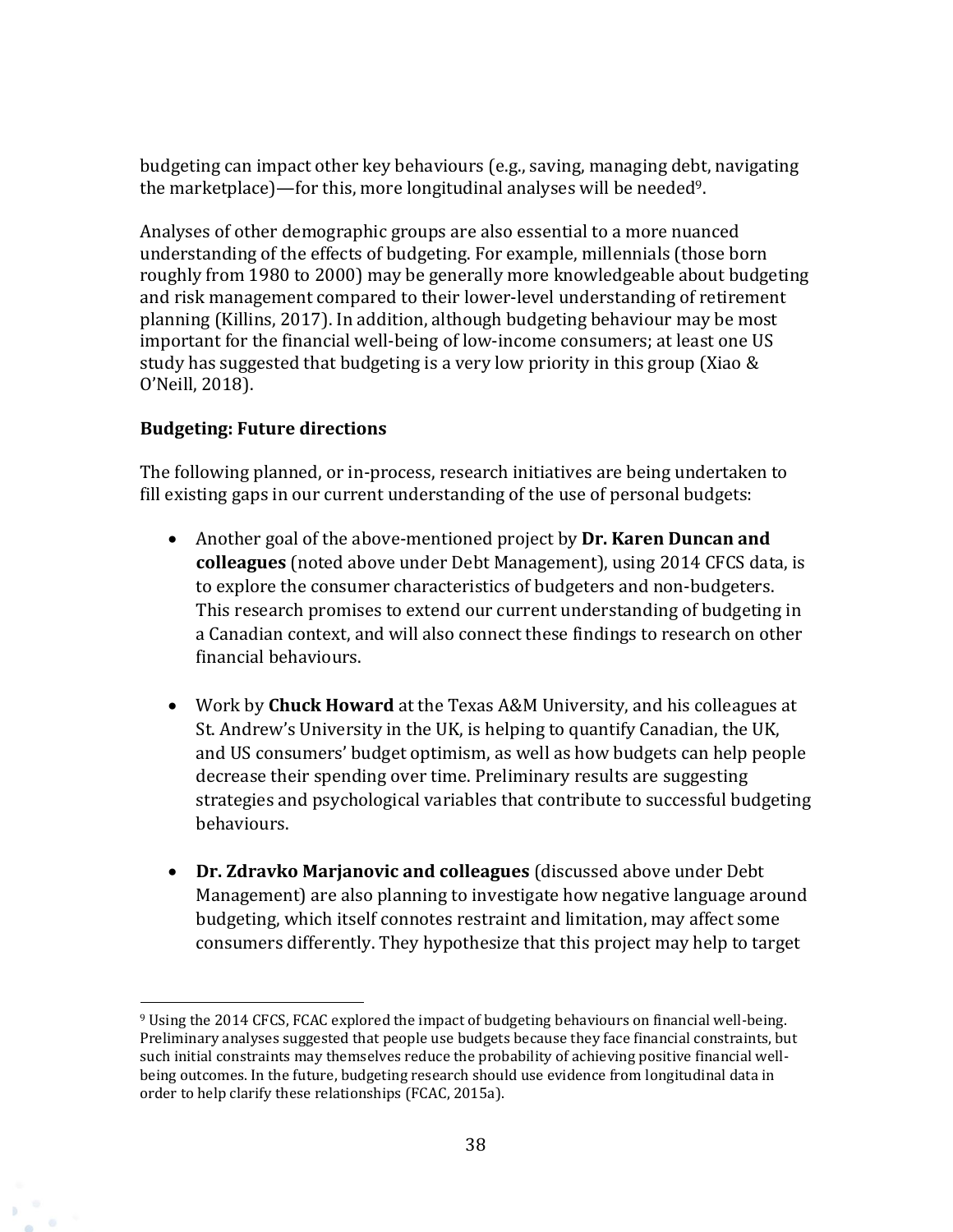budgeting can impact other key behaviours (e.g., saving, managing debt, navigating the marketplace)—for this, more longitudinal analyses will be needed[9].

Analyses of other demographic groups are also essential to a more nuanced understanding of the effects of budgeting. For example, millennials (those born roughly from 1980 to 2000) may be generally more knowledgeable about budgeting and risk management compared to their lower-level understanding of retirement planning (Killins, 2017). In addition, although budgeting behaviour may be most important for the financial well-being of low-income consumers; at least one US study has suggested that budgeting is a very low priority in this group (Xiao & O'Neill, 2018).

**Budgeting: Future directions**

The following planned, or in-process, research initiatives are being undertaken to fill existing gaps in our current understanding of the use of personal budgets:

- Another goal of the above-mentioned project by **Dr. Karen Duncan and colleagues** (noted above under Debt Management), using 2014 CFCS data, is to explore the consumer characteristics of budgeters and non-budgeters. This research promises to extend our current understanding of budgeting in a Canadian context, and will also connect these findings to research on other financial behaviours.

- Work by **Chuck Howard** at the Texas A&M University, and his colleagues at St. Andrew's University in the UK, is helping to quantify Canadian, the UK, and US consumers' budget optimism, as well as how budgets can help people decrease their spending over time. Preliminary results are suggesting strategies and psychological variables that contribute to successful budgeting behaviours.

- **Dr. Zdravko Marjanovic and colleagues** (discussed above under Debt Management) are also planning to investigate how negative language around budgeting, which itself connotes restraint and limitation, may affect some consumers differently. They hypothesize that this project may help to target

[9] Using the 2014 CFCS, FCAC explored the impact of budgeting behaviours on financial well-being. Preliminary analyses suggested that people use budgets because they face financial constraints, but such initial constraints may themselves reduce the probability of achieving positive financial well-being outcomes. In the future, budgeting research should use evidence from longitudinal data in order to help clarify these relationships (FCAC, 2015a).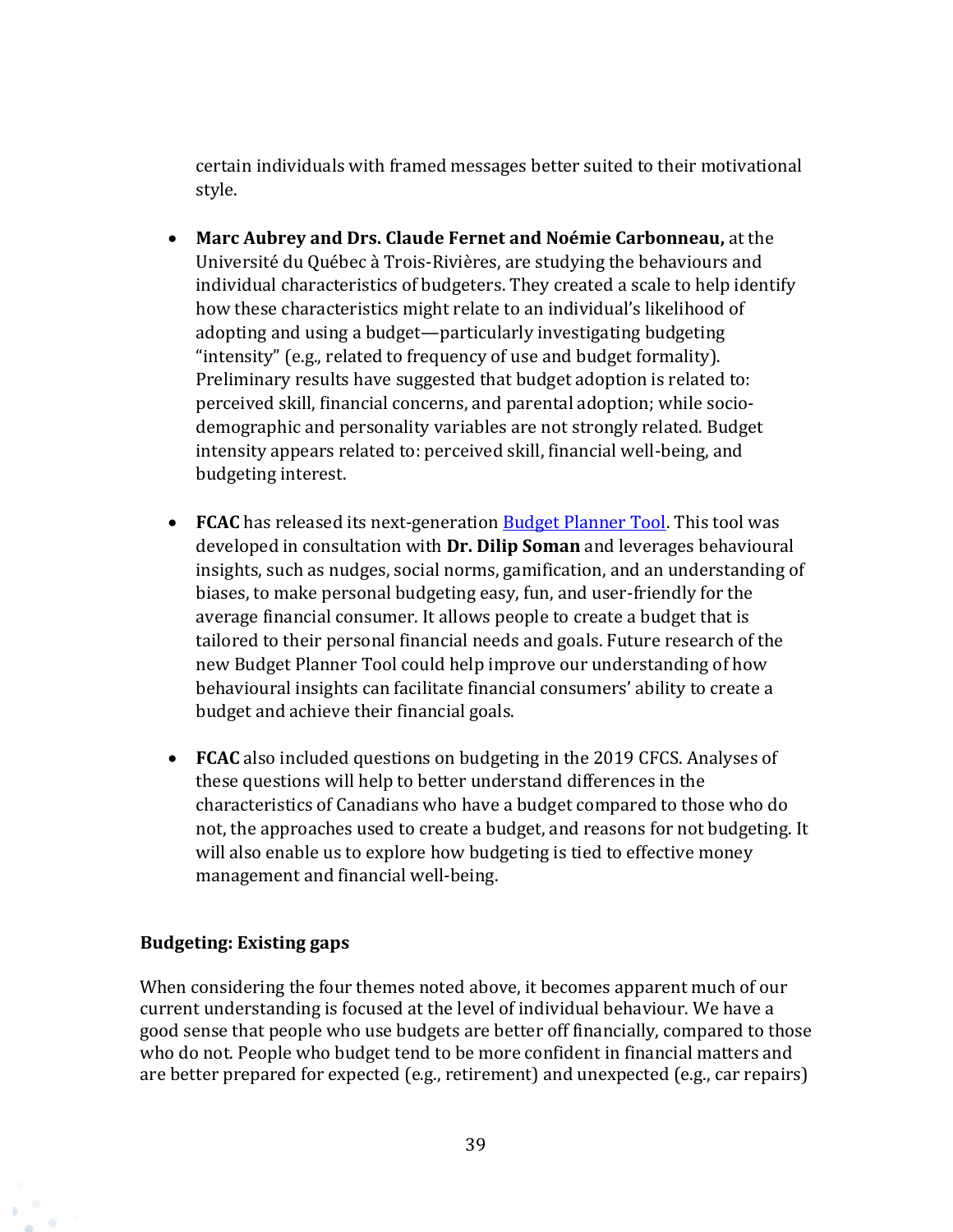certain individuals with framed messages better suited to their motivational style.

- **Marc Aubrey and Drs. Claude Fernet and Noémie Carbonneau,** at the Université du Québec à Trois-Rivières, are studying the behaviours and individual characteristics of budgeters. They created a scale to help identify how these characteristics might relate to an individual's likelihood of adopting and using a budget—particularly investigating budgeting "intensity" (e.g., related to frequency of use and budget formality). Preliminary results have suggested that budget adoption is related to: perceived skill, financial concerns, and parental adoption; while socio-demographic and personality variables are not strongly related. Budget intensity appears related to: perceived skill, financial well-being, and budgeting interest.

- **FCAC** has released its next-generation Budget Planner Tool. This tool was developed in consultation with **Dr. Dilip Soman** and leverages behavioural insights, such as nudges, social norms, gamification, and an understanding of biases, to make personal budgeting easy, fun, and user-friendly for the average financial consumer. It allows people to create a budget that is tailored to their personal financial needs and goals. Future research of the new Budget Planner Tool could help improve our understanding of how behavioural insights can facilitate financial consumers' ability to create a budget and achieve their financial goals.

- **FCAC** also included questions on budgeting in the 2019 CFCS. Analyses of these questions will help to better understand differences in the characteristics of Canadians who have a budget compared to those who do not, the approaches used to create a budget, and reasons for not budgeting. It will also enable us to explore how budgeting is tied to effective money management and financial well-being.

**Budgeting: Existing gaps**

When considering the four themes noted above, it becomes apparent much of our current understanding is focused at the level of individual behaviour. We have a good sense that people who use budgets are better off financially, compared to those who do not. People who budget tend to be more confident in financial matters and are better prepared for expected (e.g., retirement) and unexpected (e.g., car repairs)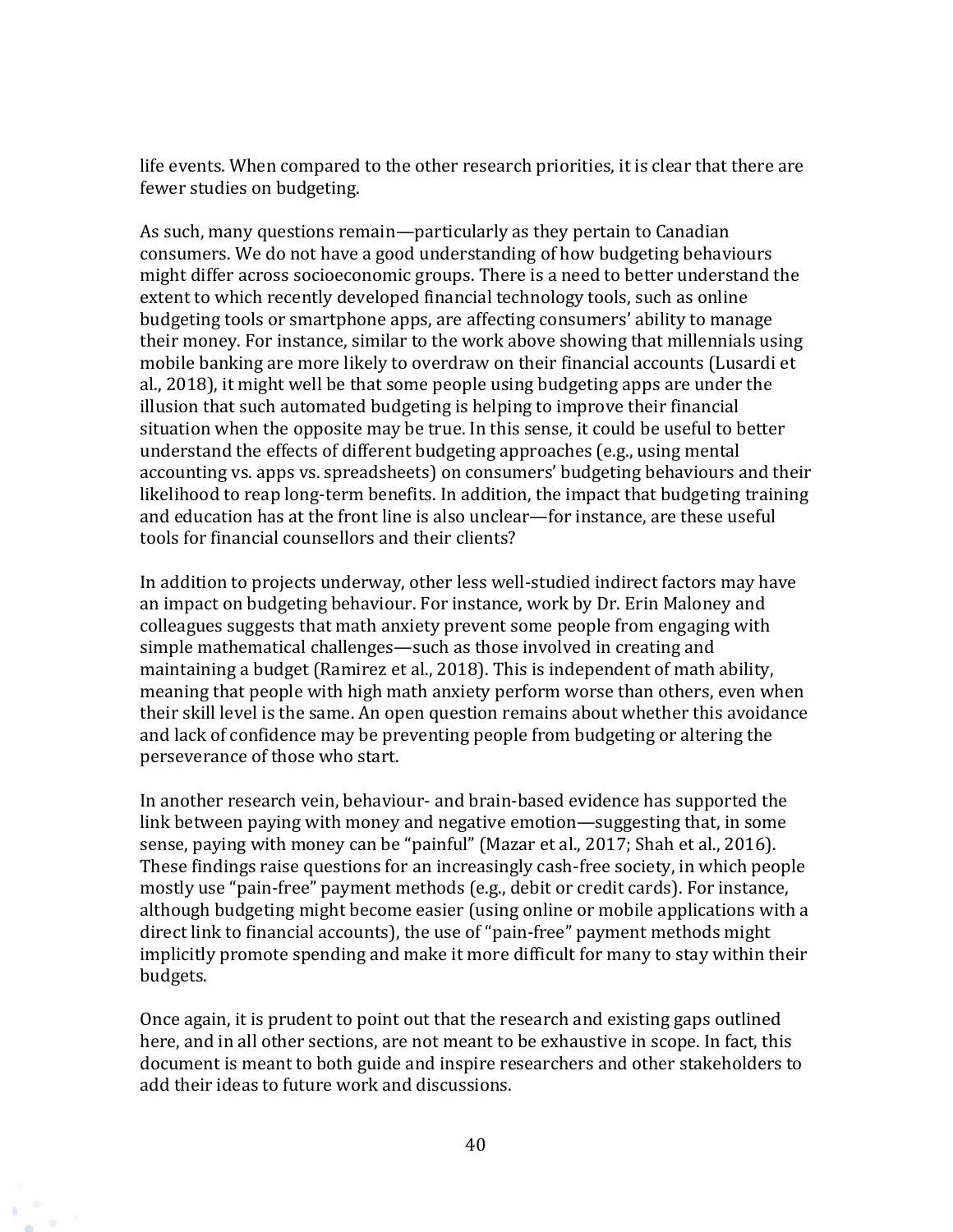life events. When compared to the other research priorities, it is clear that there are fewer studies on budgeting.

As such, many questions remain—particularly as they pertain to Canadian consumers. We do not have a good understanding of how budgeting behaviours might differ across socioeconomic groups. There is a need to better understand the extent to which recently developed financial technology tools, such as online budgeting tools or smartphone apps, are affecting consumers' ability to manage their money. For instance, similar to the work above showing that millennials using mobile banking are more likely to overdraw on their financial accounts (Lusardi et al., 2018), it might well be that some people using budgeting apps are under the illusion that such automated budgeting is helping to improve their financial situation when the opposite may be true. In this sense, it could be useful to better understand the effects of different budgeting approaches (e.g., using mental accounting vs. apps vs. spreadsheets) on consumers' budgeting behaviours and their likelihood to reap long-term benefits. In addition, the impact that budgeting training and education has at the front line is also unclear—for instance, are these useful tools for financial counsellors and their clients?

In addition to projects underway, other less well-studied indirect factors may have an impact on budgeting behaviour. For instance, work by Dr. Erin Maloney and colleagues suggests that math anxiety prevent some people from engaging with simple mathematical challenges—such as those involved in creating and maintaining a budget (Ramirez et al., 2018). This is independent of math ability, meaning that people with high math anxiety perform worse than others, even when their skill level is the same. An open question remains about whether this avoidance and lack of confidence may be preventing people from budgeting or altering the perseverance of those who start.

In another research vein, behaviour- and brain-based evidence has supported the link between paying with money and negative emotion—suggesting that, in some sense, paying with money can be "painful" (Mazar et al., 2017; Shah et al., 2016). These findings raise questions for an increasingly cash-free society, in which people mostly use "pain-free" payment methods (e.g., debit or credit cards). For instance, although budgeting might become easier (using online or mobile applications with a direct link to financial accounts), the use of "pain-free" payment methods might implicitly promote spending and make it more difficult for many to stay within their budgets.

Once again, it is prudent to point out that the research and existing gaps outlined here, and in all other sections, are not meant to be exhaustive in scope. In fact, this document is meant to both guide and inspire researchers and other stakeholders to add their ideas to future work and discussions.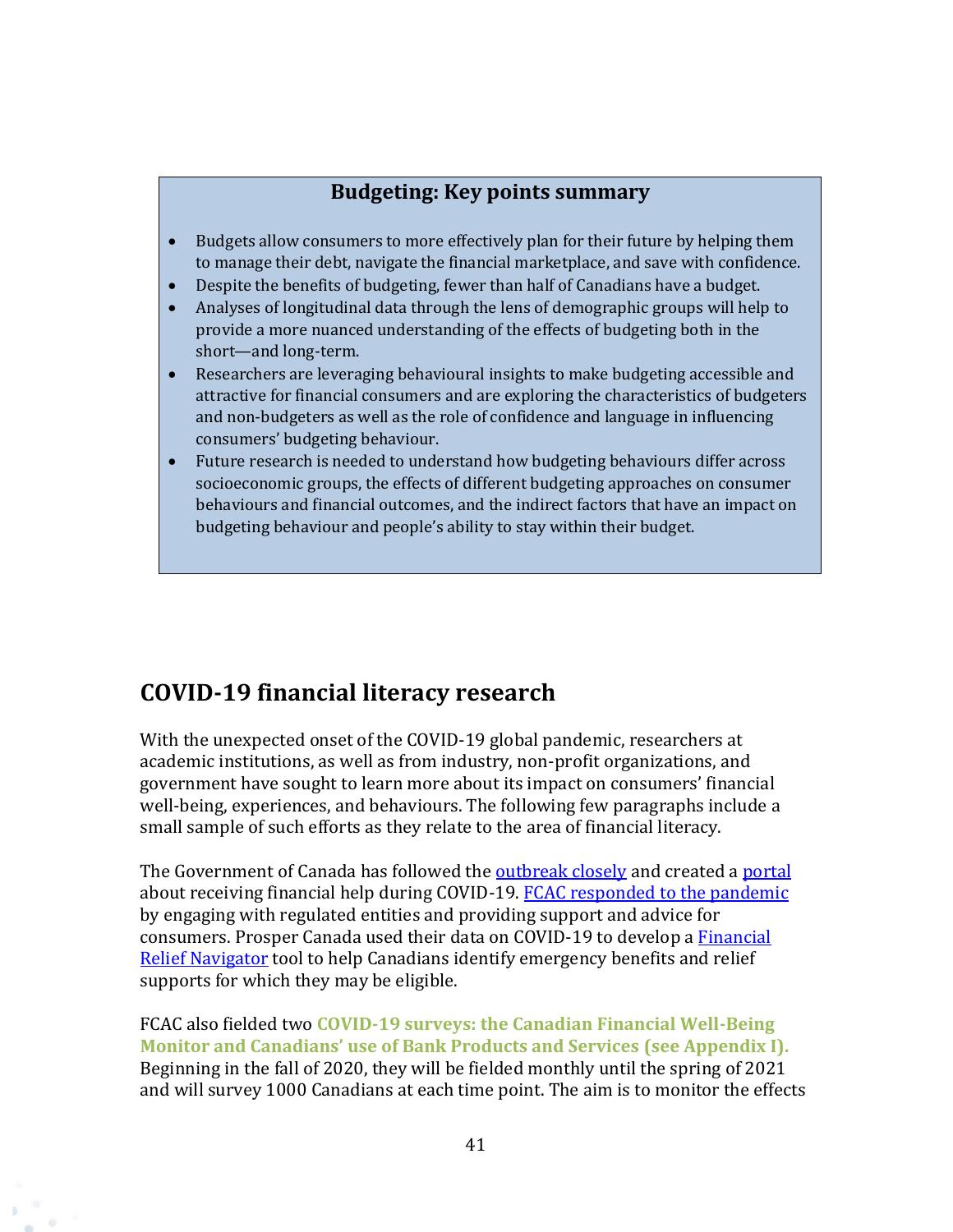**Budgeting: Key points summary**

- Budgets allow consumers to more effectively plan for their future by helping them to manage their debt, navigate the financial marketplace, and save with confidence.
- Despite the benefits of budgeting, fewer than half of Canadians have a budget.
- Analyses of longitudinal data through the lens of demographic groups will help to provide a more nuanced understanding of the effects of budgeting both in the short—and long-term.
- Researchers are leveraging behavioural insights to make budgeting accessible and attractive for financial consumers and are exploring the characteristics of budgeters and non-budgeters as well as the role of confidence and language in influencing consumers' budgeting behaviour.
- Future research is needed to understand how budgeting behaviours differ across socioeconomic groups, the effects of different budgeting approaches on consumer behaviours and financial outcomes, and the indirect factors that have an impact on budgeting behaviour and people's ability to stay within their budget.

## COVID-19 financial literacy research

With the unexpected onset of the COVID-19 global pandemic, researchers at academic institutions, as well as from industry, non-profit organizations, and government have sought to learn more about its impact on consumers' financial well-being, experiences, and behaviours. The following few paragraphs include a small sample of such efforts as they relate to the area of financial literacy.

The Government of Canada has followed the outbreak closely and created a portal about receiving financial help during COVID-19. FCAC responded to the pandemic by engaging with regulated entities and providing support and advice for consumers. Prosper Canada used their data on COVID-19 to develop a Financial Relief Navigator tool to help Canadians identify emergency benefits and relief supports for which they may be eligible.

FCAC also fielded two **COVID-19 surveys: the Canadian Financial Well-Being Monitor and Canadians' use of Bank Products and Services (see Appendix I).** Beginning in the fall of 2020, they will be fielded monthly until the spring of 2021 and will survey 1000 Canadians at each time point. The aim is to monitor the effects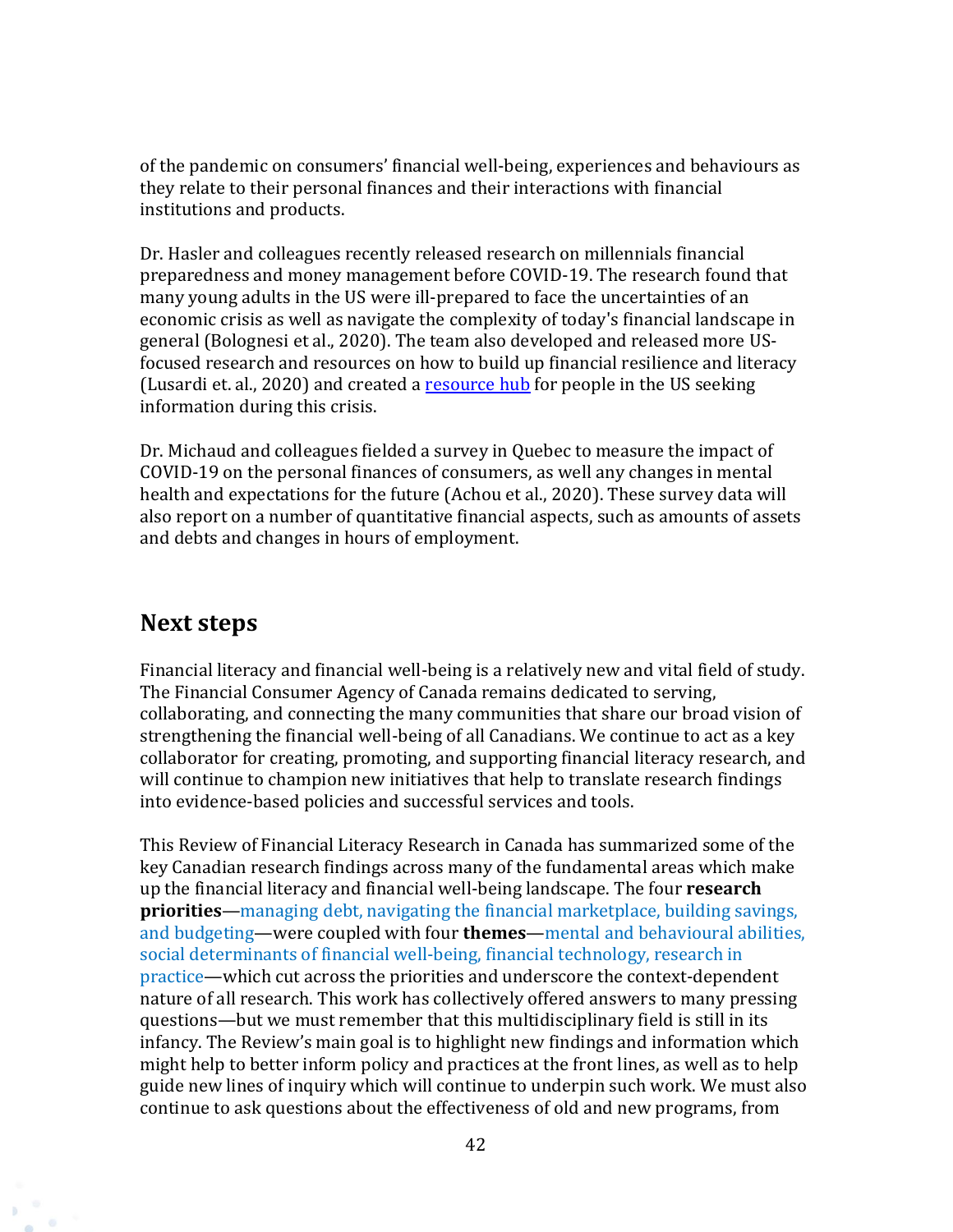of the pandemic on consumers' financial well-being, experiences and behaviours as they relate to their personal finances and their interactions with financial institutions and products.

Dr. Hasler and colleagues recently released research on millennials financial preparedness and money management before COVID-19. The research found that many young adults in the US were ill-prepared to face the uncertainties of an economic crisis as well as navigate the complexity of today's financial landscape in general (Bolognesi et al., 2020). The team also developed and released more US-focused research and resources on how to build up financial resilience and literacy (Lusardi et. al., 2020) and created a resource hub for people in the US seeking information during this crisis.

Dr. Michaud and colleagues fielded a survey in Quebec to measure the impact of COVID-19 on the personal finances of consumers, as well any changes in mental health and expectations for the future (Achou et al., 2020). These survey data will also report on a number of quantitative financial aspects, such as amounts of assets and debts and changes in hours of employment.

## Next steps

Financial literacy and financial well-being is a relatively new and vital field of study. The Financial Consumer Agency of Canada remains dedicated to serving, collaborating, and connecting the many communities that share our broad vision of strengthening the financial well-being of all Canadians. We continue to act as a key collaborator for creating, promoting, and supporting financial literacy research, and will continue to champion new initiatives that help to translate research findings into evidence-based policies and successful services and tools.

This Review of Financial Literacy Research in Canada has summarized some of the key Canadian research findings across many of the fundamental areas which make up the financial literacy and financial well-being landscape. The four **research priorities**—managing debt, navigating the financial marketplace, building savings, and budgeting—were coupled with four **themes**—mental and behavioural abilities, social determinants of financial well-being, financial technology, research in practice—which cut across the priorities and underscore the context-dependent nature of all research. This work has collectively offered answers to many pressing questions—but we must remember that this multidisciplinary field is still in its infancy. The Review's main goal is to highlight new findings and information which might help to better inform policy and practices at the front lines, as well as to help guide new lines of inquiry which will continue to underpin such work. We must also continue to ask questions about the effectiveness of old and new programs, from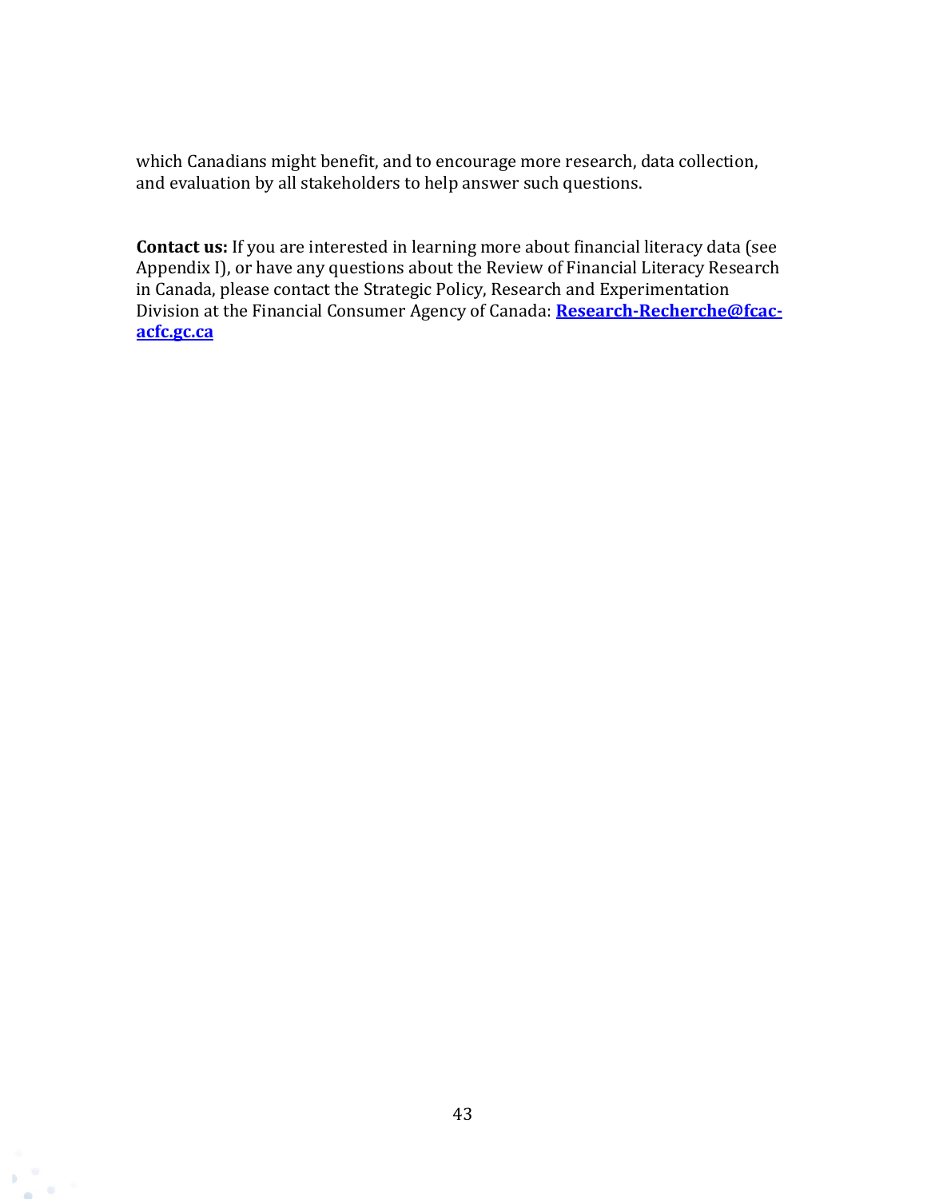which Canadians might benefit, and to encourage more research, data collection, and evaluation by all stakeholders to help answer such questions.

**Contact us:** If you are interested in learning more about financial literacy data (see Appendix I), or have any questions about the Review of Financial Literacy Research in Canada, please contact the Strategic Policy, Research and Experimentation Division at the Financial Consumer Agency of Canada: **Research-Recherche@fcac-acfc.gc.ca**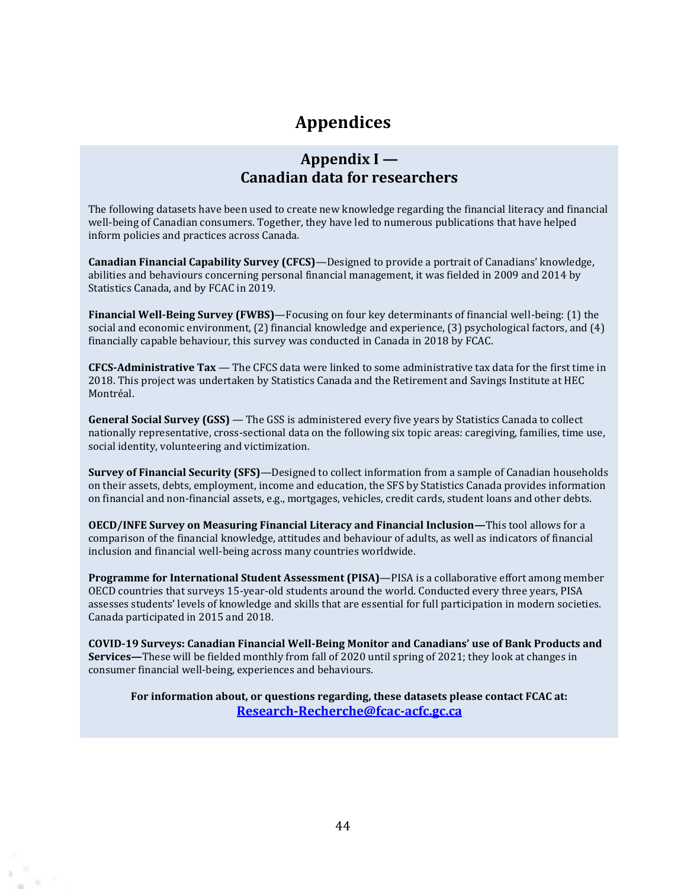# Appendices

## Appendix I — Canadian data for researchers

The following datasets have been used to create new knowledge regarding the financial literacy and financial well-being of Canadian consumers. Together, they have led to numerous publications that have helped inform policies and practices across Canada.

**Canadian Financial Capability Survey (CFCS)**—Designed to provide a portrait of Canadians' knowledge, abilities and behaviours concerning personal financial management, it was fielded in 2009 and 2014 by Statistics Canada, and by FCAC in 2019.

**Financial Well-Being Survey (FWBS)**—Focusing on four key determinants of financial well-being: (1) the social and economic environment, (2) financial knowledge and experience, (3) psychological factors, and (4) financially capable behaviour, this survey was conducted in Canada in 2018 by FCAC.

**CFCS-Administrative Tax** — The CFCS data were linked to some administrative tax data for the first time in 2018. This project was undertaken by Statistics Canada and the Retirement and Savings Institute at HEC Montréal.

**General Social Survey (GSS)** — The GSS is administered every five years by Statistics Canada to collect nationally representative, cross-sectional data on the following six topic areas: caregiving, families, time use, social identity, volunteering and victimization.

**Survey of Financial Security (SFS)**—Designed to collect information from a sample of Canadian households on their assets, debts, employment, income and education, the SFS by Statistics Canada provides information on financial and non-financial assets, e.g., mortgages, vehicles, credit cards, student loans and other debts.

**OECD/INFE Survey on Measuring Financial Literacy and Financial Inclusion—**This tool allows for a comparison of the financial knowledge, attitudes and behaviour of adults, as well as indicators of financial inclusion and financial well-being across many countries worldwide.

**Programme for International Student Assessment (PISA)**—PISA is a collaborative effort among member OECD countries that surveys 15-year-old students around the world. Conducted every three years, PISA assesses students' levels of knowledge and skills that are essential for full participation in modern societies. Canada participated in 2015 and 2018.

**COVID-19 Surveys: Canadian Financial Well-Being Monitor and Canadians' use of Bank Products and Services—**These will be fielded monthly from fall of 2020 until spring of 2021; they look at changes in consumer financial well-being, experiences and behaviours.

**For information about, or questions regarding, these datasets please contact FCAC at:**
**Research-Recherche@fcac-acfc.gc.ca**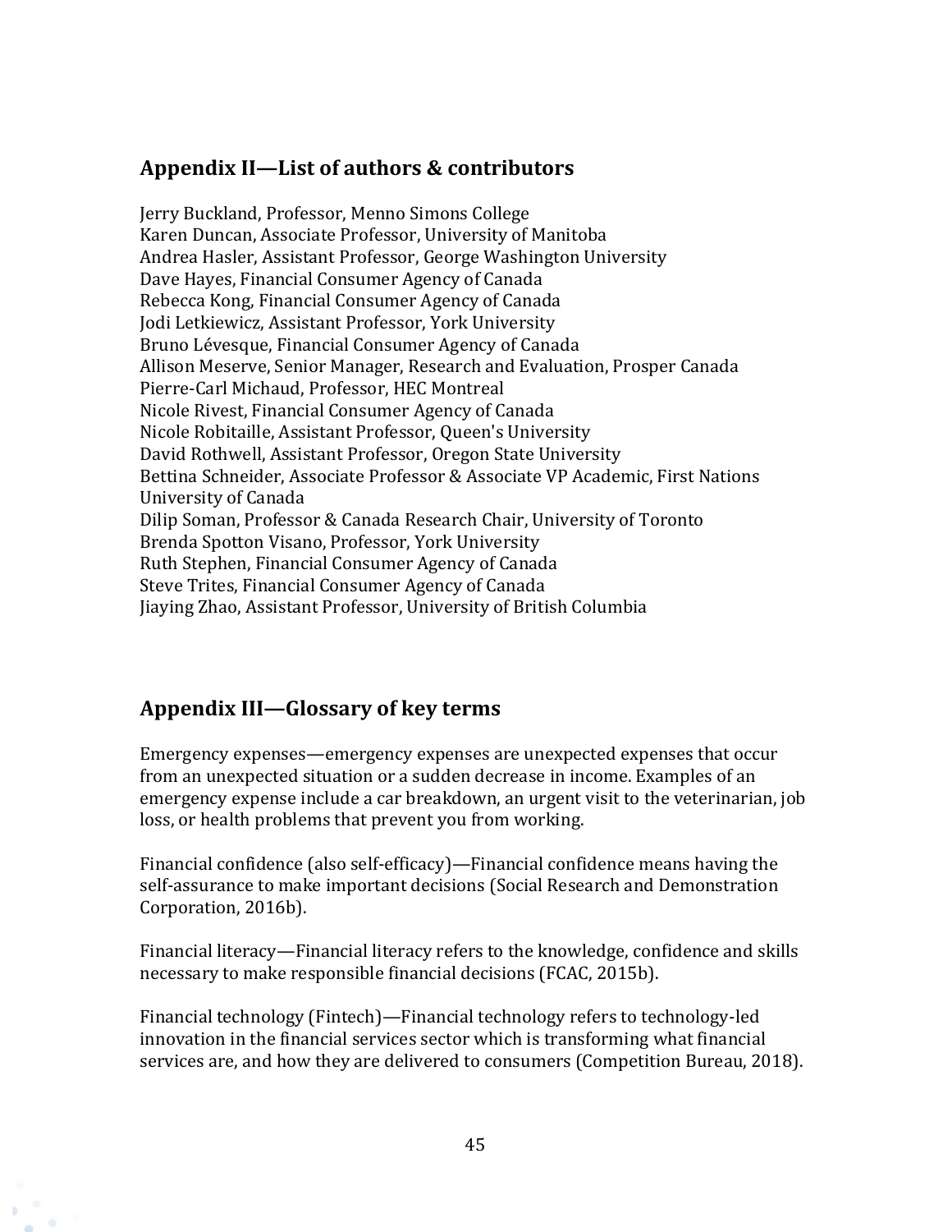## Appendix II—List of authors & contributors

Jerry Buckland, Professor, Menno Simons College
Karen Duncan, Associate Professor, University of Manitoba
Andrea Hasler, Assistant Professor, George Washington University
Dave Hayes, Financial Consumer Agency of Canada
Rebecca Kong, Financial Consumer Agency of Canada
Jodi Letkiewicz, Assistant Professor, York University
Bruno Lévesque, Financial Consumer Agency of Canada
Allison Meserve, Senior Manager, Research and Evaluation, Prosper Canada
Pierre-Carl Michaud, Professor, HEC Montreal
Nicole Rivest, Financial Consumer Agency of Canada
Nicole Robitaille, Assistant Professor, Queen's University
David Rothwell, Assistant Professor, Oregon State University
Bettina Schneider, Associate Professor & Associate VP Academic, First Nations University of Canada
Dilip Soman, Professor & Canada Research Chair, University of Toronto
Brenda Spotton Visano, Professor, York University
Ruth Stephen, Financial Consumer Agency of Canada
Steve Trites, Financial Consumer Agency of Canada
Jiaying Zhao, Assistant Professor, University of British Columbia

## Appendix III—Glossary of key terms

Emergency expenses—emergency expenses are unexpected expenses that occur from an unexpected situation or a sudden decrease in income. Examples of an emergency expense include a car breakdown, an urgent visit to the veterinarian, job loss, or health problems that prevent you from working.

Financial confidence (also self-efficacy)—Financial confidence means having the self-assurance to make important decisions (Social Research and Demonstration Corporation, 2016b).

Financial literacy—Financial literacy refers to the knowledge, confidence and skills necessary to make responsible financial decisions (FCAC, 2015b).

Financial technology (Fintech)—Financial technology refers to technology-led innovation in the financial services sector which is transforming what financial services are, and how they are delivered to consumers (Competition Bureau, 2018).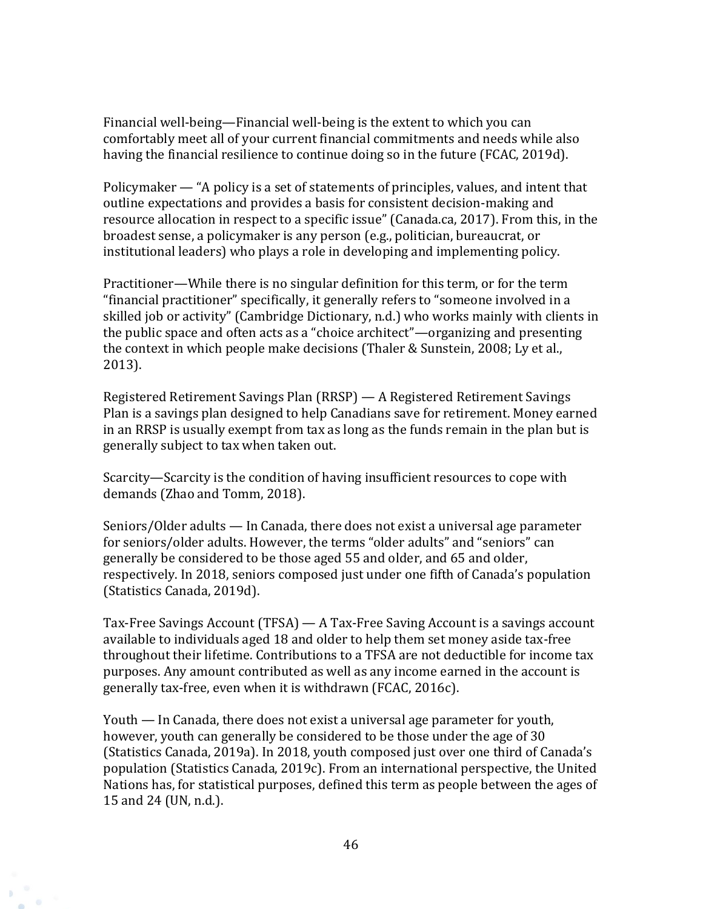Financial well-being—Financial well-being is the extent to which you can comfortably meet all of your current financial commitments and needs while also having the financial resilience to continue doing so in the future (FCAC, 2019d).

Policymaker — "A policy is a set of statements of principles, values, and intent that outline expectations and provides a basis for consistent decision-making and resource allocation in respect to a specific issue" (Canada.ca, 2017). From this, in the broadest sense, a policymaker is any person (e.g., politician, bureaucrat, or institutional leaders) who plays a role in developing and implementing policy.

Practitioner—While there is no singular definition for this term, or for the term "financial practitioner" specifically, it generally refers to "someone involved in a skilled job or activity" (Cambridge Dictionary, n.d.) who works mainly with clients in the public space and often acts as a "choice architect"—organizing and presenting the context in which people make decisions (Thaler & Sunstein, 2008; Ly et al., 2013).

Registered Retirement Savings Plan (RRSP) — A Registered Retirement Savings Plan is a savings plan designed to help Canadians save for retirement. Money earned in an RRSP is usually exempt from tax as long as the funds remain in the plan but is generally subject to tax when taken out.

Scarcity—Scarcity is the condition of having insufficient resources to cope with demands (Zhao and Tomm, 2018).

Seniors/Older adults — In Canada, there does not exist a universal age parameter for seniors/older adults. However, the terms "older adults" and "seniors" can generally be considered to be those aged 55 and older, and 65 and older, respectively. In 2018, seniors composed just under one fifth of Canada's population (Statistics Canada, 2019d).

Tax-Free Savings Account (TFSA) — A Tax-Free Saving Account is a savings account available to individuals aged 18 and older to help them set money aside tax-free throughout their lifetime. Contributions to a TFSA are not deductible for income tax purposes. Any amount contributed as well as any income earned in the account is generally tax-free, even when it is withdrawn (FCAC, 2016c).

Youth — In Canada, there does not exist a universal age parameter for youth, however, youth can generally be considered to be those under the age of 30 (Statistics Canada, 2019a). In 2018, youth composed just over one third of Canada's population (Statistics Canada, 2019c). From an international perspective, the United Nations has, for statistical purposes, defined this term as people between the ages of 15 and 24 (UN, n.d.).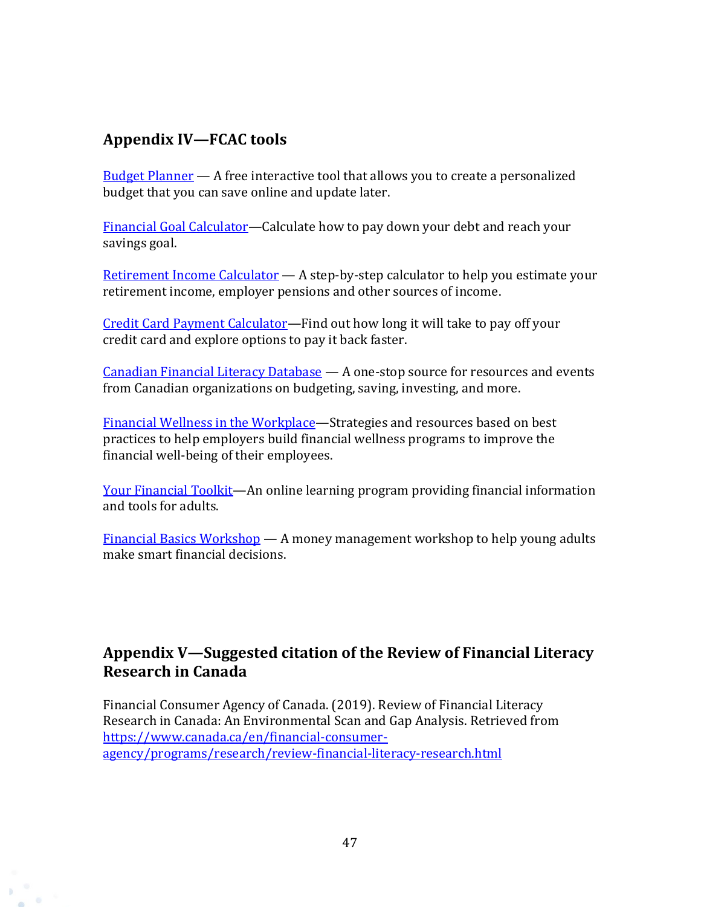## Appendix IV—FCAC tools

Budget Planner — A free interactive tool that allows you to create a personalized budget that you can save online and update later.

Financial Goal Calculator—Calculate how to pay down your debt and reach your savings goal.

Retirement Income Calculator — A step-by-step calculator to help you estimate your retirement income, employer pensions and other sources of income.

Credit Card Payment Calculator—Find out how long it will take to pay off your credit card and explore options to pay it back faster.

Canadian Financial Literacy Database — A one-stop source for resources and events from Canadian organizations on budgeting, saving, investing, and more.

Financial Wellness in the Workplace—Strategies and resources based on best practices to help employers build financial wellness programs to improve the financial well-being of their employees.

Your Financial Toolkit—An online learning program providing financial information and tools for adults.

Financial Basics Workshop — A money management workshop to help young adults make smart financial decisions.

## Appendix V—Suggested citation of the Review of Financial Literacy Research in Canada

Financial Consumer Agency of Canada. (2019). Review of Financial Literacy Research in Canada: An Environmental Scan and Gap Analysis. Retrieved from https://www.canada.ca/en/financial-consumer-agency/programs/research/review-financial-literacy-research.html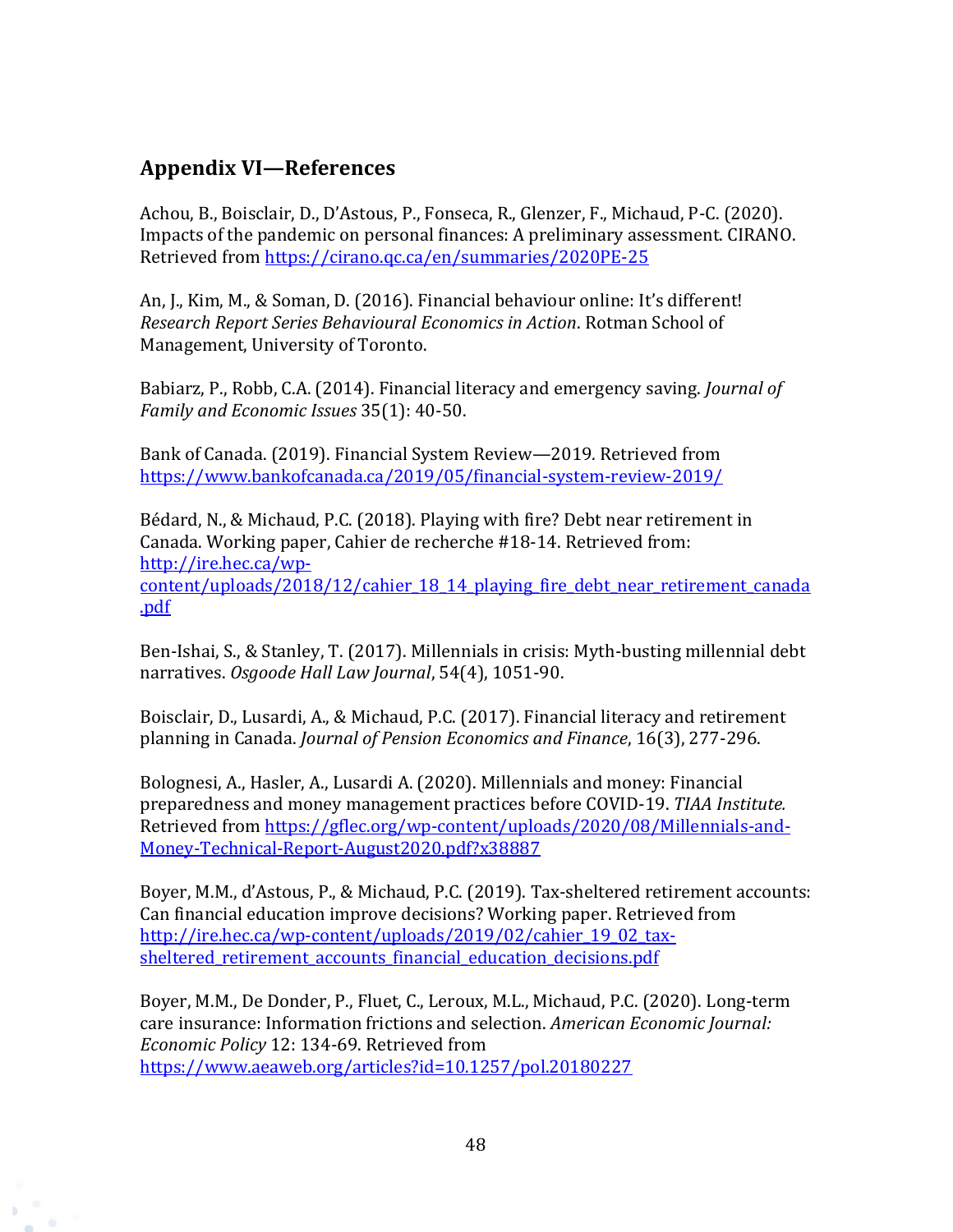## Appendix VI—References

Achou, B., Boisclair, D., D'Astous, P., Fonseca, R., Glenzer, F., Michaud, P-C. (2020). Impacts of the pandemic on personal finances: A preliminary assessment. CIRANO. Retrieved from https://cirano.qc.ca/en/summaries/2020PE-25

An, J., Kim, M., & Soman, D. (2016). Financial behaviour online: It's different! *Research Report Series Behavioural Economics in Action*. Rotman School of Management, University of Toronto.

Babiarz, P., Robb, C.A. (2014). Financial literacy and emergency saving. *Journal of Family and Economic Issues* 35(1): 40-50.

Bank of Canada. (2019). Financial System Review—2019. Retrieved from https://www.bankofcanada.ca/2019/05/financial-system-review-2019/

Bédard, N., & Michaud, P.C. (2018). Playing with fire? Debt near retirement in Canada. Working paper, Cahier de recherche #18-14. Retrieved from: http://ire.hec.ca/wp-content/uploads/2018/12/cahier_18_14_playing_fire_debt_near_retirement_canada.pdf

Ben-Ishai, S., & Stanley, T. (2017). Millennials in crisis: Myth-busting millennial debt narratives. *Osgoode Hall Law Journal*, 54(4), 1051-90.

Boisclair, D., Lusardi, A., & Michaud, P.C. (2017). Financial literacy and retirement planning in Canada. *Journal of Pension Economics and Finance*, 16(3), 277-296.

Bolognesi, A., Hasler, A., Lusardi A. (2020). Millennials and money: Financial preparedness and money management practices before COVID-19. *TIAA Institute.* Retrieved from https://gflec.org/wp-content/uploads/2020/08/Millennials-and-Money-Technical-Report-August2020.pdf?x38887

Boyer, M.M., d'Astous, P., & Michaud, P.C. (2019). Tax-sheltered retirement accounts: Can financial education improve decisions? Working paper. Retrieved from http://ire.hec.ca/wp-content/uploads/2019/02/cahier_19_02_tax-sheltered_retirement_accounts_financial_education_decisions.pdf

Boyer, M.M., De Donder, P., Fluet, C., Leroux, M.L., Michaud, P.C. (2020). Long-term care insurance: Information frictions and selection. *American Economic Journal: Economic Policy* 12: 134-69. Retrieved from https://www.aeaweb.org/articles?id=10.1257/pol.20180227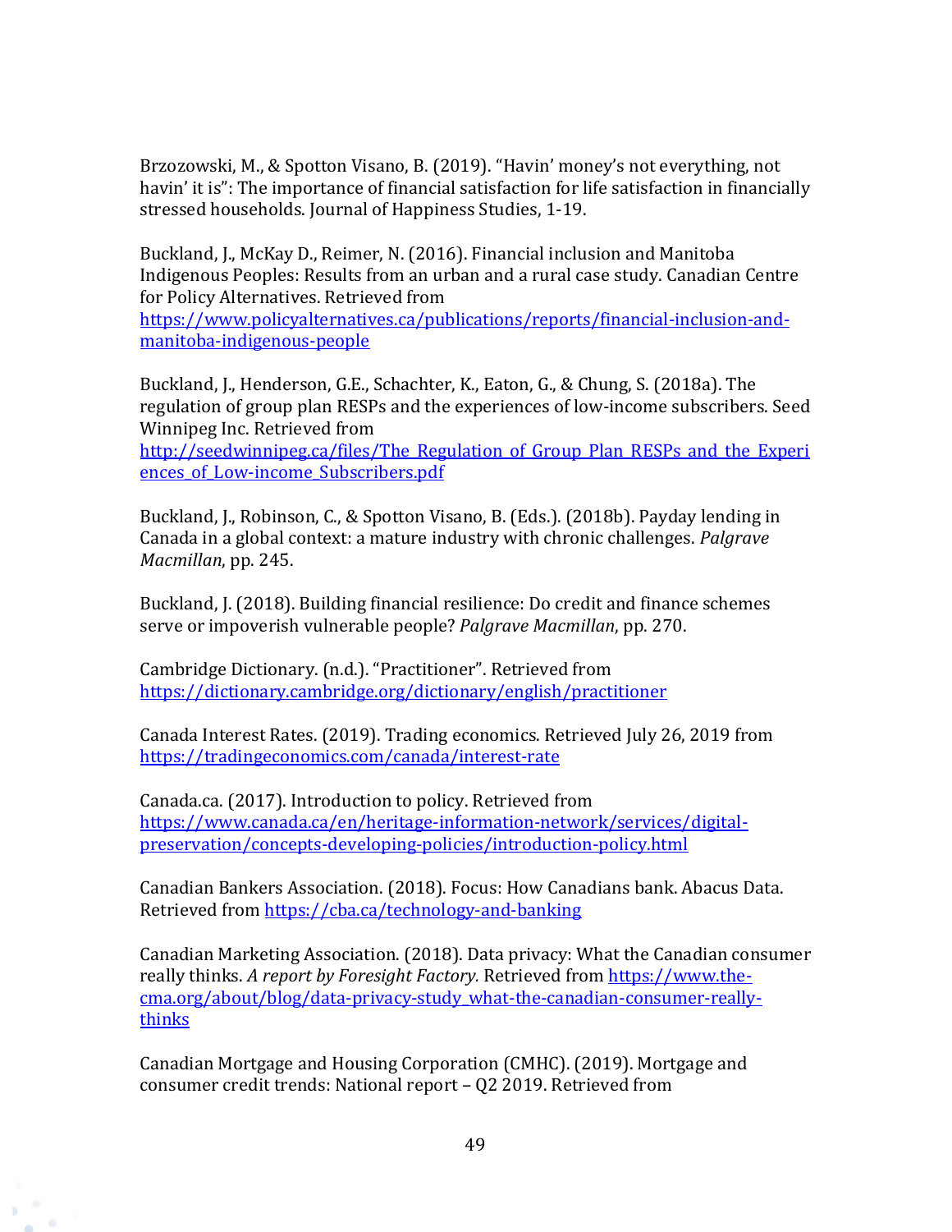Brzozowski, M., & Spotton Visano, B. (2019). “Havin’ money’s not everything, not havin’ it is”: The importance of financial satisfaction for life satisfaction in financially stressed households. Journal of Happiness Studies, 1-19.

Buckland, J., McKay D., Reimer, N. (2016). Financial inclusion and Manitoba Indigenous Peoples: Results from an urban and a rural case study. Canadian Centre for Policy Alternatives. Retrieved from https://www.policyalternatives.ca/publications/reports/financial-inclusion-and-manitoba-indigenous-people

Buckland, J., Henderson, G.E., Schachter, K., Eaton, G., & Chung, S. (2018a). The regulation of group plan RESPs and the experiences of low-income subscribers. Seed Winnipeg Inc. Retrieved from http://seedwinnipeg.ca/files/The_Regulation_of_Group_Plan_RESPs_and_the_Experiences_of_Low-income_Subscribers.pdf

Buckland, J., Robinson, C., & Spotton Visano, B. (Eds.). (2018b). Payday lending in Canada in a global context: a mature industry with chronic challenges. *Palgrave Macmillan*, pp. 245.

Buckland, J. (2018). Building financial resilience: Do credit and finance schemes serve or impoverish vulnerable people? *Palgrave Macmillan*, pp. 270.

Cambridge Dictionary. (n.d.). “Practitioner”. Retrieved from https://dictionary.cambridge.org/dictionary/english/practitioner

Canada Interest Rates. (2019). Trading economics. Retrieved July 26, 2019 from https://tradingeconomics.com/canada/interest-rate

Canada.ca. (2017). Introduction to policy. Retrieved from https://www.canada.ca/en/heritage-information-network/services/digital-preservation/concepts-developing-policies/introduction-policy.html

Canadian Bankers Association. (2018). Focus: How Canadians bank. Abacus Data. Retrieved from https://cba.ca/technology-and-banking

Canadian Marketing Association. (2018). Data privacy: What the Canadian consumer really thinks. *A report by Foresight Factory.* Retrieved from https://www.the-cma.org/about/blog/data-privacy-study_what-the-canadian-consumer-really-thinks

Canadian Mortgage and Housing Corporation (CMHC). (2019). Mortgage and consumer credit trends: National report – Q2 2019. Retrieved from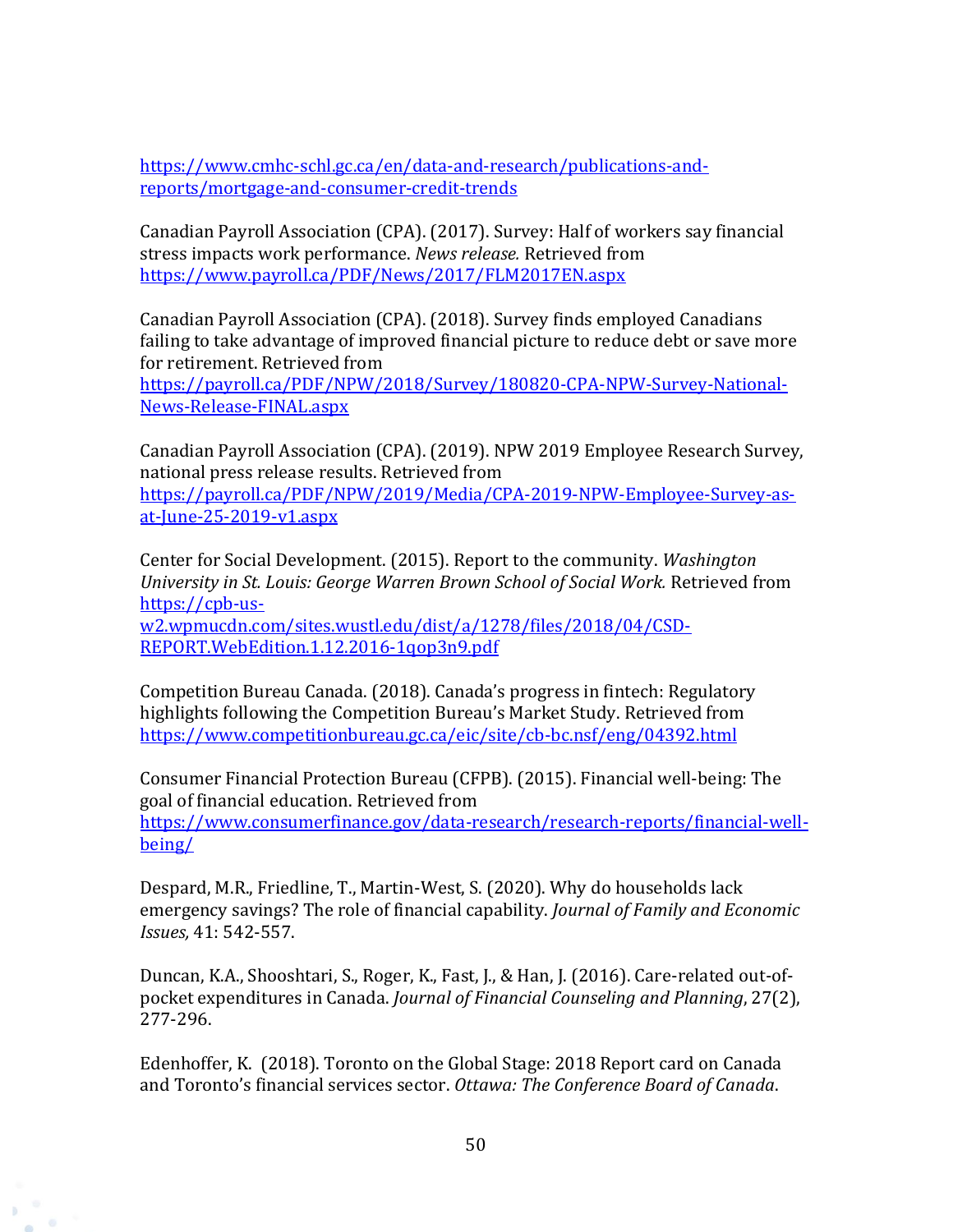https://www.cmhc-schl.gc.ca/en/data-and-research/publications-and-reports/mortgage-and-consumer-credit-trends

Canadian Payroll Association (CPA). (2017). Survey: Half of workers say financial stress impacts work performance. *News release.* Retrieved from https://www.payroll.ca/PDF/News/2017/FLM2017EN.aspx

Canadian Payroll Association (CPA). (2018). Survey finds employed Canadians failing to take advantage of improved financial picture to reduce debt or save more for retirement. Retrieved from https://payroll.ca/PDF/NPW/2018/Survey/180820-CPA-NPW-Survey-National-News-Release-FINAL.aspx

Canadian Payroll Association (CPA). (2019). NPW 2019 Employee Research Survey, national press release results. Retrieved from https://payroll.ca/PDF/NPW/2019/Media/CPA-2019-NPW-Employee-Survey-as-at-June-25-2019-v1.aspx

Center for Social Development. (2015). Report to the community. *Washington University in St. Louis: George Warren Brown School of Social Work.* Retrieved from https://cpb-us-w2.wpmucdn.com/sites.wustl.edu/dist/a/1278/files/2018/04/CSD-REPORT.WebEdition.1.12.2016-1qop3n9.pdf

Competition Bureau Canada. (2018). Canada's progress in fintech: Regulatory highlights following the Competition Bureau's Market Study. Retrieved from https://www.competitionbureau.gc.ca/eic/site/cb-bc.nsf/eng/04392.html

Consumer Financial Protection Bureau (CFPB). (2015). Financial well-being: The goal of financial education. Retrieved from https://www.consumerfinance.gov/data-research/research-reports/financial-well-being/

Despard, M.R., Friedline, T., Martin-West, S. (2020). Why do households lack emergency savings? The role of financial capability. *Journal of Family and Economic Issues,* 41: 542-557.

Duncan, K.A., Shooshtari, S., Roger, K., Fast, J., & Han, J. (2016). Care-related out-of-pocket expenditures in Canada. *Journal of Financial Counseling and Planning*, 27(2), 277-296.

Edenhoffer, K. (2018). Toronto on the Global Stage: 2018 Report card on Canada and Toronto's financial services sector. *Ottawa: The Conference Board of Canada*.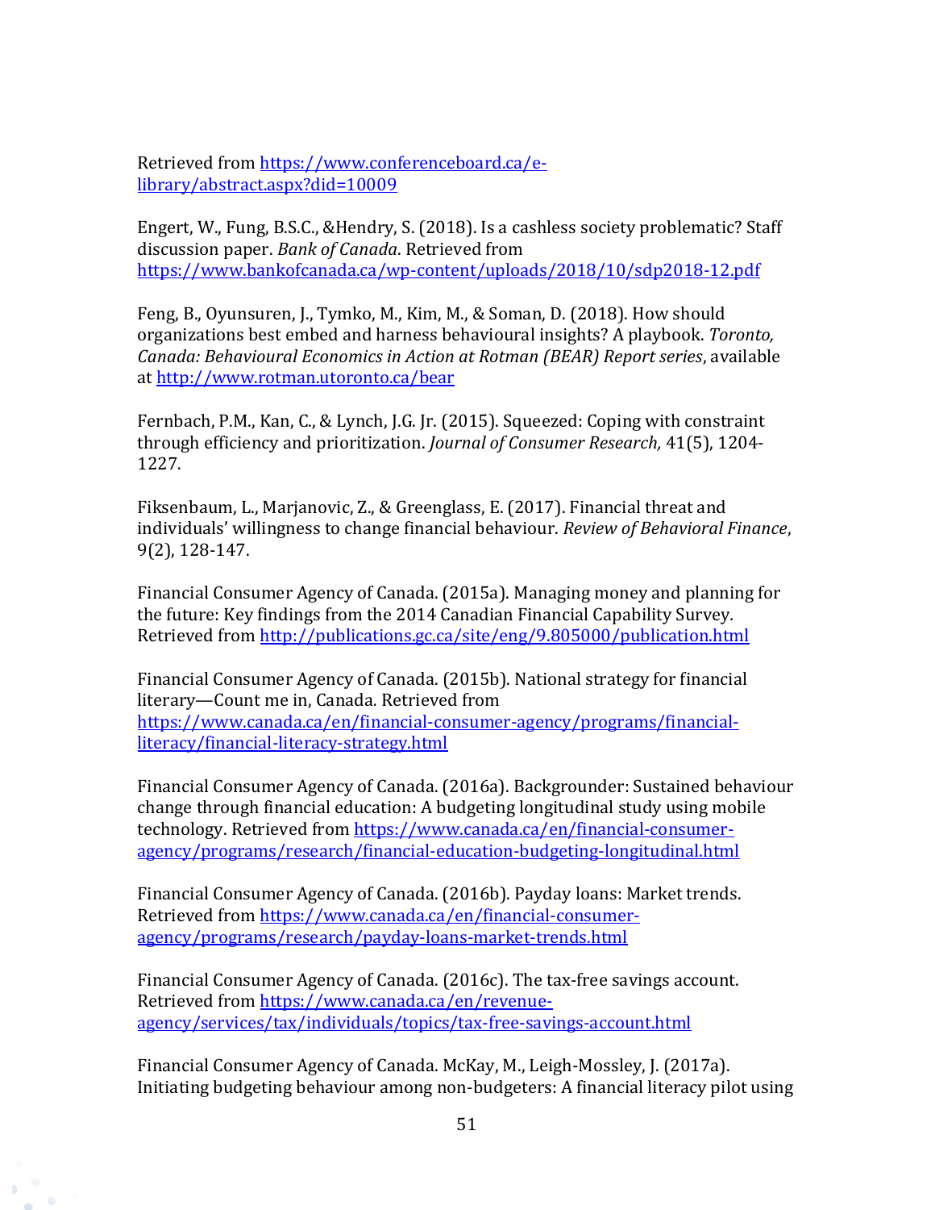Retrieved from https://www.conferenceboard.ca/e-library/abstract.aspx?did=10009

Engert, W., Fung, B.S.C., &Hendry, S. (2018). Is a cashless society problematic? Staff discussion paper. *Bank of Canada*. Retrieved from https://www.bankofcanada.ca/wp-content/uploads/2018/10/sdp2018-12.pdf

Feng, B., Oyunsuren, J., Tymko, M., Kim, M., & Soman, D. (2018). How should organizations best embed and harness behavioural insights? A playbook. *Toronto, Canada: Behavioural Economics in Action at Rotman (BEAR) Report series*, available at http://www.rotman.utoronto.ca/bear

Fernbach, P.M., Kan, C., & Lynch, J.G. Jr. (2015). Squeezed: Coping with constraint through efficiency and prioritization. *Journal of Consumer Research,* 41(5), 1204-1227.

Fiksenbaum, L., Marjanovic, Z., & Greenglass, E. (2017). Financial threat and individuals' willingness to change financial behaviour. *Review of Behavioral Finance*, 9(2), 128-147.

Financial Consumer Agency of Canada. (2015a). Managing money and planning for the future: Key findings from the 2014 Canadian Financial Capability Survey. Retrieved from http://publications.gc.ca/site/eng/9.805000/publication.html

Financial Consumer Agency of Canada. (2015b). National strategy for financial literary—Count me in, Canada. Retrieved from https://www.canada.ca/en/financial-consumer-agency/programs/financial-literacy/financial-literacy-strategy.html

Financial Consumer Agency of Canada. (2016a). Backgrounder: Sustained behaviour change through financial education: A budgeting longitudinal study using mobile technology. Retrieved from https://www.canada.ca/en/financial-consumer-agency/programs/research/financial-education-budgeting-longitudinal.html

Financial Consumer Agency of Canada. (2016b). Payday loans: Market trends. Retrieved from https://www.canada.ca/en/financial-consumer-agency/programs/research/payday-loans-market-trends.html

Financial Consumer Agency of Canada. (2016c). The tax-free savings account. Retrieved from https://www.canada.ca/en/revenue-agency/services/tax/individuals/topics/tax-free-savings-account.html

Financial Consumer Agency of Canada. McKay, M., Leigh-Mossley, J. (2017a). Initiating budgeting behaviour among non-budgeters: A financial literacy pilot using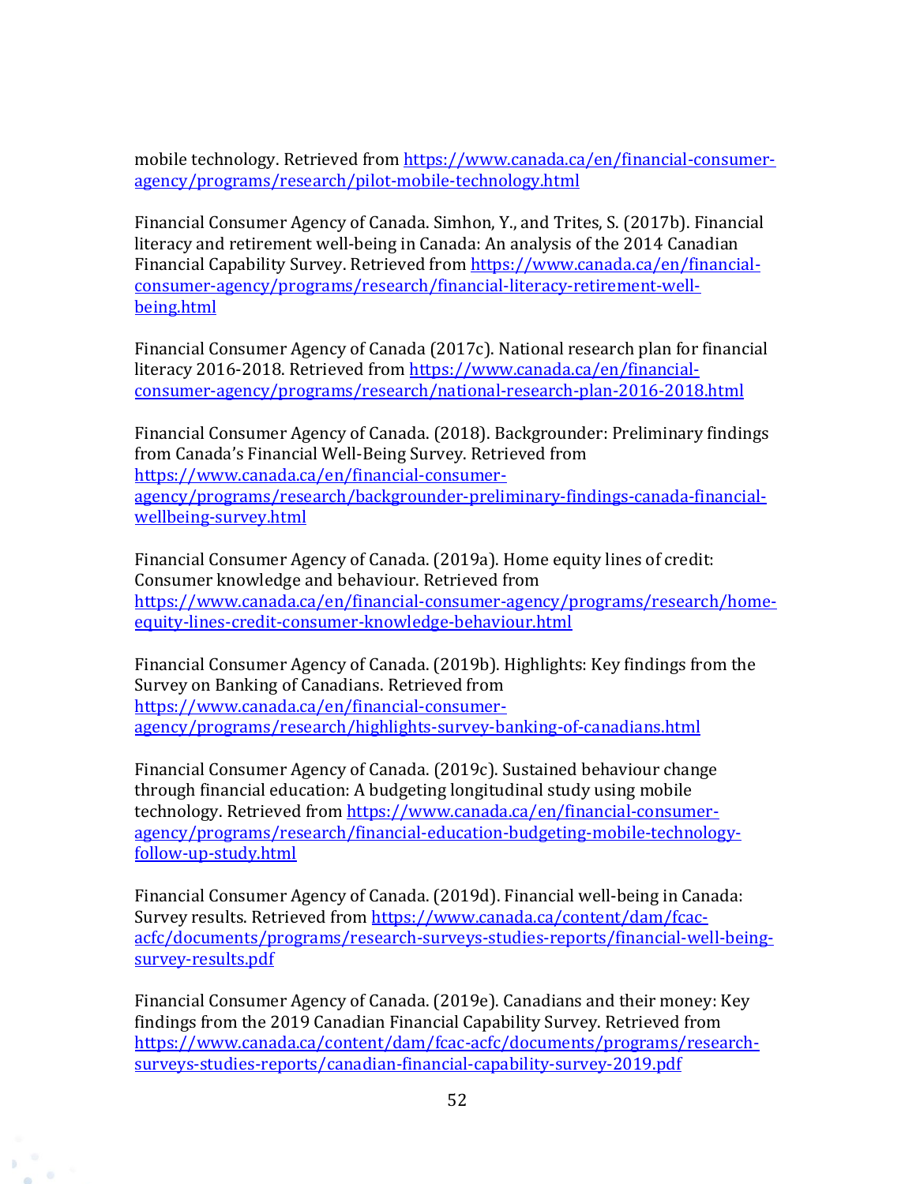mobile technology. Retrieved from https://www.canada.ca/en/financial-consumer-agency/programs/research/pilot-mobile-technology.html

Financial Consumer Agency of Canada. Simhon, Y., and Trites, S. (2017b). Financial literacy and retirement well-being in Canada: An analysis of the 2014 Canadian Financial Capability Survey. Retrieved from https://www.canada.ca/en/financial-consumer-agency/programs/research/financial-literacy-retirement-well-being.html

Financial Consumer Agency of Canada (2017c). National research plan for financial literacy 2016-2018. Retrieved from https://www.canada.ca/en/financial-consumer-agency/programs/research/national-research-plan-2016-2018.html

Financial Consumer Agency of Canada. (2018). Backgrounder: Preliminary findings from Canada's Financial Well-Being Survey. Retrieved from https://www.canada.ca/en/financial-consumer-agency/programs/research/backgrounder-preliminary-findings-canada-financial-wellbeing-survey.html

Financial Consumer Agency of Canada. (2019a). Home equity lines of credit: Consumer knowledge and behaviour. Retrieved from https://www.canada.ca/en/financial-consumer-agency/programs/research/home-equity-lines-credit-consumer-knowledge-behaviour.html

Financial Consumer Agency of Canada. (2019b). Highlights: Key findings from the Survey on Banking of Canadians. Retrieved from https://www.canada.ca/en/financial-consumer-agency/programs/research/highlights-survey-banking-of-canadians.html

Financial Consumer Agency of Canada. (2019c). Sustained behaviour change through financial education: A budgeting longitudinal study using mobile technology. Retrieved from https://www.canada.ca/en/financial-consumer-agency/programs/research/financial-education-budgeting-mobile-technology-follow-up-study.html

Financial Consumer Agency of Canada. (2019d). Financial well-being in Canada: Survey results. Retrieved from https://www.canada.ca/content/dam/fcac-acfc/documents/programs/research-surveys-studies-reports/financial-well-being-survey-results.pdf

Financial Consumer Agency of Canada. (2019e). Canadians and their money: Key findings from the 2019 Canadian Financial Capability Survey. Retrieved from https://www.canada.ca/content/dam/fcac-acfc/documents/programs/research-surveys-studies-reports/canadian-financial-capability-survey-2019.pdf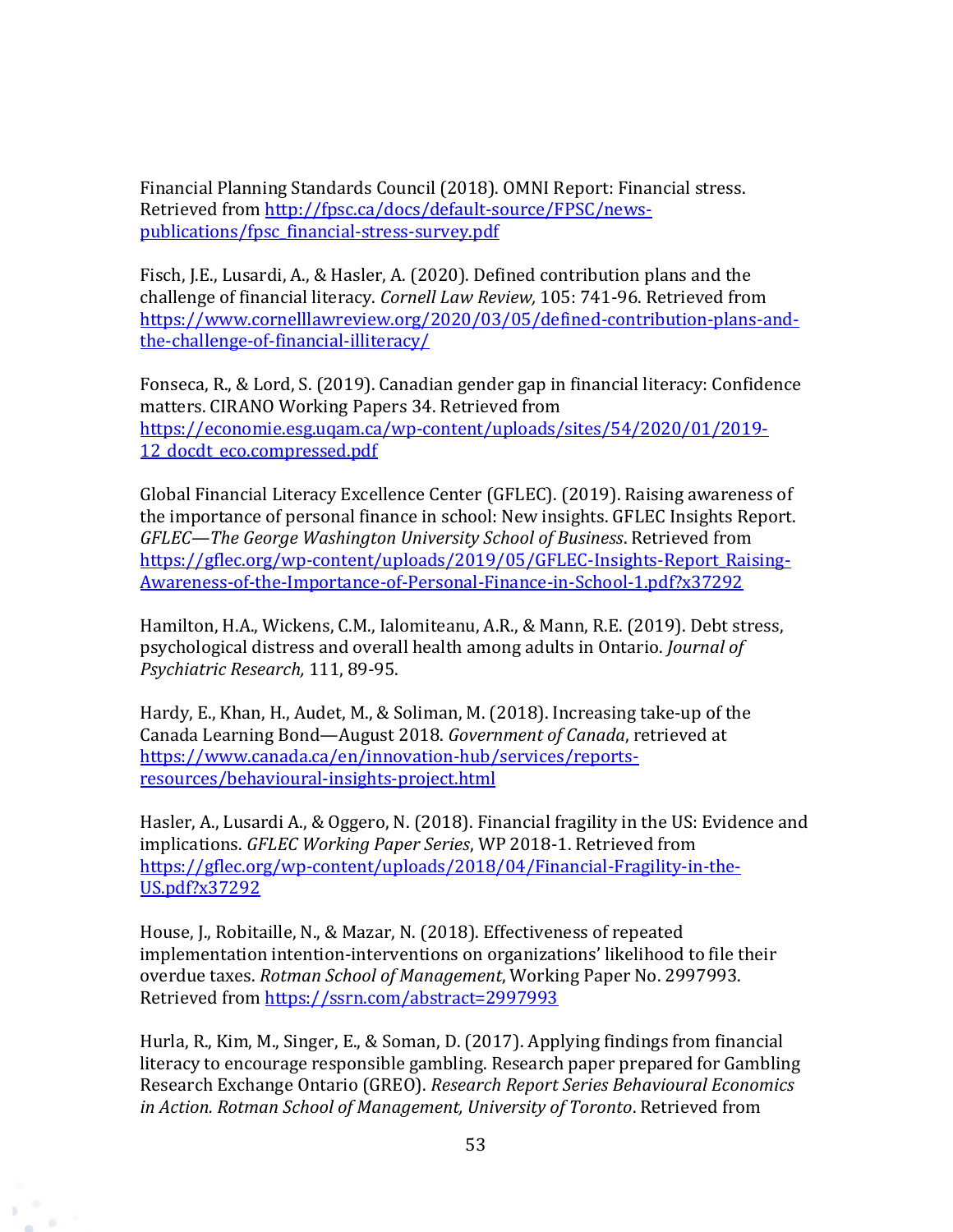Financial Planning Standards Council (2018). OMNI Report: Financial stress. Retrieved from http://fpsc.ca/docs/default-source/FPSC/news-publications/fpsc_financial-stress-survey.pdf

Fisch, J.E., Lusardi, A., & Hasler, A. (2020). Defined contribution plans and the challenge of financial literacy. *Cornell Law Review,* 105: 741-96. Retrieved from https://www.cornelllawreview.org/2020/03/05/defined-contribution-plans-and-the-challenge-of-financial-illiteracy/

Fonseca, R., & Lord, S. (2019). Canadian gender gap in financial literacy: Confidence matters. CIRANO Working Papers 34. Retrieved from https://economie.esg.uqam.ca/wp-content/uploads/sites/54/2020/01/2019-12_docdt_eco.compressed.pdf

Global Financial Literacy Excellence Center (GFLEC). (2019). Raising awareness of the importance of personal finance in school: New insights. GFLEC Insights Report. *GFLEC—The George Washington University School of Business*. Retrieved from https://gflec.org/wp-content/uploads/2019/05/GFLEC-Insights-Report_Raising-Awareness-of-the-Importance-of-Personal-Finance-in-School-1.pdf?x37292

Hamilton, H.A., Wickens, C.M., Ialomiteanu, A.R., & Mann, R.E. (2019). Debt stress, psychological distress and overall health among adults in Ontario. *Journal of Psychiatric Research,* 111, 89-95.

Hardy, E., Khan, H., Audet, M., & Soliman, M. (2018). Increasing take-up of the Canada Learning Bond—August 2018. *Government of Canada*, retrieved at https://www.canada.ca/en/innovation-hub/services/reports-resources/behavioural-insights-project.html

Hasler, A., Lusardi A., & Oggero, N. (2018). Financial fragility in the US: Evidence and implications. *GFLEC Working Paper Series*, WP 2018-1. Retrieved from https://gflec.org/wp-content/uploads/2018/04/Financial-Fragility-in-the-US.pdf?x37292

House, J., Robitaille, N., & Mazar, N. (2018). Effectiveness of repeated implementation intention-interventions on organizations' likelihood to file their overdue taxes. *Rotman School of Management*, Working Paper No. 2997993. Retrieved from https://ssrn.com/abstract=2997993

Hurla, R., Kim, M., Singer, E., & Soman, D. (2017). Applying findings from financial literacy to encourage responsible gambling. Research paper prepared for Gambling Research Exchange Ontario (GREO). *Research Report Series Behavioural Economics in Action. Rotman School of Management, University of Toronto*. Retrieved from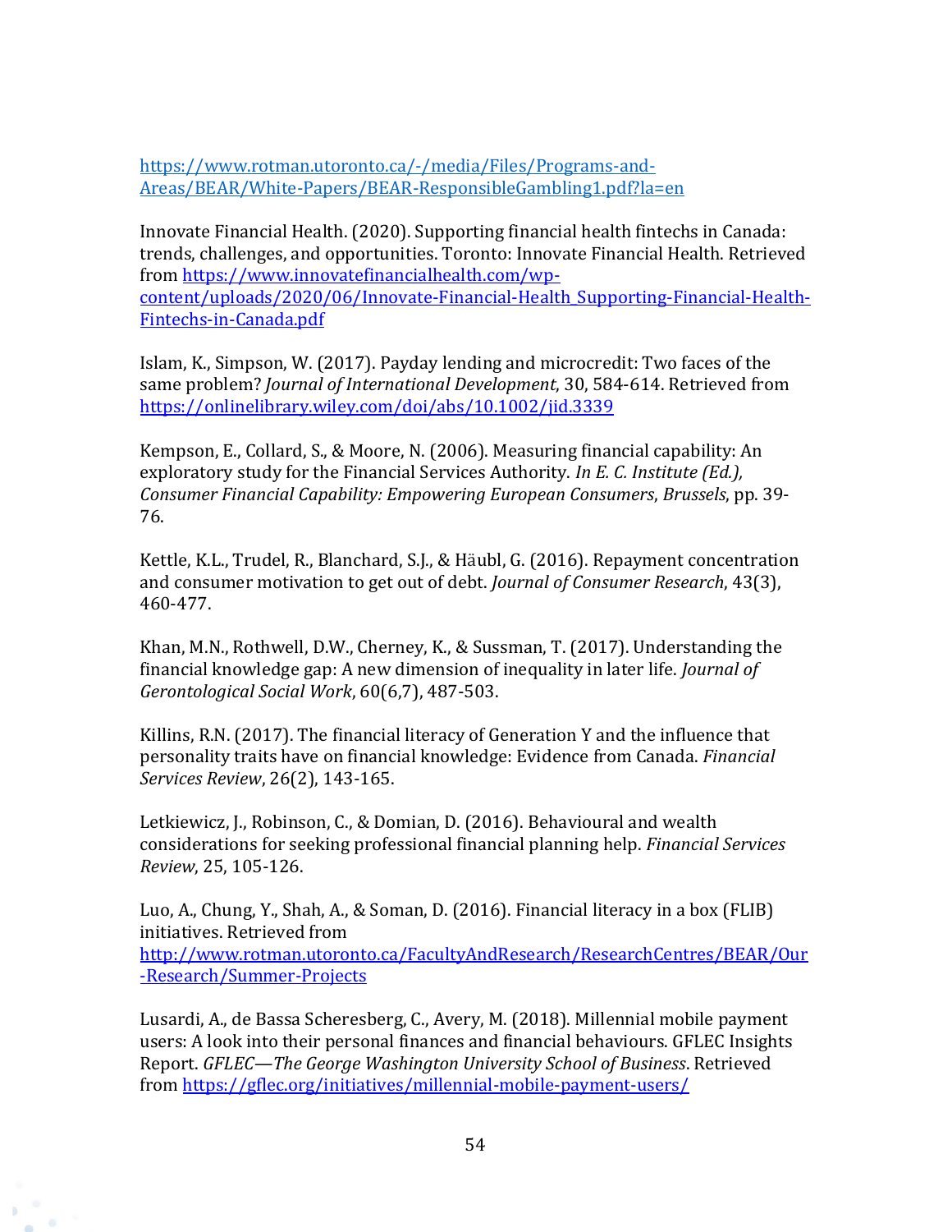https://www.rotman.utoronto.ca/-/media/Files/Programs-and-Areas/BEAR/White-Papers/BEAR-ResponsibleGambling1.pdf?la=en

Innovate Financial Health. (2020). Supporting financial health fintechs in Canada: trends, challenges, and opportunities. Toronto: Innovate Financial Health. Retrieved from https://www.innovatefinancialhealth.com/wp-content/uploads/2020/06/Innovate-Financial-Health_Supporting-Financial-Health-Fintechs-in-Canada.pdf

Islam, K., Simpson, W. (2017). Payday lending and microcredit: Two faces of the same problem? *Journal of International Development*, 30, 584-614. Retrieved from https://onlinelibrary.wiley.com/doi/abs/10.1002/jid.3339

Kempson, E., Collard, S., & Moore, N. (2006). Measuring financial capability: An exploratory study for the Financial Services Authority. *In E. C. Institute (Ed.), Consumer Financial Capability: Empowering European Consumers*, *Brussels*, pp. 39-76.

Kettle, K.L., Trudel, R., Blanchard, S.J., & Häubl, G. (2016). Repayment concentration and consumer motivation to get out of debt. *Journal of Consumer Research*, 43(3), 460-477.

Khan, M.N., Rothwell, D.W., Cherney, K., & Sussman, T. (2017). Understanding the financial knowledge gap: A new dimension of inequality in later life. *Journal of Gerontological Social Work*, 60(6,7), 487-503.

Killins, R.N. (2017). The financial literacy of Generation Y and the influence that personality traits have on financial knowledge: Evidence from Canada. *Financial Services Review*, 26(2), 143-165.

Letkiewicz, J., Robinson, C., & Domian, D. (2016). Behavioural and wealth considerations for seeking professional financial planning help. *Financial Services Review*, 25, 105-126.

Luo, A., Chung, Y., Shah, A., & Soman, D. (2016). Financial literacy in a box (FLIB) initiatives. Retrieved from http://www.rotman.utoronto.ca/FacultyAndResearch/ResearchCentres/BEAR/Our-Research/Summer-Projects

Lusardi, A., de Bassa Scheresberg, C., Avery, M. (2018). Millennial mobile payment users: A look into their personal finances and financial behaviours. GFLEC Insights Report. *GFLEC—The George Washington University School of Business*. Retrieved from https://gflec.org/initiatives/millennial-mobile-payment-users/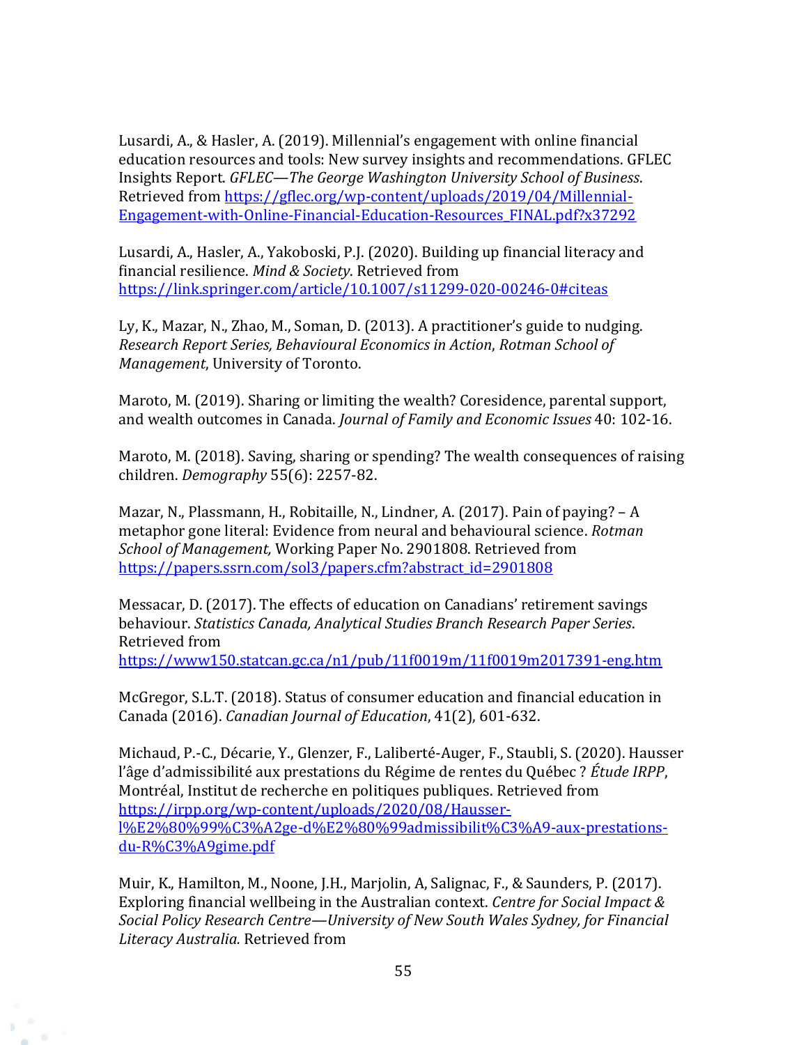Lusardi, A., & Hasler, A. (2019). Millennial's engagement with online financial education resources and tools: New survey insights and recommendations. GFLEC Insights Report. *GFLEC—The George Washington University School of Business*. Retrieved from https://gflec.org/wp-content/uploads/2019/04/Millennial-Engagement-with-Online-Financial-Education-Resources_FINAL.pdf?x37292

Lusardi, A., Hasler, A., Yakoboski, P.J. (2020). Building up financial literacy and financial resilience. *Mind & Society*. Retrieved from https://link.springer.com/article/10.1007/s11299-020-00246-0#citeas

Ly, K., Mazar, N., Zhao, M., Soman, D. (2013). A practitioner's guide to nudging. *Research Report Series, Behavioural Economics in Action*, *Rotman School of Management*, University of Toronto.

Maroto, M. (2019). Sharing or limiting the wealth? Coresidence, parental support, and wealth outcomes in Canada. *Journal of Family and Economic Issues* 40: 102-16.

Maroto, M. (2018). Saving, sharing or spending? The wealth consequences of raising children. *Demography* 55(6): 2257-82.

Mazar, N., Plassmann, H., Robitaille, N., Lindner, A. (2017). Pain of paying? – A metaphor gone literal: Evidence from neural and behavioural science. *Rotman School of Management,* Working Paper No. 2901808. Retrieved from https://papers.ssrn.com/sol3/papers.cfm?abstract_id=2901808

Messacar, D. (2017). The effects of education on Canadians' retirement savings behaviour. *Statistics Canada, Analytical Studies Branch Research Paper Series*. Retrieved from https://www150.statcan.gc.ca/n1/pub/11f0019m/11f0019m2017391-eng.htm

McGregor, S.L.T. (2018). Status of consumer education and financial education in Canada (2016). *Canadian Journal of Education*, 41(2), 601-632.

Michaud, P.-C., Décarie, Y., Glenzer, F., Laliberté-Auger, F., Staubli, S. (2020). Hausser l'âge d'admissibilité aux prestations du Régime de rentes du Québec ? *Étude IRPP*, Montréal, Institut de recherche en politiques publiques. Retrieved from https://irpp.org/wp-content/uploads/2020/08/Hausser-l%E2%80%99%C3%A2ge-d%E2%80%99admissibilit%C3%A9-aux-prestations-du-R%C3%A9gime.pdf

Muir, K., Hamilton, M., Noone, J.H., Marjolin, A, Salignac, F., & Saunders, P. (2017). Exploring financial wellbeing in the Australian context. *Centre for Social Impact & Social Policy Research Centre—University of New South Wales Sydney, for Financial Literacy Australia.* Retrieved from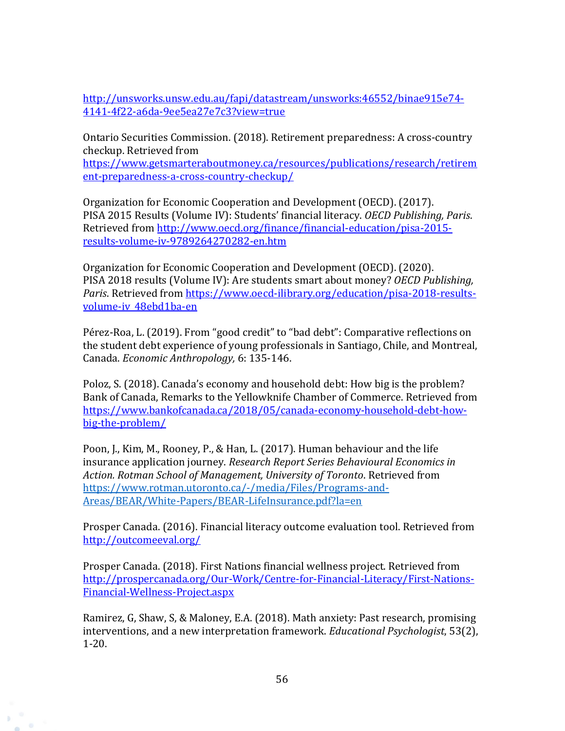http://unsworks.unsw.edu.au/fapi/datastream/unsworks:46552/binae915e74-4141-4f22-a6da-9ee5ea27e7c3?view=true

Ontario Securities Commission. (2018). Retirement preparedness: A cross-country checkup. Retrieved from https://www.getsmarteraboutmoney.ca/resources/publications/research/retirement-preparedness-a-cross-country-checkup/

Organization for Economic Cooperation and Development (OECD). (2017). PISA 2015 Results (Volume IV): Students' financial literacy. *OECD Publishing, Paris*. Retrieved from http://www.oecd.org/finance/financial-education/pisa-2015-results-volume-iv-9789264270282-en.htm

Organization for Economic Cooperation and Development (OECD). (2020). PISA 2018 results (Volume IV): Are students smart about money? *OECD Publishing, Paris*. Retrieved from https://www.oecd-ilibrary.org/education/pisa-2018-results-volume-iv_48ebd1ba-en

Pérez-Roa, L. (2019). From "good credit" to "bad debt": Comparative reflections on the student debt experience of young professionals in Santiago, Chile, and Montreal, Canada. *Economic Anthropology,* 6: 135-146.

Poloz, S. (2018). Canada's economy and household debt: How big is the problem? Bank of Canada, Remarks to the Yellowknife Chamber of Commerce. Retrieved from https://www.bankofcanada.ca/2018/05/canada-economy-household-debt-how-big-the-problem/

Poon, J., Kim, M., Rooney, P., & Han, L. (2017). Human behaviour and the life insurance application journey. *Research Report Series Behavioural Economics in Action. Rotman School of Management, University of Toronto*. Retrieved from https://www.rotman.utoronto.ca/-/media/Files/Programs-and-Areas/BEAR/White-Papers/BEAR-LifeInsurance.pdf?la=en

Prosper Canada. (2016). Financial literacy outcome evaluation tool. Retrieved from http://outcomeeval.org/

Prosper Canada. (2018). First Nations financial wellness project. Retrieved from http://prospercanada.org/Our-Work/Centre-for-Financial-Literacy/First-Nations-Financial-Wellness-Project.aspx

Ramirez, G, Shaw, S, & Maloney, E.A. (2018). Math anxiety: Past research, promising interventions, and a new interpretation framework. *Educational Psychologist*, 53(2), 1-20.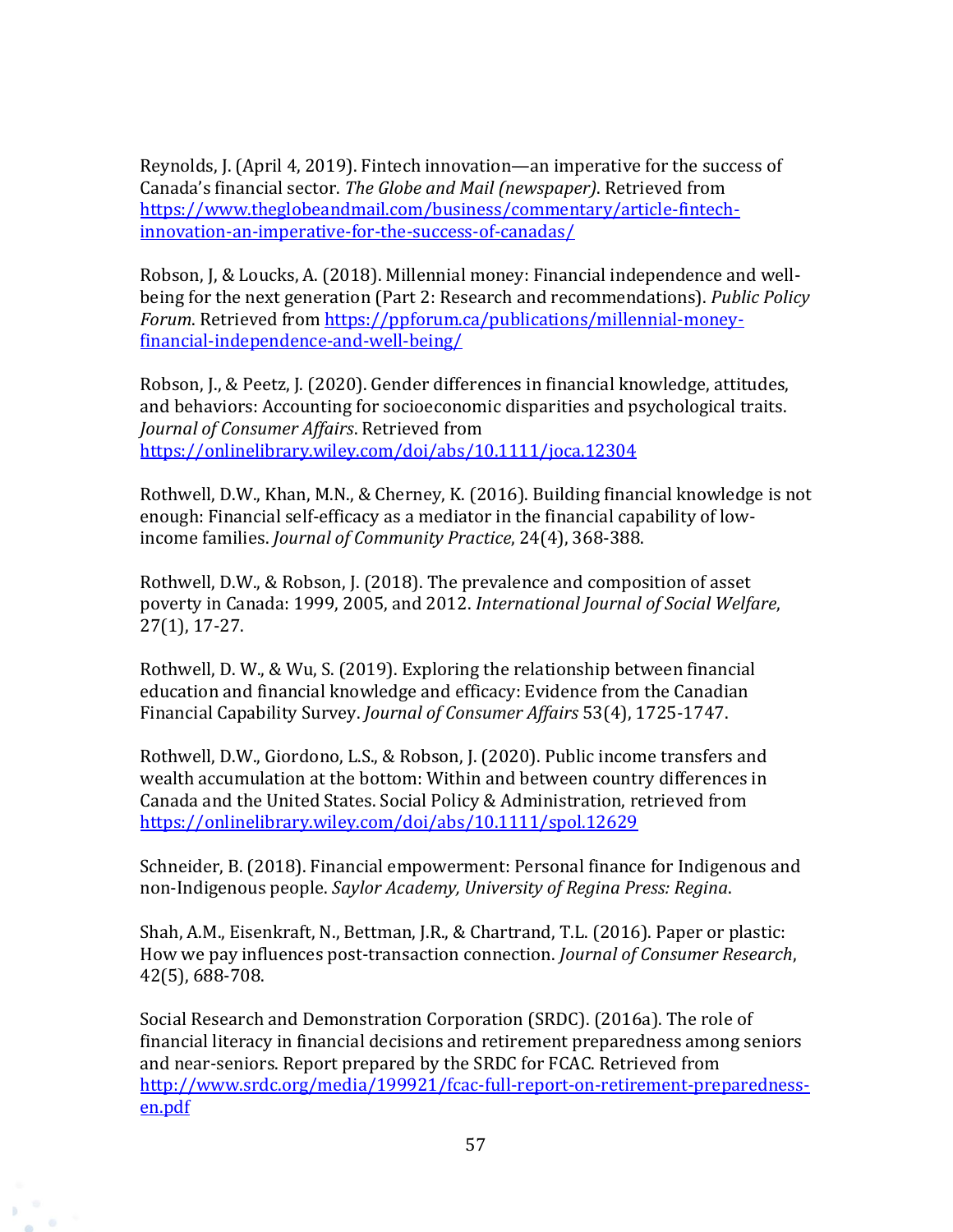Reynolds, J. (April 4, 2019). Fintech innovation—an imperative for the success of Canada's financial sector. *The Globe and Mail (newspaper)*. Retrieved from [https://www.theglobeandmail.com/business/commentary/article-fintech-innovation-an-imperative-for-the-success-of-canadas/](https://www.theglobeandmail.com/business/commentary/article-fintech-innovation-an-imperative-for-the-success-of-canadas/)

Robson, J, & Loucks, A. (2018). Millennial money: Financial independence and well-being for the next generation (Part 2: Research and recommendations). *Public Policy Forum*. Retrieved from [https://ppforum.ca/publications/millennial-money-financial-independence-and-well-being/](https://ppforum.ca/publications/millennial-money-financial-independence-and-well-being/)

Robson, J., & Peetz, J. (2020). Gender differences in financial knowledge, attitudes, and behaviors: Accounting for socioeconomic disparities and psychological traits. *Journal of Consumer Affairs*. Retrieved from [https://onlinelibrary.wiley.com/doi/abs/10.1111/joca.12304](https://onlinelibrary.wiley.com/doi/abs/10.1111/joca.12304)

Rothwell, D.W., Khan, M.N., & Cherney, K. (2016). Building financial knowledge is not enough: Financial self-efficacy as a mediator in the financial capability of low-income families. *Journal of Community Practice*, 24(4), 368-388.

Rothwell, D.W., & Robson, J. (2018). The prevalence and composition of asset poverty in Canada: 1999, 2005, and 2012. *International Journal of Social Welfare*, 27(1), 17-27.

Rothwell, D. W., & Wu, S. (2019). Exploring the relationship between financial education and financial knowledge and efficacy: Evidence from the Canadian Financial Capability Survey. *Journal of Consumer Affairs* 53(4), 1725-1747.

Rothwell, D.W., Giordono, L.S., & Robson, J. (2020). Public income transfers and wealth accumulation at the bottom: Within and between country differences in Canada and the United States. Social Policy & Administration, retrieved from [https://onlinelibrary.wiley.com/doi/abs/10.1111/spol.12629](https://onlinelibrary.wiley.com/doi/abs/10.1111/spol.12629)

Schneider, B. (2018). Financial empowerment: Personal finance for Indigenous and non-Indigenous people. *Saylor Academy, University of Regina Press: Regina*.

Shah, A.M., Eisenkraft, N., Bettman, J.R., & Chartrand, T.L. (2016). Paper or plastic: How we pay influences post-transaction connection. *Journal of Consumer Research*, 42(5), 688-708.

Social Research and Demonstration Corporation (SRDC). (2016a). The role of financial literacy in financial decisions and retirement preparedness among seniors and near-seniors. Report prepared by the SRDC for FCAC. Retrieved from [http://www.srdc.org/media/199921/fcac-full-report-on-retirement-preparedness-en.pdf](http://www.srdc.org/media/199921/fcac-full-report-on-retirement-preparedness-en.pdf)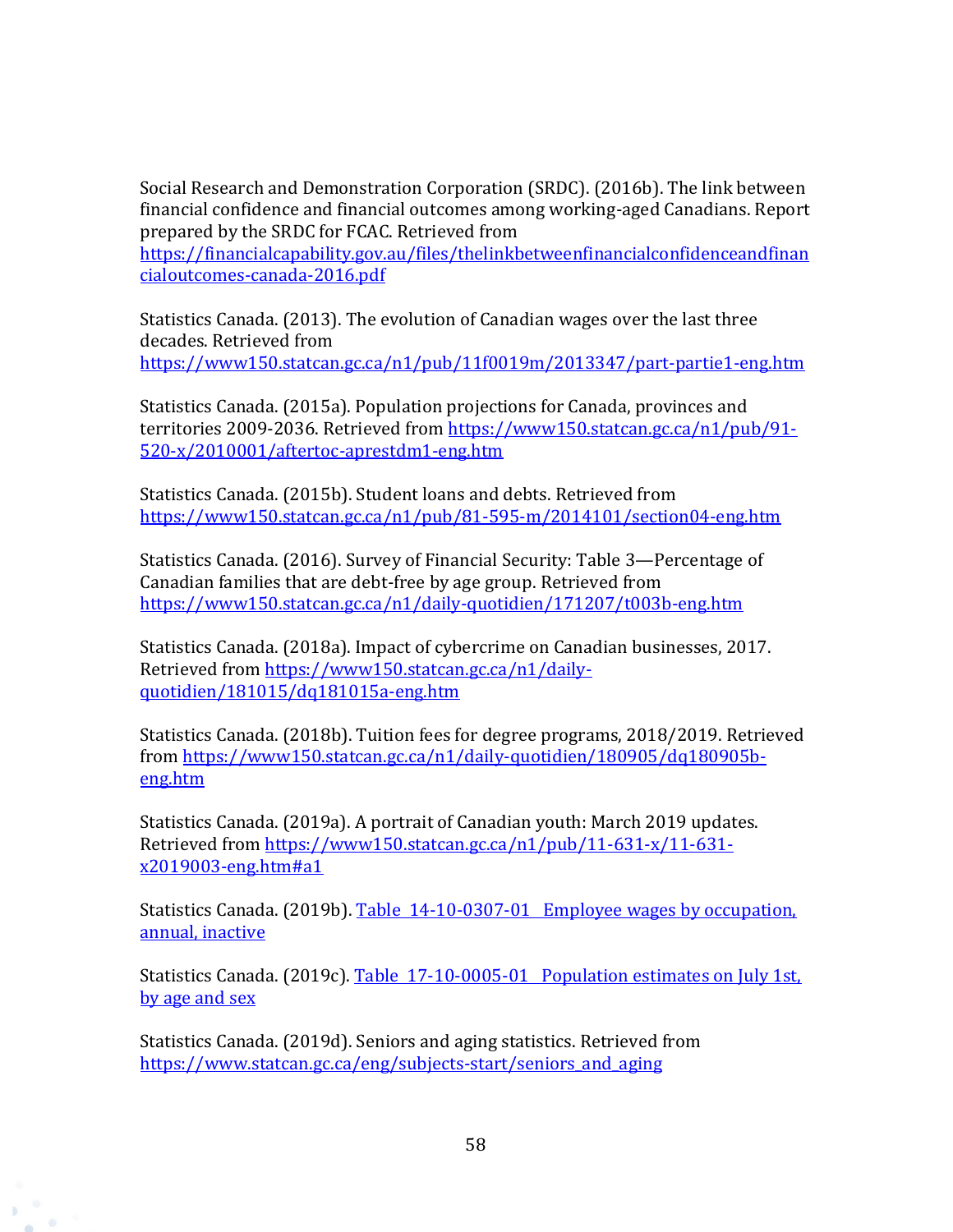Social Research and Demonstration Corporation (SRDC). (2016b). The link between financial confidence and financial outcomes among working-aged Canadians. Report prepared by the SRDC for FCAC. Retrieved from https://financialcapability.gov.au/files/thelinkbetweenfinancialconfidenceandfinancialoutcomes-canada-2016.pdf

Statistics Canada. (2013). The evolution of Canadian wages over the last three decades. Retrieved from https://www150.statcan.gc.ca/n1/pub/11f0019m/2013347/part-partie1-eng.htm

Statistics Canada. (2015a). Population projections for Canada, provinces and territories 2009-2036. Retrieved from https://www150.statcan.gc.ca/n1/pub/91-520-x/2010001/aftertoc-aprestdm1-eng.htm

Statistics Canada. (2015b). Student loans and debts. Retrieved from https://www150.statcan.gc.ca/n1/pub/81-595-m/2014101/section04-eng.htm

Statistics Canada. (2016). Survey of Financial Security: Table 3—Percentage of Canadian families that are debt-free by age group. Retrieved from https://www150.statcan.gc.ca/n1/daily-quotidien/171207/t003b-eng.htm

Statistics Canada. (2018a). Impact of cybercrime on Canadian businesses, 2017. Retrieved from https://www150.statcan.gc.ca/n1/daily-quotidien/181015/dq181015a-eng.htm

Statistics Canada. (2018b). Tuition fees for degree programs, 2018/2019. Retrieved from https://www150.statcan.gc.ca/n1/daily-quotidien/180905/dq180905b-eng.htm

Statistics Canada. (2019a). A portrait of Canadian youth: March 2019 updates. Retrieved from https://www150.statcan.gc.ca/n1/pub/11-631-x/11-631-x2019003-eng.htm#a1

Statistics Canada. (2019b). Table 14-10-0307-01 Employee wages by occupation, annual, inactive

Statistics Canada. (2019c). Table 17-10-0005-01 Population estimates on July 1st, by age and sex

Statistics Canada. (2019d). Seniors and aging statistics. Retrieved from https://www.statcan.gc.ca/eng/subjects-start/seniors_and_aging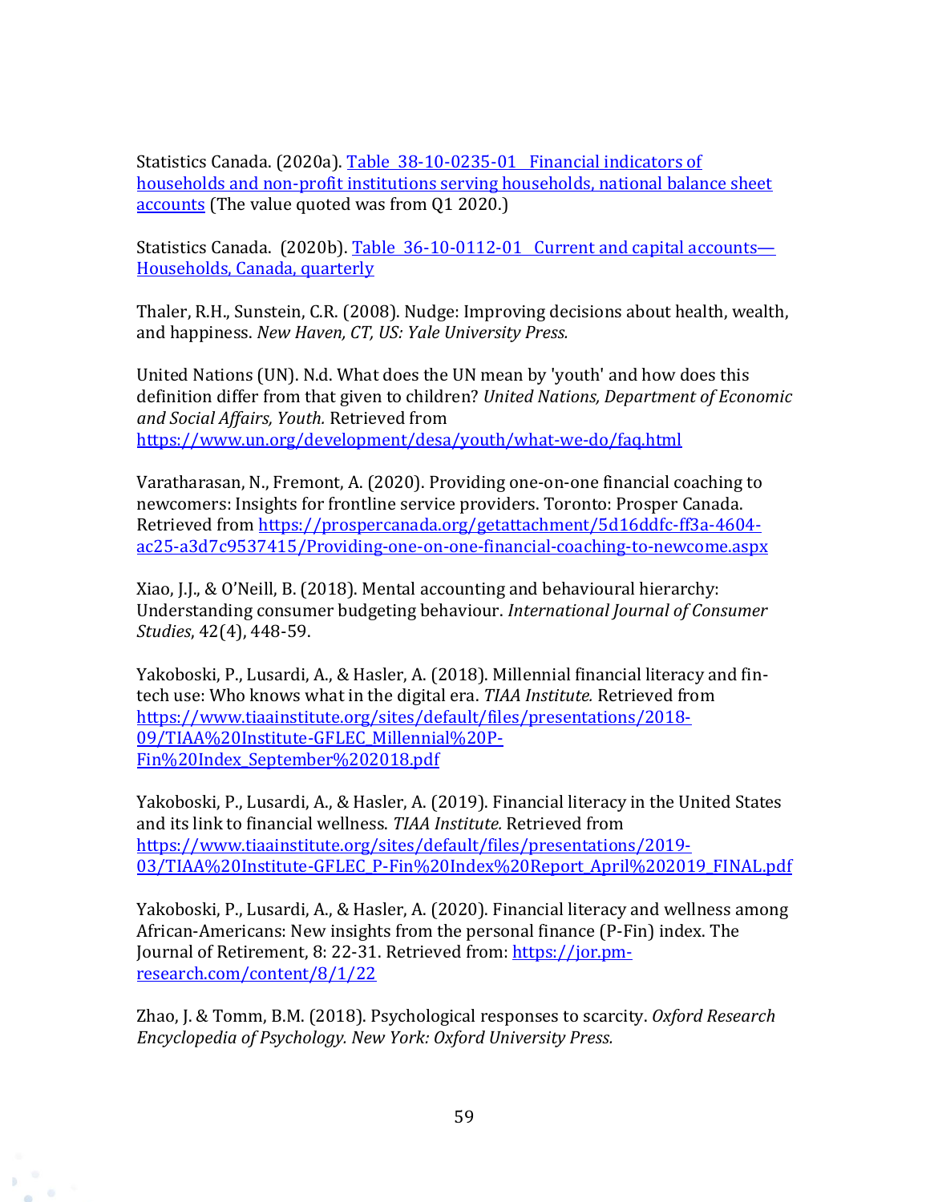Statistics Canada. (2020a). [Table 38-10-0235-01 Financial indicators of households and non-profit institutions serving households, national balance sheet accounts]() (The value quoted was from Q1 2020.)

Statistics Canada. (2020b). [Table 36-10-0112-01 Current and capital accounts—Households, Canada, quarterly]()

Thaler, R.H., Sunstein, C.R. (2008). Nudge: Improving decisions about health, wealth, and happiness. *New Haven, CT, US: Yale University Press.*

United Nations (UN). N.d. What does the UN mean by 'youth' and how does this definition differ from that given to children? *United Nations, Department of Economic and Social Affairs, Youth.* Retrieved from https://www.un.org/development/desa/youth/what-we-do/faq.html

Varatharasan, N., Fremont, A. (2020). Providing one-on-one financial coaching to newcomers: Insights for frontline service providers. Toronto: Prosper Canada. Retrieved from https://prospercanada.org/getattachment/5d16ddfc-ff3a-4604-ac25-a3d7c9537415/Providing-one-on-one-financial-coaching-to-newcome.aspx

Xiao, J.J., & O'Neill, B. (2018). Mental accounting and behavioural hierarchy: Understanding consumer budgeting behaviour. *International Journal of Consumer Studies*, 42(4), 448-59.

Yakoboski, P., Lusardi, A., & Hasler, A. (2018). Millennial financial literacy and fin-tech use: Who knows what in the digital era. *TIAA Institute.* Retrieved from https://www.tiaainstitute.org/sites/default/files/presentations/2018-09/TIAA%20Institute-GFLEC_Millennial%20P-Fin%20Index_September%202018.pdf

Yakoboski, P., Lusardi, A., & Hasler, A. (2019). Financial literacy in the United States and its link to financial wellness. *TIAA Institute.* Retrieved from https://www.tiaainstitute.org/sites/default/files/presentations/2019-03/TIAA%20Institute-GFLEC_P-Fin%20Index%20Report_April%202019_FINAL.pdf

Yakoboski, P., Lusardi, A., & Hasler, A. (2020). Financial literacy and wellness among African-Americans: New insights from the personal finance (P-Fin) index. The Journal of Retirement, 8: 22-31. Retrieved from: https://jor.pm-research.com/content/8/1/22

Zhao, J. & Tomm, B.M. (2018). Psychological responses to scarcity. *Oxford Research Encyclopedia of Psychology. New York: Oxford University Press.*